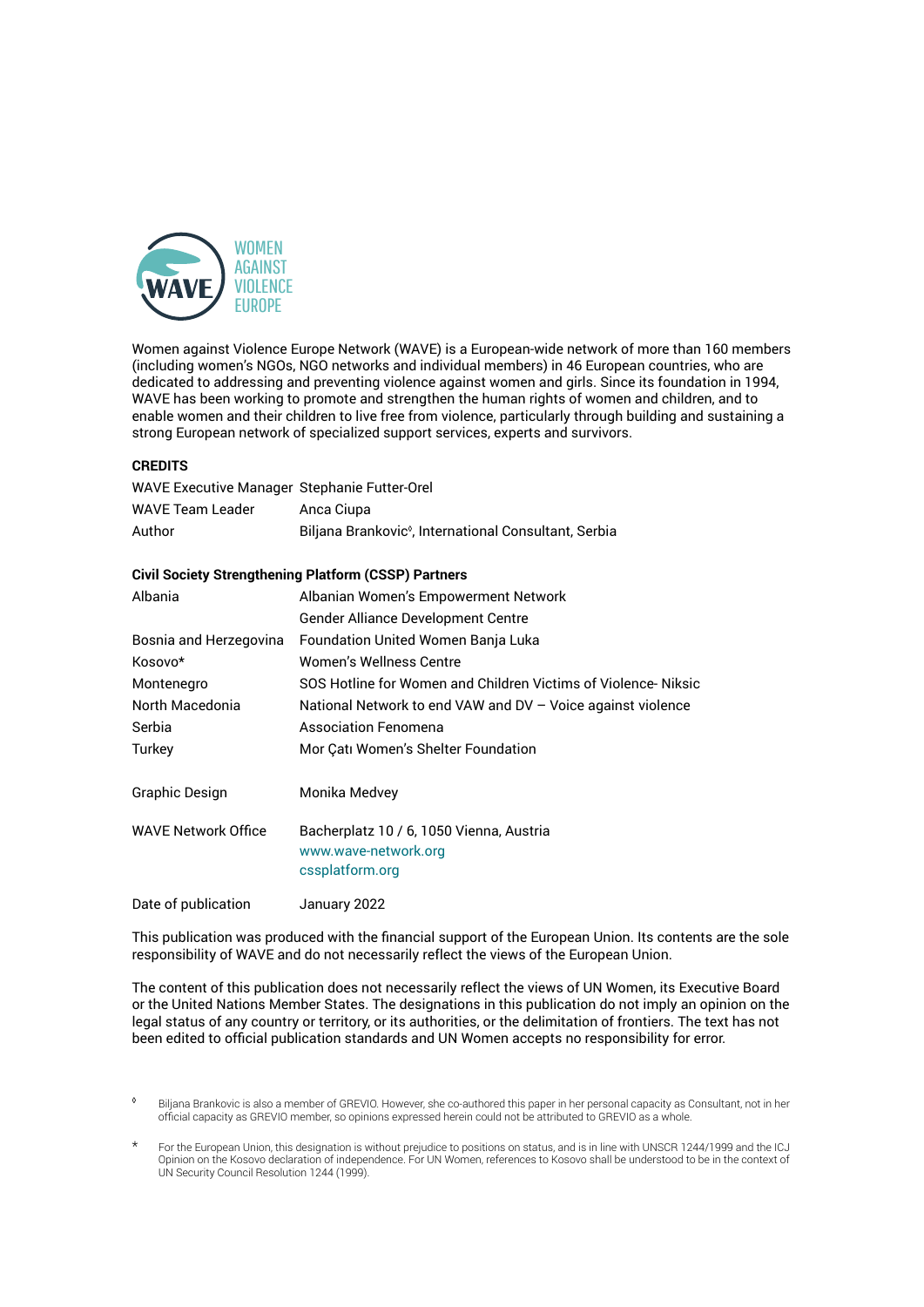WOMEN AGAINST VIOLENCE EUROPE

Women against Violence Europe Network (WAVE) is a European-wide network of more than 160 members (including women's NGOs, NGO networks and individual members) in 46 European countries, who are dedicated to addressing and preventing violence against women and girls. Since its foundation in 1994, WAVE has been working to promote and strengthen the human rights of women and children, and to enable women and their children to live free from violence, particularly through building and sustaining a strong European network of specialized support services, experts and survivors.

**CREDITS**

| | |
|---|---|
| WAVE Executive Manager | Stephanie Futter-Orel |
| WAVE Team Leader | Anca Ciupa |
| Author | Biljana Brankovic[◊], International Consultant, Serbia |

**Civil Society Strengthening Platform (CSSP) Partners**

| | |
|---|---|
| Albania | Albanian Women's Empowerment Network |
| | Gender Alliance Development Centre |
| Bosnia and Herzegovina | Foundation United Women Banja Luka |
| Kosovo* | Women's Wellness Centre |
| Montenegro | SOS Hotline for Women and Children Victims of Violence- Niksic |
| North Macedonia | National Network to end VAW and DV – Voice against violence |
| Serbia | Association Fenomena |
| Turkey | Mor Çatı Women's Shelter Foundation |

| | |
|---|---|
| Graphic Design | Monika Medvey |
| WAVE Network Office | Bacherplatz 10 / 6, 1050 Vienna, Austria<br>www.wave-network.org<br>cssplatform.org |
| Date of publication | January 2022 |

This publication was produced with the financial support of the European Union. Its contents are the sole responsibility of WAVE and do not necessarily reflect the views of the European Union.

The content of this publication does not necessarily reflect the views of UN Women, its Executive Board or the United Nations Member States. The designations in this publication do not imply an opinion on the legal status of any country or territory, or its authorities, or the delimitation of frontiers. The text has not been edited to official publication standards and UN Women accepts no responsibility for error.

◊ Biljana Brankovic is also a member of GREVIO. However, she co-authored this paper in her personal capacity as Consultant, not in her official capacity as GREVIO member, so opinions expressed herein could not be attributed to GREVIO as a whole.

\* For the European Union, this designation is without prejudice to positions on status, and is in line with UNSCR 1244/1999 and the ICJ Opinion on the Kosovo declaration of independence. For UN Women, references to Kosovo shall be understood to be in the context of UN Security Council Resolution 1244 (1999).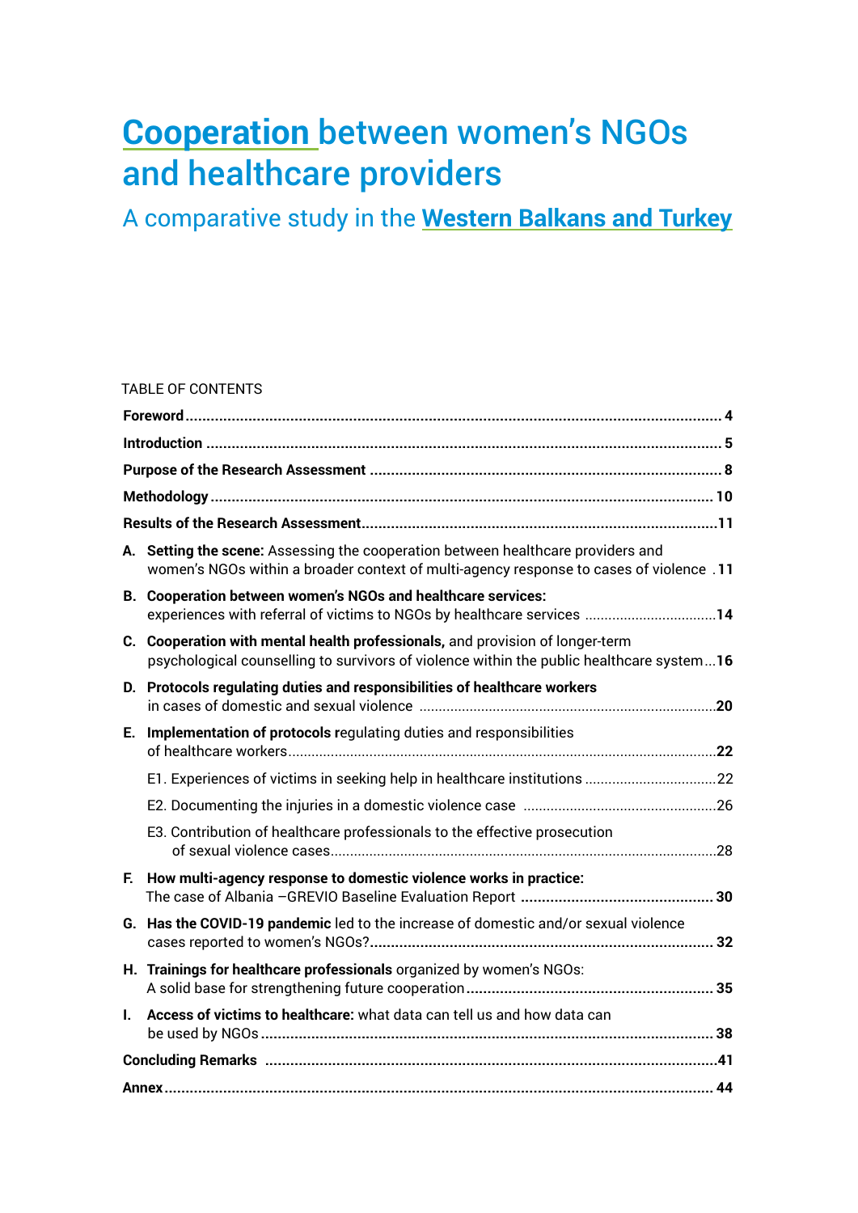# Cooperation between women's NGOs and healthcare providers

## A comparative study in the **Western Balkans and Turkey**

TABLE OF CONTENTS

**Foreword** ..... **4**

**Introduction** ..... **5**

**Purpose of the Research Assessment** ..... **8**

**Methodology** ..... **10**

**Results of the Research Assessment** ..... **11**

**A. Setting the scene:** Assessing the cooperation between healthcare providers and women's NGOs within a broader context of multi-agency response to cases of violence ..... **11**

**B. Cooperation between women's NGOs and healthcare services:** experiences with referral of victims to NGOs by healthcare services ..... **14**

**C. Cooperation with mental health professionals,** and provision of longer-term psychological counselling to survivors of violence within the public healthcare system ..... **16**

**D. Protocols regulating duties and responsibilities of healthcare workers** in cases of domestic and sexual violence ..... **20**

**E. Implementation of protocols** regulating duties and responsibilities of healthcare workers ..... **22**

- E1. Experiences of victims in seeking help in healthcare institutions ..... 22
- E2. Documenting the injuries in a domestic violence case ..... 26
- E3. Contribution of healthcare professionals to the effective prosecution of sexual violence cases ..... 28

**F. How multi-agency response to domestic violence works in practice:** The case of Albania –GREVIO Baseline Evaluation Report ..... **30**

**G. Has the COVID-19 pandemic** led to the increase of domestic and/or sexual violence cases reported to women's NGOs? ..... **32**

**H. Trainings for healthcare professionals** organized by women's NGOs: A solid base for strengthening future cooperation ..... **35**

**I. Access of victims to healthcare:** what data can tell us and how data can be used by NGOs ..... **38**

**Concluding Remarks** ..... **41**

**Annex** ..... **44**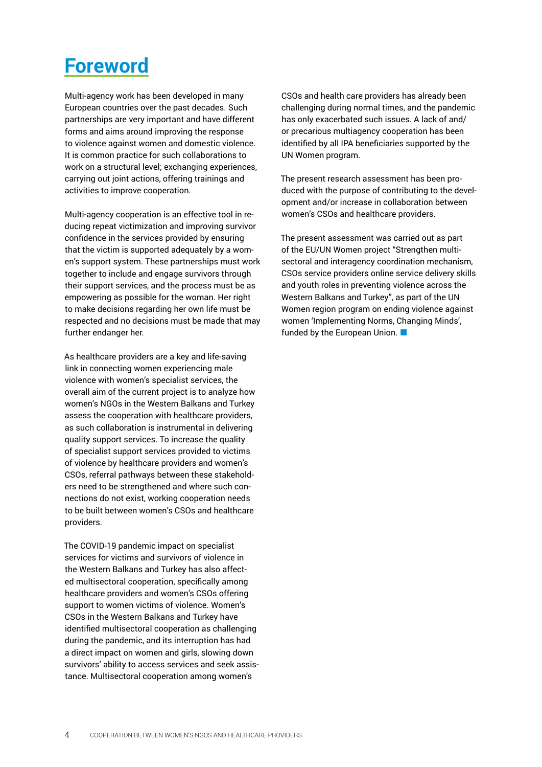# Foreword

Multi-agency work has been developed in many European countries over the past decades. Such partnerships are very important and have different forms and aims around improving the response to violence against women and domestic violence. It is common practice for such collaborations to work on a structural level; exchanging experiences, carrying out joint actions, offering trainings and activities to improve cooperation.

Multi-agency cooperation is an effective tool in reducing repeat victimization and improving survivor confidence in the services provided by ensuring that the victim is supported adequately by a women's support system. These partnerships must work together to include and engage survivors through their support services, and the process must be as empowering as possible for the woman. Her right to make decisions regarding her own life must be respected and no decisions must be made that may further endanger her.

As healthcare providers are a key and life-saving link in connecting women experiencing male violence with women's specialist services, the overall aim of the current project is to analyze how women's NGOs in the Western Balkans and Turkey assess the cooperation with healthcare providers, as such collaboration is instrumental in delivering quality support services. To increase the quality of specialist support services provided to victims of violence by healthcare providers and women's CSOs, referral pathways between these stakeholders need to be strengthened and where such connections do not exist, working cooperation needs to be built between women's CSOs and healthcare providers.

The COVID-19 pandemic impact on specialist services for victims and survivors of violence in the Western Balkans and Turkey has also affected multisectoral cooperation, specifically among healthcare providers and women's CSOs offering support to women victims of violence. Women's CSOs in the Western Balkans and Turkey have identified multisectoral cooperation as challenging during the pandemic, and its interruption has had a direct impact on women and girls, slowing down survivors' ability to access services and seek assistance. Multisectoral cooperation among women's CSOs and health care providers has already been challenging during normal times, and the pandemic has only exacerbated such issues. A lack of and/or precarious multiagency cooperation has been identified by all IPA beneficiaries supported by the UN Women program.

The present research assessment has been produced with the purpose of contributing to the development and/or increase in collaboration between women's CSOs and healthcare providers.

The present assessment was carried out as part of the EU/UN Women project "Strengthen multi-sectoral and interagency coordination mechanism, CSOs service providers online service delivery skills and youth roles in preventing violence across the Western Balkans and Turkey", as part of the UN Women region program on ending violence against women 'Implementing Norms, Changing Minds', funded by the European Union.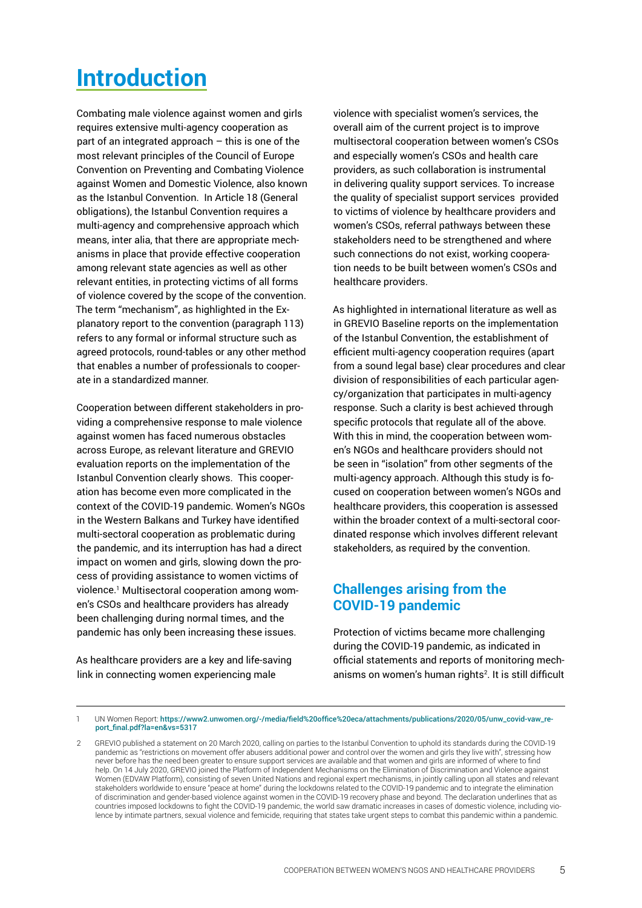# Introduction

Combating male violence against women and girls requires extensive multi-agency cooperation as part of an integrated approach – this is one of the most relevant principles of the Council of Europe Convention on Preventing and Combating Violence against Women and Domestic Violence, also known as the Istanbul Convention. In Article 18 (General obligations), the Istanbul Convention requires a multi-agency and comprehensive approach which means, inter alia, that there are appropriate mechanisms in place that provide effective cooperation among relevant state agencies as well as other relevant entities, in protecting victims of all forms of violence covered by the scope of the convention. The term "mechanism", as highlighted in the Explanatory report to the convention (paragraph 113) refers to any formal or informal structure such as agreed protocols, round-tables or any other method that enables a number of professionals to cooperate in a standardized manner.

Cooperation between different stakeholders in providing a comprehensive response to male violence against women has faced numerous obstacles across Europe, as relevant literature and GREVIO evaluation reports on the implementation of the Istanbul Convention clearly shows. This cooperation has become even more complicated in the context of the COVID-19 pandemic. Women's NGOs in the Western Balkans and Turkey have identified multi-sectoral cooperation as problematic during the pandemic, and its interruption has had a direct impact on women and girls, slowing down the process of providing assistance to women victims of violence.[1] Multisectoral cooperation among women's CSOs and healthcare providers has already been challenging during normal times, and the pandemic has only been increasing these issues.

As healthcare providers are a key and life-saving link in connecting women experiencing male violence with specialist women's services, the overall aim of the current project is to improve multisectoral cooperation between women's CSOs and especially women's CSOs and health care providers, as such collaboration is instrumental in delivering quality support services. To increase the quality of specialist support services provided to victims of violence by healthcare providers and women's CSOs, referral pathways between these stakeholders need to be strengthened and where such connections do not exist, working cooperation needs to be built between women's CSOs and healthcare providers.

As highlighted in international literature as well as in GREVIO Baseline reports on the implementation of the Istanbul Convention, the establishment of efficient multi-agency cooperation requires (apart from a sound legal base) clear procedures and clear division of responsibilities of each particular agency/organization that participates in multi-agency response. Such a clarity is best achieved through specific protocols that regulate all of the above. With this in mind, the cooperation between women's NGOs and healthcare providers should not be seen in "isolation" from other segments of the multi-agency approach. Although this study is focused on cooperation between women's NGOs and healthcare providers, this cooperation is assessed within the broader context of a multi-sectoral coordinated response which involves different relevant stakeholders, as required by the convention.

## Challenges arising from the COVID-19 pandemic

Protection of victims became more challenging during the COVID-19 pandemic, as indicated in official statements and reports of monitoring mechanisms on women's human rights[2]. It is still difficult

---

1 UN Women Report: https://www2.unwomen.org/-/media/field%20office%20eca/attachments/publications/2020/05/unw_covid-vaw_report_final.pdf?la=en&vs=5317

2 GREVIO published a statement on 20 March 2020, calling on parties to the Istanbul Convention to uphold its standards during the COVID-19 pandemic as "restrictions on movement offer abusers additional power and control over the women and girls they live with", stressing how never before has the need been greater to ensure support services are available and that women and girls are informed of where to find help. On 14 July 2020, GREVIO joined the Platform of Independent Mechanisms on the Elimination of Discrimination and Violence against Women (EDVAW Platform), consisting of seven United Nations and regional expert mechanisms, in jointly calling upon all states and relevant stakeholders worldwide to ensure "peace at home" during the lockdowns related to the COVID-19 pandemic and to integrate the elimination of discrimination and gender-based violence against women in the COVID-19 recovery phase and beyond. The declaration underlines that as countries imposed lockdowns to fight the COVID-19 pandemic, the world saw dramatic increases in cases of domestic violence, including violence by intimate partners, sexual violence and femicide, requiring that states take urgent steps to combat this pandemic within a pandemic.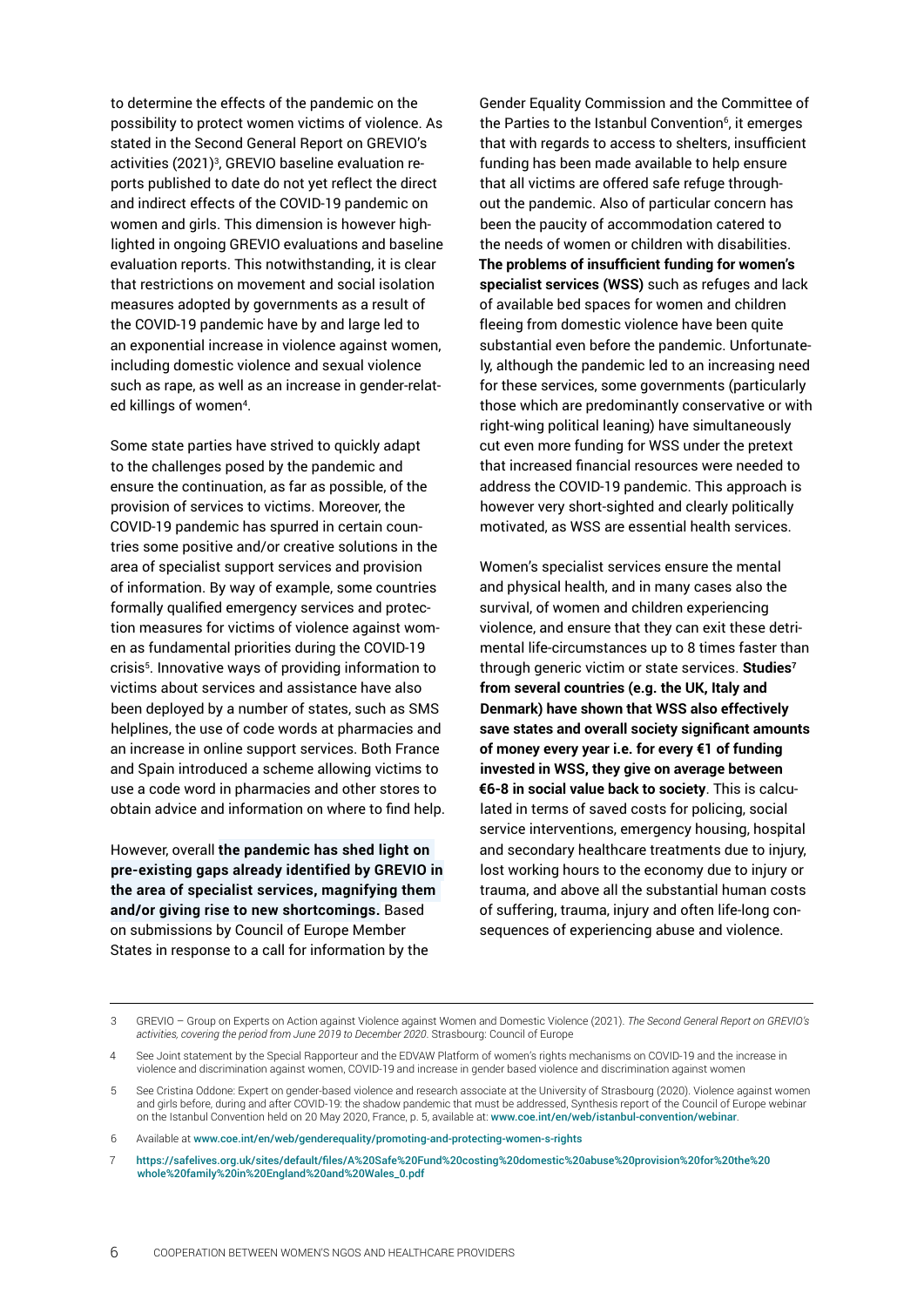to determine the effects of the pandemic on the possibility to protect women victims of violence. As stated in the Second General Report on GREVIO's activities (2021)[3], GREVIO baseline evaluation reports published to date do not yet reflect the direct and indirect effects of the COVID-19 pandemic on women and girls. This dimension is however highlighted in ongoing GREVIO evaluations and baseline evaluation reports. This notwithstanding, it is clear that restrictions on movement and social isolation measures adopted by governments as a result of the COVID-19 pandemic have by and large led to an exponential increase in violence against women, including domestic violence and sexual violence such as rape, as well as an increase in gender-related killings of women[4].

Some state parties have strived to quickly adapt to the challenges posed by the pandemic and ensure the continuation, as far as possible, of the provision of services to victims. Moreover, the COVID-19 pandemic has spurred in certain countries some positive and/or creative solutions in the area of specialist support services and provision of information. By way of example, some countries formally qualified emergency services and protection measures for victims of violence against women as fundamental priorities during the COVID-19 crisis[5]. Innovative ways of providing information to victims about services and assistance have also been deployed by a number of states, such as SMS helplines, the use of code words at pharmacies and an increase in online support services. Both France and Spain introduced a scheme allowing victims to use a code word in pharmacies and other stores to obtain advice and information on where to find help.

However, overall **the pandemic has shed light on pre-existing gaps already identified by GREVIO in the area of specialist services, magnifying them and/or giving rise to new shortcomings.** Based on submissions by Council of Europe Member States in response to a call for information by the Gender Equality Commission and the Committee of the Parties to the Istanbul Convention[6], it emerges that with regards to access to shelters, insufficient funding has been made available to help ensure that all victims are offered safe refuge throughout the pandemic. Also of particular concern has been the paucity of accommodation catered to the needs of women or children with disabilities. **The problems of insufficient funding for women's specialist services (WSS)** such as refuges and lack of available bed spaces for women and children fleeing from domestic violence have been quite substantial even before the pandemic. Unfortunately, although the pandemic led to an increasing need for these services, some governments (particularly those which are predominantly conservative or with right-wing political leaning) have simultaneously cut even more funding for WSS under the pretext that increased financial resources were needed to address the COVID-19 pandemic. This approach is however very short-sighted and clearly politically motivated, as WSS are essential health services.

Women's specialist services ensure the mental and physical health, and in many cases also the survival, of women and children experiencing violence, and ensure that they can exit these detrimental life-circumstances up to 8 times faster than through generic victim or state services. **Studies[7] from several countries (e.g. the UK, Italy and Denmark) have shown that WSS also effectively save states and overall society significant amounts of money every year i.e. for every €1 of funding invested in WSS, they give on average between €6-8 in social value back to society**. This is calculated in terms of saved costs for policing, social service interventions, emergency housing, hospital and secondary healthcare treatments due to injury, lost working hours to the economy due to injury or trauma, and above all the substantial human costs of suffering, trauma, injury and often life-long consequences of experiencing abuse and violence.

---

3 GREVIO – Group on Experts on Action against Violence against Women and Domestic Violence (2021). *The Second General Report on GREVIO's activities, covering the period from June 2019 to December 2020*. Strasbourg: Council of Europe

4 See Joint statement by the Special Rapporteur and the EDVAW Platform of women's rights mechanisms on COVID-19 and the increase in violence and discrimination against women, COVID-19 and increase in gender based violence and discrimination against women

5 See Cristina Oddone: Expert on gender-based violence and research associate at the University of Strasbourg (2020). Violence against women and girls before, during and after COVID-19: the shadow pandemic that must be addressed, Synthesis report of the Council of Europe webinar on the Istanbul Convention held on 20 May 2020, France, p. 5, available at: www.coe.int/en/web/istanbul-convention/webinar.

6 Available at www.coe.int/en/web/genderequality/promoting-and-protecting-women-s-rights

7 https://safelives.org.uk/sites/default/files/A%20Safe%20Fund%20costing%20domestic%20abuse%20provision%20for%20the%20whole%20family%20in%20England%20and%20Wales_0.pdf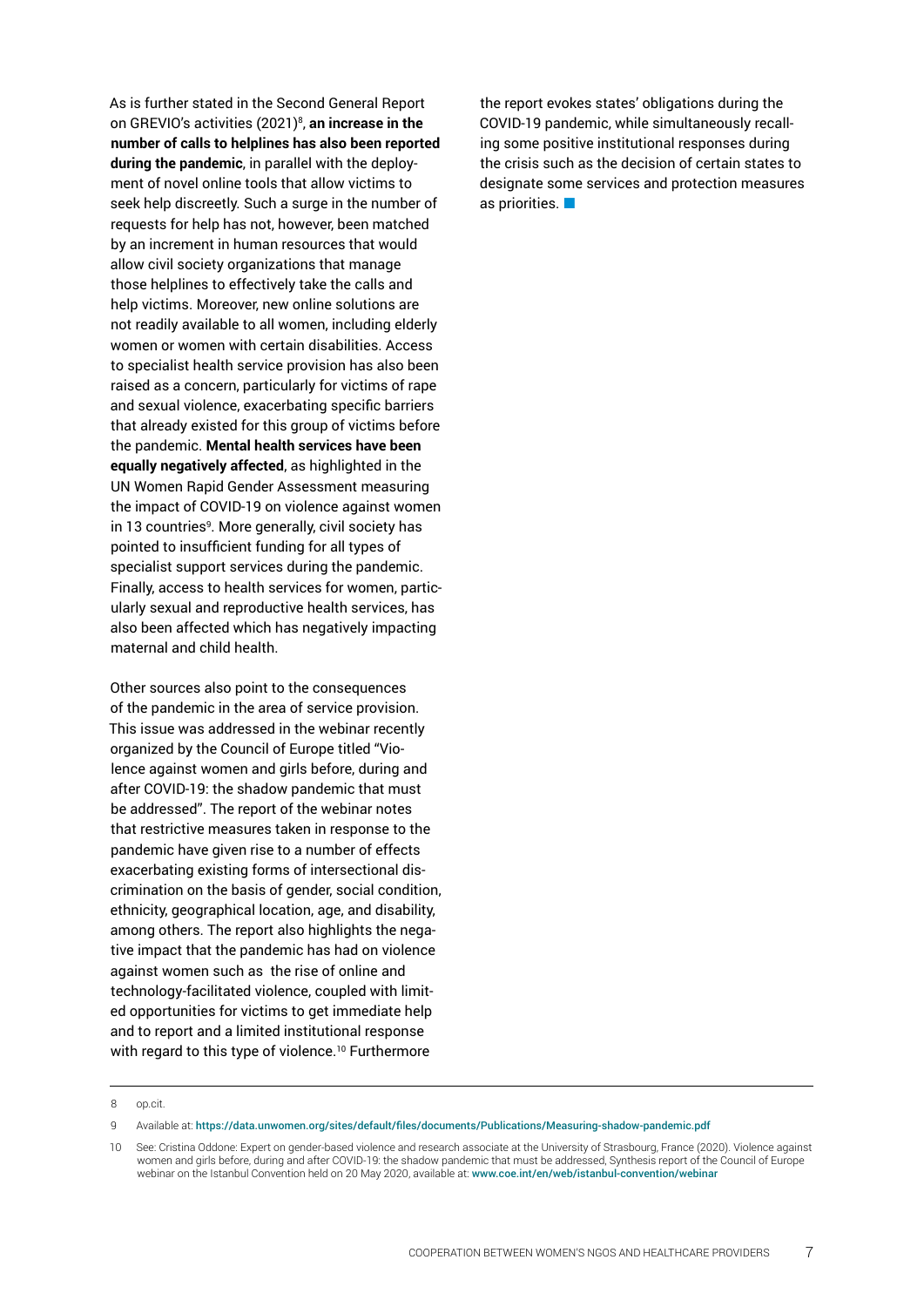As is further stated in the Second General Report on GREVIO's activities (2021)[8], **an increase in the number of calls to helplines has also been reported during the pandemic**, in parallel with the deployment of novel online tools that allow victims to seek help discreetly. Such a surge in the number of requests for help has not, however, been matched by an increment in human resources that would allow civil society organizations that manage those helplines to effectively take the calls and help victims. Moreover, new online solutions are not readily available to all women, including elderly women or women with certain disabilities. Access to specialist health service provision has also been raised as a concern, particularly for victims of rape and sexual violence, exacerbating specific barriers that already existed for this group of victims before the pandemic. **Mental health services have been equally negatively affected**, as highlighted in the UN Women Rapid Gender Assessment measuring the impact of COVID-19 on violence against women in 13 countries[9]. More generally, civil society has pointed to insufficient funding for all types of specialist support services during the pandemic. Finally, access to health services for women, particularly sexual and reproductive health services, has also been affected which has negatively impacting maternal and child health.

Other sources also point to the consequences of the pandemic in the area of service provision. This issue was addressed in the webinar recently organized by the Council of Europe titled "Violence against women and girls before, during and after COVID-19: the shadow pandemic that must be addressed". The report of the webinar notes that restrictive measures taken in response to the pandemic have given rise to a number of effects exacerbating existing forms of intersectional discrimination on the basis of gender, social condition, ethnicity, geographical location, age, and disability, among others. The report also highlights the negative impact that the pandemic has had on violence against women such as the rise of online and technology-facilitated violence, coupled with limited opportunities for victims to get immediate help and to report and a limited institutional response with regard to this type of violence.[10] Furthermore the report evokes states' obligations during the COVID-19 pandemic, while simultaneously recalling some positive institutional responses during the crisis such as the decision of certain states to designate some services and protection measures as priorities. ■

---

8 op.cit.

9 Available at: https://data.unwomen.org/sites/default/files/documents/Publications/Measuring-shadow-pandemic.pdf

10 See: Cristina Oddone: Expert on gender-based violence and research associate at the University of Strasbourg, France (2020). Violence against women and girls before, during and after COVID-19: the shadow pandemic that must be addressed, Synthesis report of the Council of Europe webinar on the Istanbul Convention held on 20 May 2020, available at: www.coe.int/en/web/istanbul-convention/webinar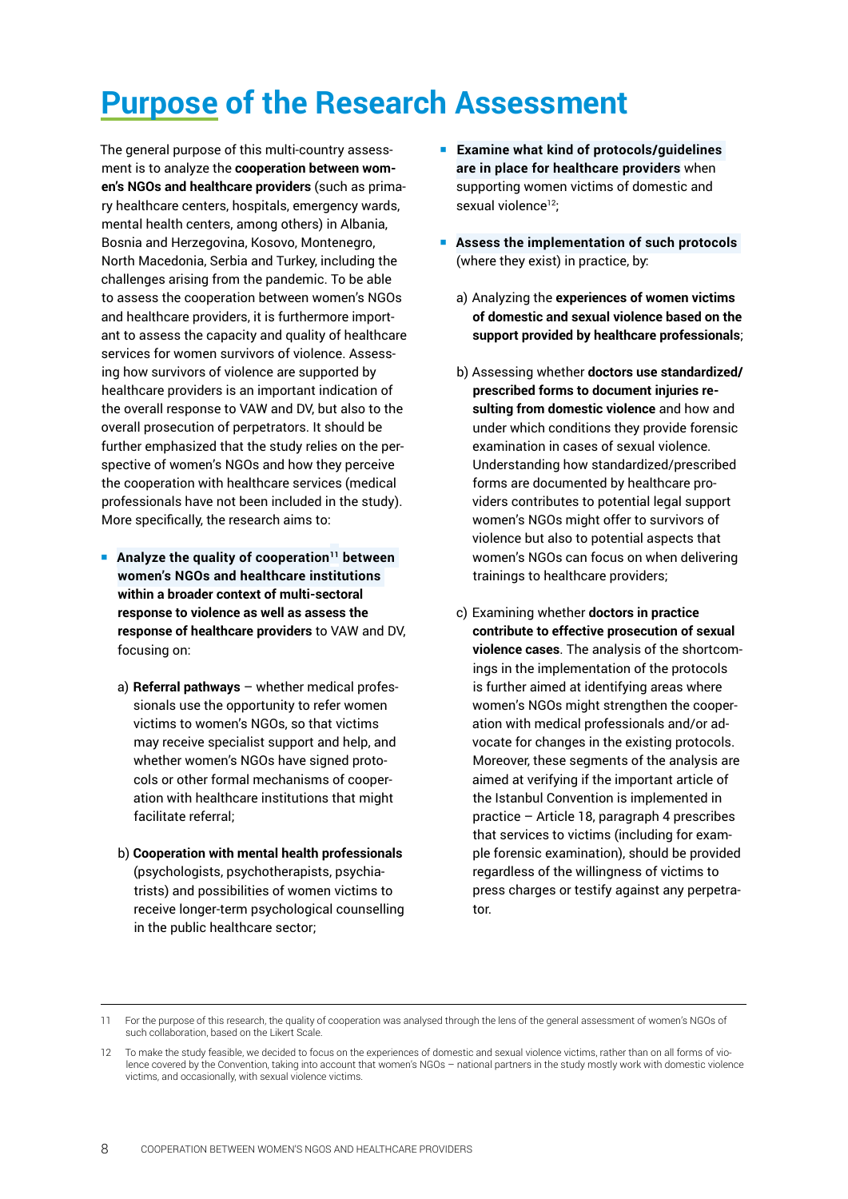# Purpose of the Research Assessment

The general purpose of this multi-country assessment is to analyze the **cooperation between women's NGOs and healthcare providers** (such as primary healthcare centers, hospitals, emergency wards, mental health centers, among others) in Albania, Bosnia and Herzegovina, Kosovo, Montenegro, North Macedonia, Serbia and Turkey, including the challenges arising from the pandemic. To be able to assess the cooperation between women's NGOs and healthcare providers, it is furthermore important to assess the capacity and quality of healthcare services for women survivors of violence. Assessing how survivors of violence are supported by healthcare providers is an important indication of the overall response to VAW and DV, but also to the overall prosecution of perpetrators. It should be further emphasized that the study relies on the perspective of women's NGOs and how they perceive the cooperation with healthcare services (medical professionals have not been included in the study). More specifically, the research aims to:

- **Analyze the quality of cooperation[11] between women's NGOs and healthcare institutions within a broader context of multi-sectoral response to violence as well as assess the response of healthcare providers** to VAW and DV, focusing on:

  a) **Referral pathways** – whether medical professionals use the opportunity to refer women victims to women's NGOs, so that victims may receive specialist support and help, and whether women's NGOs have signed protocols or other formal mechanisms of cooperation with healthcare institutions that might facilitate referral;

  b) **Cooperation with mental health professionals** (psychologists, psychotherapists, psychiatrists) and possibilities of women victims to receive longer-term psychological counselling in the public healthcare sector;

- **Examine what kind of protocols/guidelines are in place for healthcare providers** when supporting women victims of domestic and sexual violence[12];

- **Assess the implementation of such protocols** (where they exist) in practice, by:

  a) Analyzing the **experiences of women victims of domestic and sexual violence based on the support provided by healthcare professionals**;

  b) Assessing whether **doctors use standardized/prescribed forms to document injuries resulting from domestic violence** and how and under which conditions they provide forensic examination in cases of sexual violence. Understanding how standardized/prescribed forms are documented by healthcare providers contributes to potential legal support women's NGOs might offer to survivors of violence but also to potential aspects that women's NGOs can focus on when delivering trainings to healthcare providers;

  c) Examining whether **doctors in practice contribute to effective prosecution of sexual violence cases**. The analysis of the shortcomings in the implementation of the protocols is further aimed at identifying areas where women's NGOs might strengthen the cooperation with medical professionals and/or advocate for changes in the existing protocols. Moreover, these segments of the analysis are aimed at verifying if the important article of the Istanbul Convention is implemented in practice – Article 18, paragraph 4 prescribes that services to victims (including for example forensic examination), should be provided regardless of the willingness of victims to press charges or testify against any perpetrator.

---

11 For the purpose of this research, the quality of cooperation was analysed through the lens of the general assessment of women's NGOs of such collaboration, based on the Likert Scale.

12 To make the study feasible, we decided to focus on the experiences of domestic and sexual violence victims, rather than on all forms of violence covered by the Convention, taking into account that women's NGOs – national partners in the study mostly work with domestic violence victims, and occasionally, with sexual violence victims.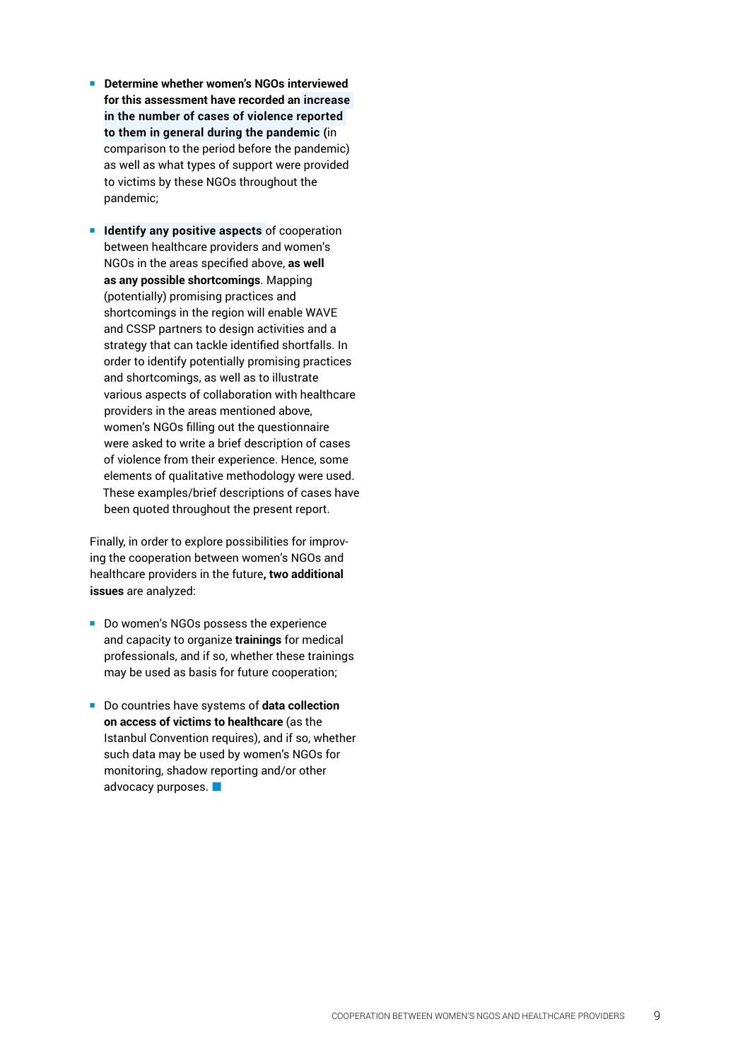- **Determine whether women's NGOs interviewed for this assessment have recorded an increase in the number of cases of violence reported to them in general during the pandemic** (in comparison to the period before the pandemic) as well as what types of support were provided to victims by these NGOs throughout the pandemic;

- **Identify any positive aspects** of cooperation between healthcare providers and women's NGOs in the areas specified above, **as well as any possible shortcomings**. Mapping (potentially) promising practices and shortcomings in the region will enable WAVE and CSSP partners to design activities and a strategy that can tackle identified shortfalls. In order to identify potentially promising practices and shortcomings, as well as to illustrate various aspects of collaboration with healthcare providers in the areas mentioned above, women's NGOs filling out the questionnaire were asked to write a brief description of cases of violence from their experience. Hence, some elements of qualitative methodology were used. These examples/brief descriptions of cases have been quoted throughout the present report.

Finally, in order to explore possibilities for improving the cooperation between women's NGOs and healthcare providers in the future**, two additional issues** are analyzed:

- Do women's NGOs possess the experience and capacity to organize **trainings** for medical professionals, and if so, whether these trainings may be used as basis for future cooperation;

- Do countries have systems of **data collection on access of victims to healthcare** (as the Istanbul Convention requires), and if so, whether such data may be used by women's NGOs for monitoring, shadow reporting and/or other advocacy purposes.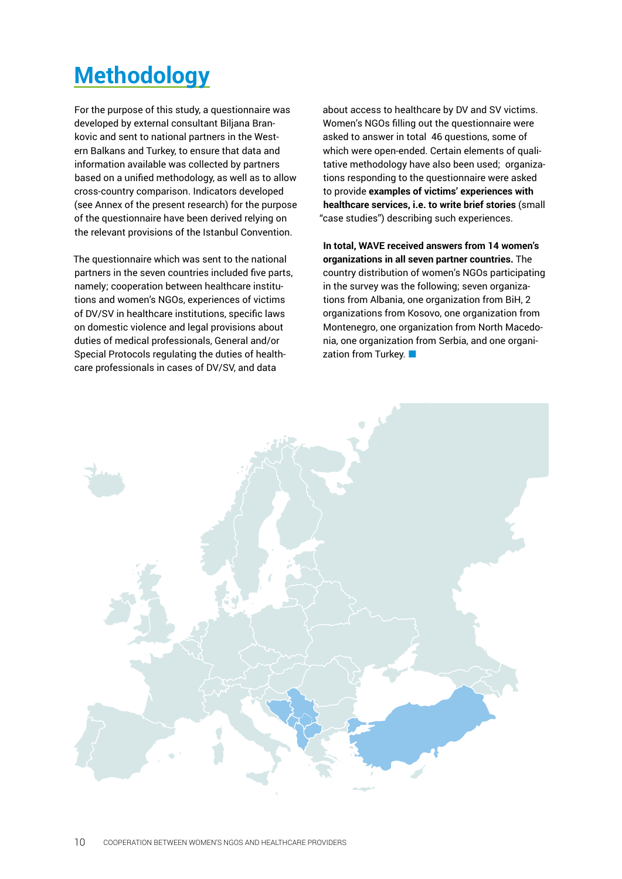# Methodology

For the purpose of this study, a questionnaire was developed by external consultant Biljana Brankovic and sent to national partners in the Western Balkans and Turkey, to ensure that data and information available was collected by partners based on a unified methodology, as well as to allow cross-country comparison. Indicators developed (see Annex of the present research) for the purpose of the questionnaire have been derived relying on the relevant provisions of the Istanbul Convention.

The questionnaire which was sent to the national partners in the seven countries included five parts, namely; cooperation between healthcare institutions and women's NGOs, experiences of victims of DV/SV in healthcare institutions, specific laws on domestic violence and legal provisions about duties of medical professionals, General and/or Special Protocols regulating the duties of healthcare professionals in cases of DV/SV, and data about access to healthcare by DV and SV victims. Women's NGOs filling out the questionnaire were asked to answer in total 46 questions, some of which were open-ended. Certain elements of qualitative methodology have also been used; organizations responding to the questionnaire were asked to provide **examples of victims' experiences with healthcare services, i.e. to write brief stories** (small "case studies") describing such experiences.

**In total, WAVE received answers from 14 women's organizations in all seven partner countries.** The country distribution of women's NGOs participating in the survey was the following; seven organizations from Albania, one organization from BiH, 2 organizations from Kosovo, one organization from Montenegro, one organization from North Macedonia, one organization from Serbia, and one organization from Turkey.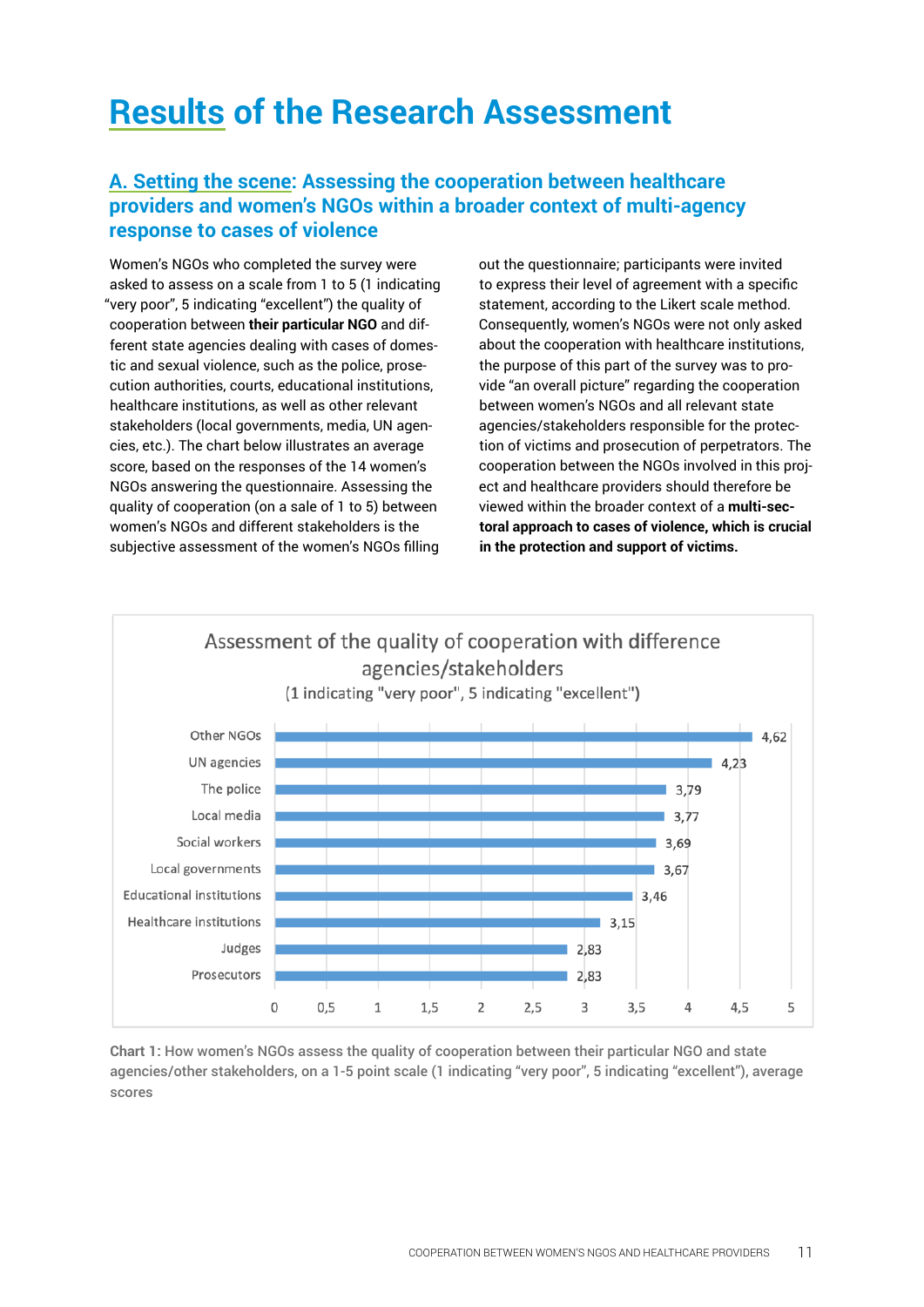# Results of the Research Assessment

## A. Setting the scene: Assessing the cooperation between healthcare providers and women's NGOs within a broader context of multi-agency response to cases of violence

Women's NGOs who completed the survey were asked to assess on a scale from 1 to 5 (1 indicating "very poor", 5 indicating "excellent") the quality of cooperation between **their particular NGO** and different state agencies dealing with cases of domestic and sexual violence, such as the police, prosecution authorities, courts, educational institutions, healthcare institutions, as well as other relevant stakeholders (local governments, media, UN agencies, etc.). The chart below illustrates an average score, based on the responses of the 14 women's NGOs answering the questionnaire. Assessing the quality of cooperation (on a sale of 1 to 5) between women's NGOs and different stakeholders is the subjective assessment of the women's NGOs filling out the questionnaire; participants were invited to express their level of agreement with a specific statement, according to the Likert scale method. Consequently, women's NGOs were not only asked about the cooperation with healthcare institutions, the purpose of this part of the survey was to provide "an overall picture" regarding the cooperation between women's NGOs and all relevant state agencies/stakeholders responsible for the protection of victims and prosecution of perpetrators. The cooperation between the NGOs involved in this project and healthcare providers should therefore be viewed within the broader context of a **multi-sectoral approach to cases of violence, which is crucial in the protection and support of victims.**

**Assessment of the quality of cooperation with difference agencies/stakeholders**
(1 indicating "very poor", 5 indicating "excellent")

| Agency/stakeholder | Average score |
|---|---|
| Other NGOs | 4,62 |
| UN agencies | 4,23 |
| The police | 3,79 |
| Local media | 3,77 |
| Social workers | 3,69 |
| Local governments | 3,67 |
| Educational institutions | 3,46 |
| Healthcare institutions | 3,15 |
| Judges | 2,83 |
| Prosecutors | 2,83 |

**Chart 1:** How women's NGOs assess the quality of cooperation between their particular NGO and state agencies/other stakeholders, on a 1-5 point scale (1 indicating "very poor", 5 indicating "excellent"), average scores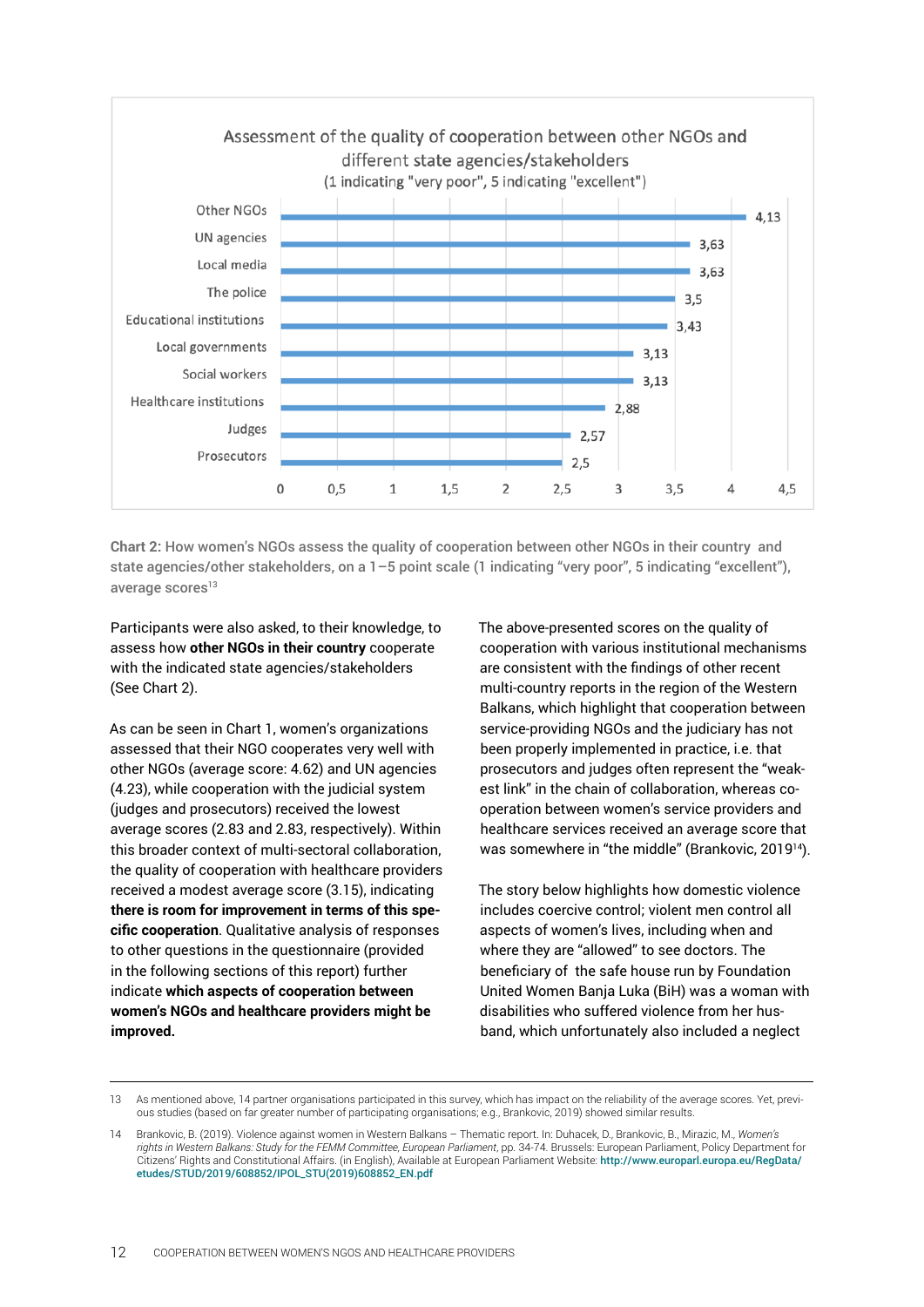**Assessment of the quality of cooperation between other NGOs and different state agencies/stakeholders**
(1 indicating "very poor", 5 indicating "excellent")

| Stakeholder | Average score |
|---|---|
| Other NGOs | 4,13 |
| UN agencies | 3,63 |
| Local media | 3,63 |
| The police | 3,5 |
| Educational institutions | 3,43 |
| Local governments | 3,13 |
| Social workers | 3,13 |
| Healthcare institutions | 2,88 |
| Judges | 2,57 |
| Prosecutors | 2,5 |

**Chart 2:** How women's NGOs assess the quality of cooperation between other NGOs in their country and state agencies/other stakeholders, on a 1–5 point scale (1 indicating "very poor", 5 indicating "excellent"), average scores[13]

Participants were also asked, to their knowledge, to assess how **other NGOs in their country** cooperate with the indicated state agencies/stakeholders (See Chart 2).

As can be seen in Chart 1, women's organizations assessed that their NGO cooperates very well with other NGOs (average score: 4.62) and UN agencies (4.23), while cooperation with the judicial system (judges and prosecutors) received the lowest average scores (2.83 and 2.83, respectively). Within this broader context of multi-sectoral collaboration, the quality of cooperation with healthcare providers received a modest average score (3.15), indicating **there is room for improvement in terms of this specific cooperation**. Qualitative analysis of responses to other questions in the questionnaire (provided in the following sections of this report) further indicate **which aspects of cooperation between women's NGOs and healthcare providers might be improved.**

The above-presented scores on the quality of cooperation with various institutional mechanisms are consistent with the findings of other recent multi-country reports in the region of the Western Balkans, which highlight that cooperation between service-providing NGOs and the judiciary has not been properly implemented in practice, i.e. that prosecutors and judges often represent the "weakest link" in the chain of collaboration, whereas cooperation between women's service providers and healthcare services received an average score that was somewhere in "the middle" (Brankovic, 2019[14]).

The story below highlights how domestic violence includes coercive control; violent men control all aspects of women's lives, including when and where they are "allowed" to see doctors. The beneficiary of the safe house run by Foundation United Women Banja Luka (BiH) was a woman with disabilities who suffered violence from her husband, which unfortunately also included a neglect

---

13 As mentioned above, 14 partner organisations participated in this survey, which has impact on the reliability of the average scores. Yet, previous studies (based on far greater number of participating organisations; e.g., Brankovic, 2019) showed similar results.

14 Brankovic, B. (2019). Violence against women in Western Balkans – Thematic report. In: Duhacek, D., Brankovic, B., Mirazic, M., *Women's rights in Western Balkans: Study for the FEMM Committee, European Parliament*, pp. 34-74. Brussels: European Parliament, Policy Department for Citizens' Rights and Constitutional Affairs. (in English), Available at European Parliament Website: http://www.europarl.europa.eu/RegData/etudes/STUD/2019/608852/IPOL_STU(2019)608852_EN.pdf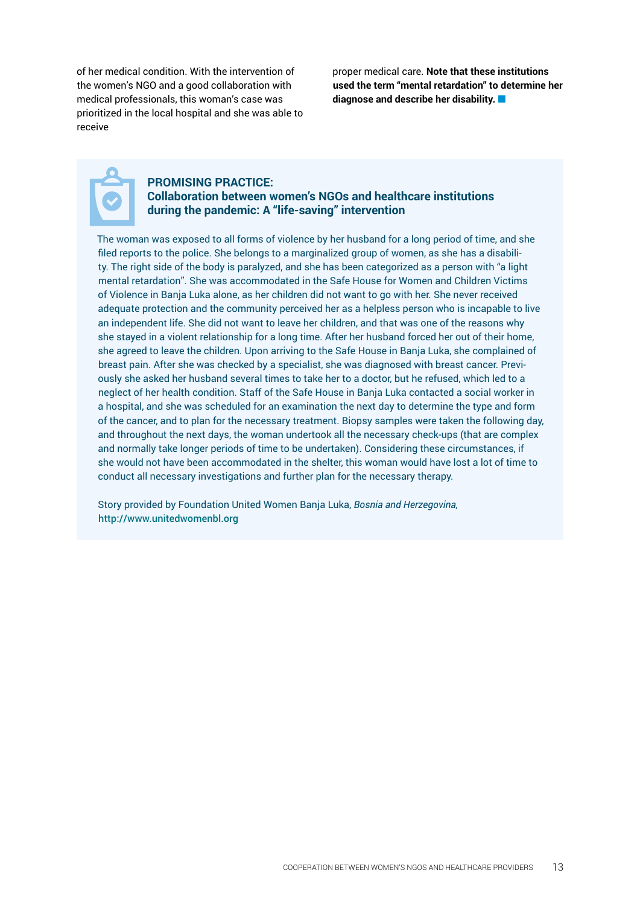of her medical condition. With the intervention of the women's NGO and a good collaboration with medical professionals, this woman's case was prioritized in the local hospital and she was able to receive proper medical care. **Note that these institutions used the term "mental retardation" to determine her diagnose and describe her disability.**

### PROMISING PRACTICE: Collaboration between women's NGOs and healthcare institutions during the pandemic: A "life-saving" intervention

The woman was exposed to all forms of violence by her husband for a long period of time, and she filed reports to the police. She belongs to a marginalized group of women, as she has a disability. The right side of the body is paralyzed, and she has been categorized as a person with "a light mental retardation". She was accommodated in the Safe House for Women and Children Victims of Violence in Banja Luka alone, as her children did not want to go with her. She never received adequate protection and the community perceived her as a helpless person who is incapable to live an independent life. She did not want to leave her children, and that was one of the reasons why she stayed in a violent relationship for a long time. After her husband forced her out of their home, she agreed to leave the children. Upon arriving to the Safe House in Banja Luka, she complained of breast pain. After she was checked by a specialist, she was diagnosed with breast cancer. Previously she asked her husband several times to take her to a doctor, but he refused, which led to a neglect of her health condition. Staff of the Safe House in Banja Luka contacted a social worker in a hospital, and she was scheduled for an examination the next day to determine the type and form of the cancer, and to plan for the necessary treatment. Biopsy samples were taken the following day, and throughout the next days, the woman undertook all the necessary check-ups (that are complex and normally take longer periods of time to be undertaken). Considering these circumstances, if she would not have been accommodated in the shelter, this woman would have lost a lot of time to conduct all necessary investigations and further plan for the necessary therapy.

Story provided by Foundation United Women Banja Luka, *Bosnia and Herzegovina,* http://www.unitedwomenbl.org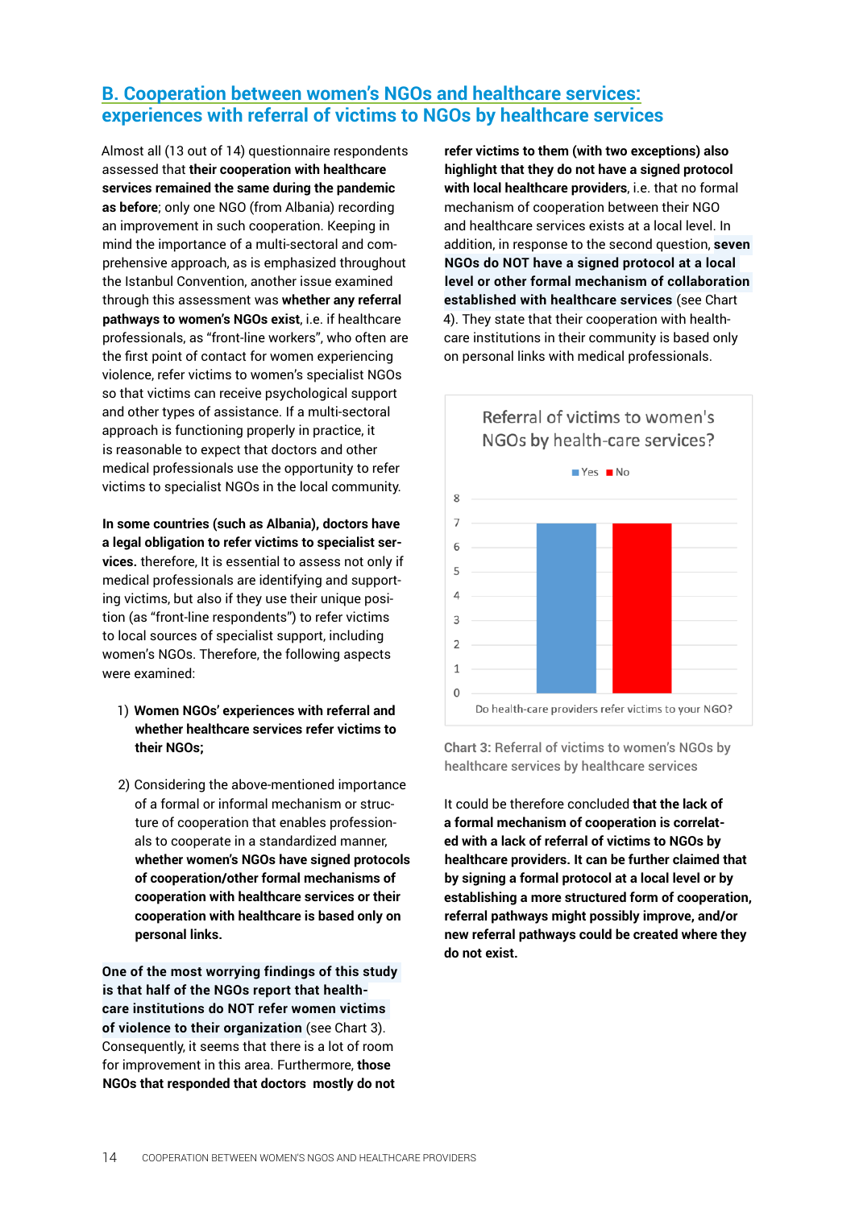## B. Cooperation between women's NGOs and healthcare services: experiences with referral of victims to NGOs by healthcare services

Almost all (13 out of 14) questionnaire respondents assessed that **their cooperation with healthcare services remained the same during the pandemic as before**; only one NGO (from Albania) recording an improvement in such cooperation. Keeping in mind the importance of a multi-sectoral and comprehensive approach, as is emphasized throughout the Istanbul Convention, another issue examined through this assessment was **whether any referral pathways to women's NGOs exist**, i.e. if healthcare professionals, as "front-line workers", who often are the first point of contact for women experiencing violence, refer victims to women's specialist NGOs so that victims can receive psychological support and other types of assistance. If a multi-sectoral approach is functioning properly in practice, it is reasonable to expect that doctors and other medical professionals use the opportunity to refer victims to specialist NGOs in the local community.

**In some countries (such as Albania), doctors have a legal obligation to refer victims to specialist services.** therefore, It is essential to assess not only if medical professionals are identifying and supporting victims, but also if they use their unique position (as "front-line respondents") to refer victims to local sources of specialist support, including women's NGOs. Therefore, the following aspects were examined:

1) **Women NGOs' experiences with referral and whether healthcare services refer victims to their NGOs;**

2) Considering the above-mentioned importance of a formal or informal mechanism or structure of cooperation that enables professionals to cooperate in a standardized manner, **whether women's NGOs have signed protocols of cooperation/other formal mechanisms of cooperation with healthcare services or their cooperation with healthcare is based only on personal links.**

**One of the most worrying findings of this study is that half of the NGOs report that healthcare institutions do NOT refer women victims of violence to their organization** (see Chart 3). Consequently, it seems that there is a lot of room for improvement in this area. Furthermore, **those NGOs that responded that doctors mostly do not refer victims to them (with two exceptions) also highlight that they do not have a signed protocol with local healthcare providers**, i.e. that no formal mechanism of cooperation between their NGO and healthcare services exists at a local level. In addition, in response to the second question, **seven NGOs do NOT have a signed protocol at a local level or other formal mechanism of collaboration established with healthcare services** (see Chart 4). They state that their cooperation with healthcare institutions in their community is based only on personal links with medical professionals.

| Do health-care providers refer victims to your NGO? | |
|---|---|
| Yes | 7 |
| No | 7 |

Chart 3: Referral of victims to women's NGOs by healthcare services by healthcare services

It could be therefore concluded **that the lack of a formal mechanism of cooperation is correlated with a lack of referral of victims to NGOs by healthcare providers. It can be further claimed that by signing a formal protocol at a local level or by establishing a more structured form of cooperation, referral pathways might possibly improve, and/or new referral pathways could be created where they do not exist.**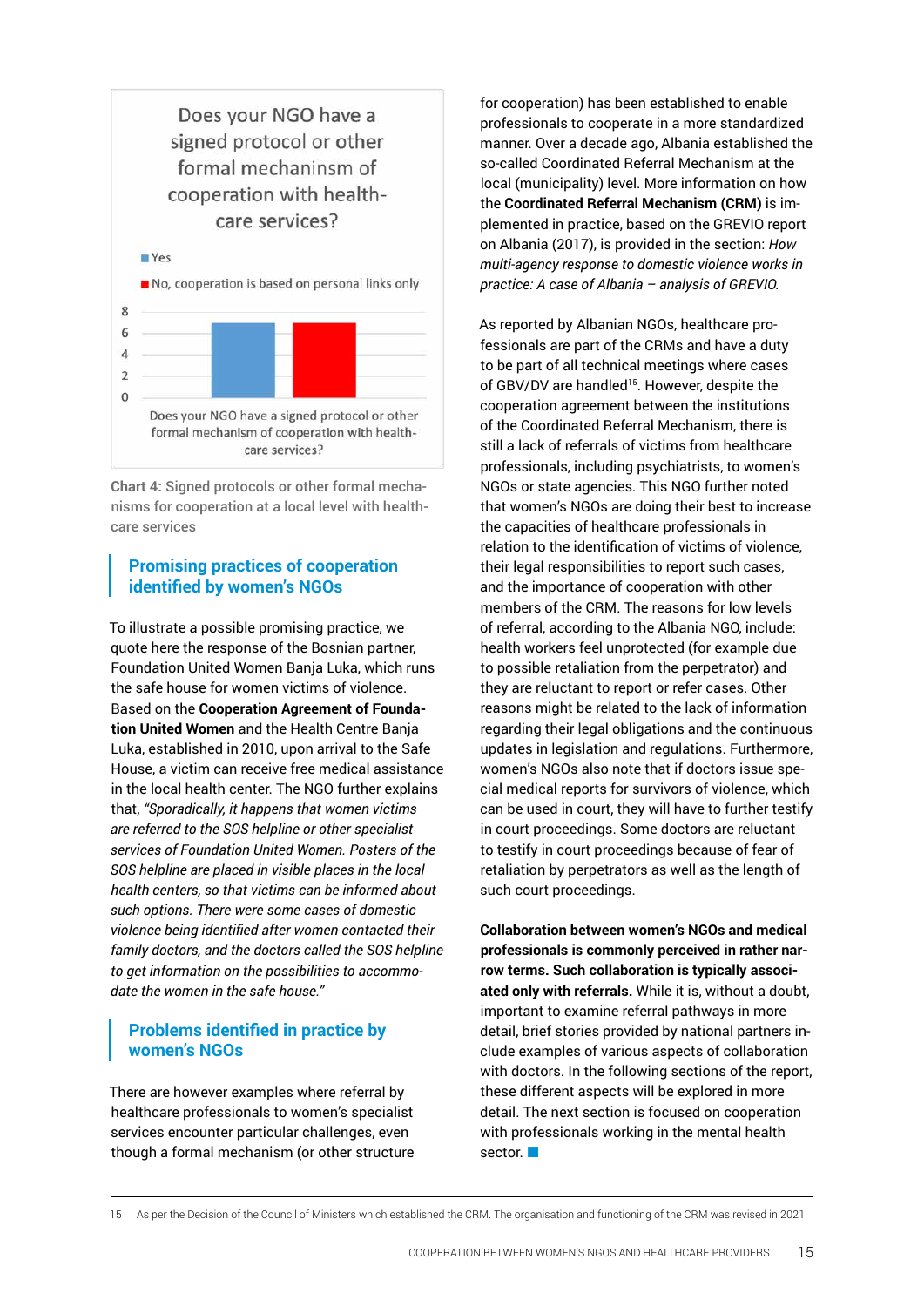Does your NGO have a signed protocol or other formal mechaninsm of cooperation with health-care services?

- Yes
- No, cooperation is based on personal links only

Chart 4: Signed protocols or other formal mechanisms for cooperation at a local level with health-care services

## Promising practices of cooperation identified by women's NGOs

To illustrate a possible promising practice, we quote here the response of the Bosnian partner, Foundation United Women Banja Luka, which runs the safe house for women victims of violence. Based on the **Cooperation Agreement of Foundation United Women** and the Health Centre Banja Luka, established in 2010, upon arrival to the Safe House, a victim can receive free medical assistance in the local health center. The NGO further explains that, *"Sporadically, it happens that women victims are referred to the SOS helpline or other specialist services of Foundation United Women. Posters of the SOS helpline are placed in visible places in the local health centers, so that victims can be informed about such options. There were some cases of domestic violence being identified after women contacted their family doctors, and the doctors called the SOS helpline to get information on the possibilities to accommodate the women in the safe house."*

## Problems identified in practice by women's NGOs

There are however examples where referral by healthcare professionals to women's specialist services encounter particular challenges, even though a formal mechanism (or other structure for cooperation) has been established to enable professionals to cooperate in a more standardized manner. Over a decade ago, Albania established the so-called Coordinated Referral Mechanism at the local (municipality) level. More information on how the **Coordinated Referral Mechanism (CRM)** is implemented in practice, based on the GREVIO report on Albania (2017), is provided in the section: *How multi-agency response to domestic violence works in practice: A case of Albania – analysis of GREVIO.*

As reported by Albanian NGOs, healthcare professionals are part of the CRMs and have a duty to be part of all technical meetings where cases of GBV/DV are handled[15]. However, despite the cooperation agreement between the institutions of the Coordinated Referral Mechanism, there is still a lack of referrals of victims from healthcare professionals, including psychiatrists, to women's NGOs or state agencies. This NGO further noted that women's NGOs are doing their best to increase the capacities of healthcare professionals in relation to the identification of victims of violence, their legal responsibilities to report such cases, and the importance of cooperation with other members of the CRM. The reasons for low levels of referral, according to the Albania NGO, include: health workers feel unprotected (for example due to possible retaliation from the perpetrator) and they are reluctant to report or refer cases. Other reasons might be related to the lack of information regarding their legal obligations and the continuous updates in legislation and regulations. Furthermore, women's NGOs also note that if doctors issue special medical reports for survivors of violence, which can be used in court, they will have to further testify in court proceedings. Some doctors are reluctant to testify in court proceedings because of fear of retaliation by perpetrators as well as the length of such court proceedings.

**Collaboration between women's NGOs and medical professionals is commonly perceived in rather narrow terms. Such collaboration is typically associated only with referrals.** While it is, without a doubt, important to examine referral pathways in more detail, brief stories provided by national partners include examples of various aspects of collaboration with doctors. In the following sections of the report, these different aspects will be explored in more detail. The next section is focused on cooperation with professionals working in the mental health sector.

---

15 As per the Decision of the Council of Ministers which established the CRM. The organisation and functioning of the CRM was revised in 2021.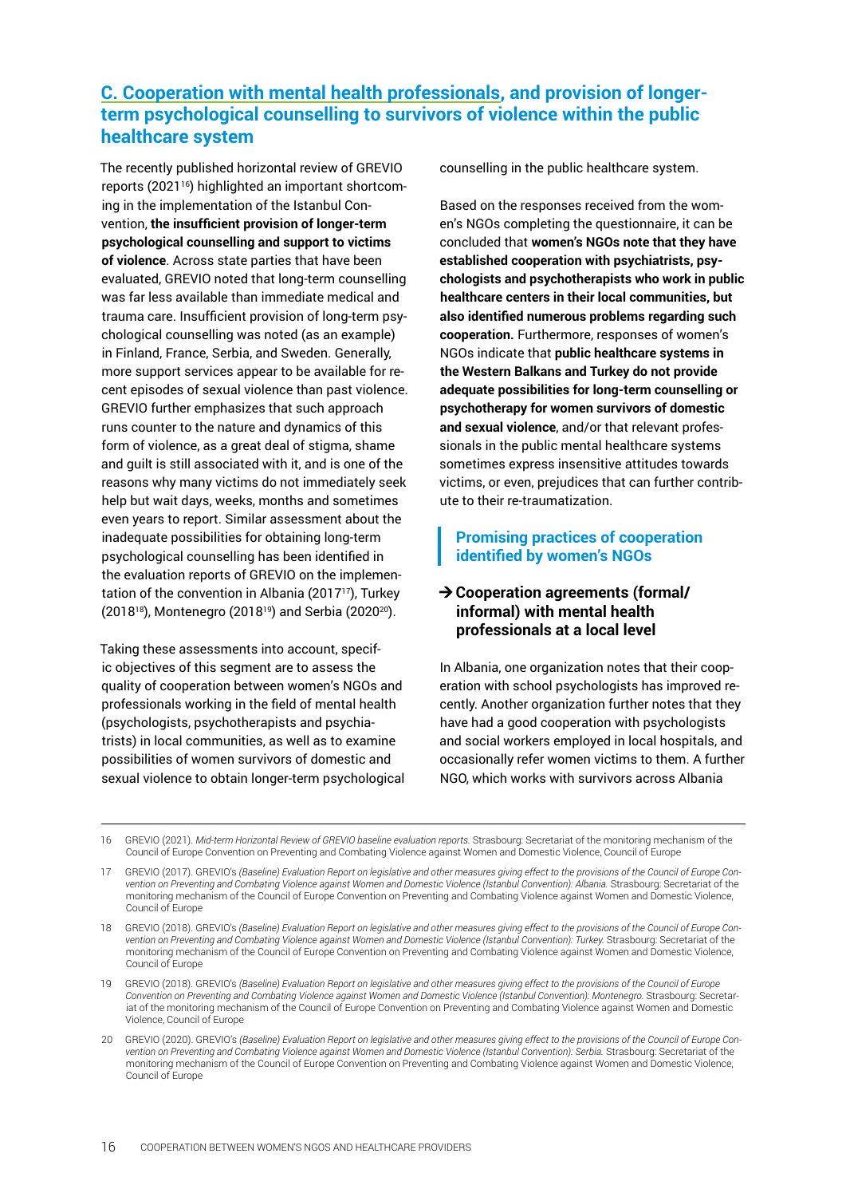### C. Cooperation with mental health professionals, and provision of longer-term psychological counselling to survivors of violence within the public healthcare system

The recently published horizontal review of GREVIO reports (2021[16]) highlighted an important shortcoming in the implementation of the Istanbul Convention, **the insufficient provision of longer-term psychological counselling and support to victims of violence**. Across state parties that have been evaluated, GREVIO noted that long-term counselling was far less available than immediate medical and trauma care. Insufficient provision of long-term psychological counselling was noted (as an example) in Finland, France, Serbia, and Sweden. Generally, more support services appear to be available for recent episodes of sexual violence than past violence. GREVIO further emphasizes that such approach runs counter to the nature and dynamics of this form of violence, as a great deal of stigma, shame and guilt is still associated with it, and is one of the reasons why many victims do not immediately seek help but wait days, weeks, months and sometimes even years to report. Similar assessment about the inadequate possibilities for obtaining long-term psychological counselling has been identified in the evaluation reports of GREVIO on the implementation of the convention in Albania (2017[17]), Turkey (2018[18]), Montenegro (2018[19]) and Serbia (2020[20]).

Taking these assessments into account, specific objectives of this segment are to assess the quality of cooperation between women's NGOs and professionals working in the field of mental health (psychologists, psychotherapists and psychiatrists) in local communities, as well as to examine possibilities of women survivors of domestic and sexual violence to obtain longer-term psychological counselling in the public healthcare system.

Based on the responses received from the women's NGOs completing the questionnaire, it can be concluded that **women's NGOs note that they have established cooperation with psychiatrists, psychologists and psychotherapists who work in public healthcare centers in their local communities, but also identified numerous problems regarding such cooperation.** Furthermore, responses of women's NGOs indicate that **public healthcare systems in the Western Balkans and Turkey do not provide adequate possibilities for long-term counselling or psychotherapy for women survivors of domestic and sexual violence**, and/or that relevant professionals in the public mental healthcare systems sometimes express insensitive attitudes towards victims, or even, prejudices that can further contribute to their re-traumatization.

#### Promising practices of cooperation identified by women's NGOs

#### → Cooperation agreements (formal/informal) with mental health professionals at a local level

In Albania, one organization notes that their cooperation with school psychologists has improved recently. Another organization further notes that they have had a good cooperation with psychologists and social workers employed in local hospitals, and occasionally refer women victims to them. A further NGO, which works with survivors across Albania

---

16 GREVIO (2021). *Mid-term Horizontal Review of GREVIO baseline evaluation reports.* Strasbourg: Secretariat of the monitoring mechanism of the Council of Europe Convention on Preventing and Combating Violence against Women and Domestic Violence, Council of Europe

17 GREVIO (2017). GREVIO's *(Baseline) Evaluation Report on legislative and other measures giving effect to the provisions of the Council of Europe Convention on Preventing and Combating Violence against Women and Domestic Violence (Istanbul Convention): Albania.* Strasbourg: Secretariat of the monitoring mechanism of the Council of Europe Convention on Preventing and Combating Violence against Women and Domestic Violence, Council of Europe

18 GREVIO (2018). GREVIO's *(Baseline) Evaluation Report on legislative and other measures giving effect to the provisions of the Council of Europe Convention on Preventing and Combating Violence against Women and Domestic Violence (Istanbul Convention): Turkey.* Strasbourg: Secretariat of the monitoring mechanism of the Council of Europe Convention on Preventing and Combating Violence against Women and Domestic Violence, Council of Europe

19 GREVIO (2018). GREVIO's *(Baseline) Evaluation Report on legislative and other measures giving effect to the provisions of the Council of Europe Convention on Preventing and Combating Violence against Women and Domestic Violence (Istanbul Convention): Montenegro.* Strasbourg: Secretariat of the monitoring mechanism of the Council of Europe Convention on Preventing and Combating Violence against Women and Domestic Violence, Council of Europe

20 GREVIO (2020). GREVIO's *(Baseline) Evaluation Report on legislative and other measures giving effect to the provisions of the Council of Europe Convention on Preventing and Combating Violence against Women and Domestic Violence (Istanbul Convention): Serbia.* Strasbourg: Secretariat of the monitoring mechanism of the Council of Europe Convention on Preventing and Combating Violence against Women and Domestic Violence, Council of Europe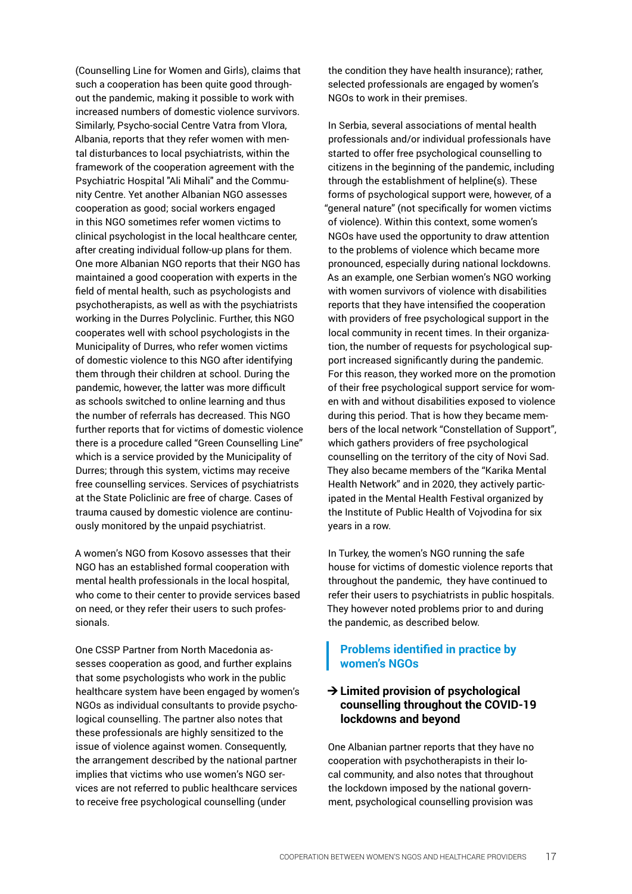(Counselling Line for Women and Girls), claims that such a cooperation has been quite good throughout the pandemic, making it possible to work with increased numbers of domestic violence survivors. Similarly, Psycho-social Centre Vatra from Vlora, Albania, reports that they refer women with mental disturbances to local psychiatrists, within the framework of the cooperation agreement with the Psychiatric Hospital "Ali Mihali" and the Community Centre. Yet another Albanian NGO assesses cooperation as good; social workers engaged in this NGO sometimes refer women victims to clinical psychologist in the local healthcare center, after creating individual follow-up plans for them. One more Albanian NGO reports that their NGO has maintained a good cooperation with experts in the field of mental health, such as psychologists and psychotherapists, as well as with the psychiatrists working in the Durres Polyclinic. Further, this NGO cooperates well with school psychologists in the Municipality of Durres, who refer women victims of domestic violence to this NGO after identifying them through their children at school. During the pandemic, however, the latter was more difficult as schools switched to online learning and thus the number of referrals has decreased. This NGO further reports that for victims of domestic violence there is a procedure called "Green Counselling Line" which is a service provided by the Municipality of Durres; through this system, victims may receive free counselling services. Services of psychiatrists at the State Policlinic are free of charge. Cases of trauma caused by domestic violence are continuously monitored by the unpaid psychiatrist.

A women's NGO from Kosovo assesses that their NGO has an established formal cooperation with mental health professionals in the local hospital, who come to their center to provide services based on need, or they refer their users to such professionals.

One CSSP Partner from North Macedonia assesses cooperation as good, and further explains that some psychologists who work in the public healthcare system have been engaged by women's NGOs as individual consultants to provide psychological counselling. The partner also notes that these professionals are highly sensitized to the issue of violence against women. Consequently, the arrangement described by the national partner implies that victims who use women's NGO services are not referred to public healthcare services to receive free psychological counselling (under the condition they have health insurance); rather, selected professionals are engaged by women's NGOs to work in their premises.

In Serbia, several associations of mental health professionals and/or individual professionals have started to offer free psychological counselling to citizens in the beginning of the pandemic, including through the establishment of helpline(s). These forms of psychological support were, however, of a "general nature" (not specifically for women victims of violence). Within this context, some women's NGOs have used the opportunity to draw attention to the problems of violence which became more pronounced, especially during national lockdowns. As an example, one Serbian women's NGO working with women survivors of violence with disabilities reports that they have intensified the cooperation with providers of free psychological support in the local community in recent times. In their organization, the number of requests for psychological support increased significantly during the pandemic. For this reason, they worked more on the promotion of their free psychological support service for women with and without disabilities exposed to violence during this period. That is how they became members of the local network "Constellation of Support", which gathers providers of free psychological counselling on the territory of the city of Novi Sad. They also became members of the "Karika Mental Health Network" and in 2020, they actively participated in the Mental Health Festival organized by the Institute of Public Health of Vojvodina for six years in a row.

In Turkey, the women's NGO running the safe house for victims of domestic violence reports that throughout the pandemic, they have continued to refer their users to psychiatrists in public hospitals. They however noted problems prior to and during the pandemic, as described below.

## Problems identified in practice by women's NGOs

### → Limited provision of psychological counselling throughout the COVID-19 lockdowns and beyond

One Albanian partner reports that they have no cooperation with psychotherapists in their local community, and also notes that throughout the lockdown imposed by the national government, psychological counselling provision was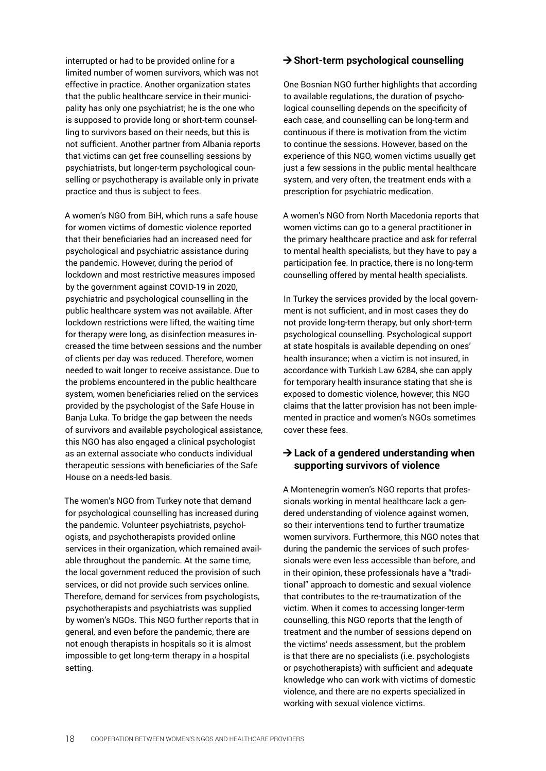interrupted or had to be provided online for a limited number of women survivors, which was not effective in practice. Another organization states that the public healthcare service in their municipality has only one psychiatrist; he is the one who is supposed to provide long or short-term counselling to survivors based on their needs, but this is not sufficient. Another partner from Albania reports that victims can get free counselling sessions by psychiatrists, but longer-term psychological counselling or psychotherapy is available only in private practice and thus is subject to fees.

A women's NGO from BiH, which runs a safe house for women victims of domestic violence reported that their beneficiaries had an increased need for psychological and psychiatric assistance during the pandemic. However, during the period of lockdown and most restrictive measures imposed by the government against COVID-19 in 2020, psychiatric and psychological counselling in the public healthcare system was not available. After lockdown restrictions were lifted, the waiting time for therapy were long, as disinfection measures increased the time between sessions and the number of clients per day was reduced. Therefore, women needed to wait longer to receive assistance. Due to the problems encountered in the public healthcare system, women beneficiaries relied on the services provided by the psychologist of the Safe House in Banja Luka. To bridge the gap between the needs of survivors and available psychological assistance, this NGO has also engaged a clinical psychologist as an external associate who conducts individual therapeutic sessions with beneficiaries of the Safe House on a needs-led basis.

The women's NGO from Turkey note that demand for psychological counselling has increased during the pandemic. Volunteer psychiatrists, psychologists, and psychotherapists provided online services in their organization, which remained available throughout the pandemic. At the same time, the local government reduced the provision of such services, or did not provide such services online. Therefore, demand for services from psychologists, psychotherapists and psychiatrists was supplied by women's NGOs. This NGO further reports that in general, and even before the pandemic, there are not enough therapists in hospitals so it is almost impossible to get long-term therapy in a hospital setting.

### → Short-term psychological counselling

One Bosnian NGO further highlights that according to available regulations, the duration of psychological counselling depends on the specificity of each case, and counselling can be long-term and continuous if there is motivation from the victim to continue the sessions. However, based on the experience of this NGO, women victims usually get just a few sessions in the public mental healthcare system, and very often, the treatment ends with a prescription for psychiatric medication.

A women's NGO from North Macedonia reports that women victims can go to a general practitioner in the primary healthcare practice and ask for referral to mental health specialists, but they have to pay a participation fee. In practice, there is no long-term counselling offered by mental health specialists.

In Turkey the services provided by the local government is not sufficient, and in most cases they do not provide long-term therapy, but only short-term psychological counselling. Psychological support at state hospitals is available depending on ones' health insurance; when a victim is not insured, in accordance with Turkish Law 6284, she can apply for temporary health insurance stating that she is exposed to domestic violence, however, this NGO claims that the latter provision has not been implemented in practice and women's NGOs sometimes cover these fees.

### → Lack of a gendered understanding when supporting survivors of violence

A Montenegrin women's NGO reports that professionals working in mental healthcare lack a gendered understanding of violence against women, so their interventions tend to further traumatize women survivors. Furthermore, this NGO notes that during the pandemic the services of such professionals were even less accessible than before, and in their opinion, these professionals have a "traditional" approach to domestic and sexual violence that contributes to the re-traumatization of the victim. When it comes to accessing longer-term counselling, this NGO reports that the length of treatment and the number of sessions depend on the victims' needs assessment, but the problem is that there are no specialists (i.e. psychologists or psychotherapists) with sufficient and adequate knowledge who can work with victims of domestic violence, and there are no experts specialized in working with sexual violence victims.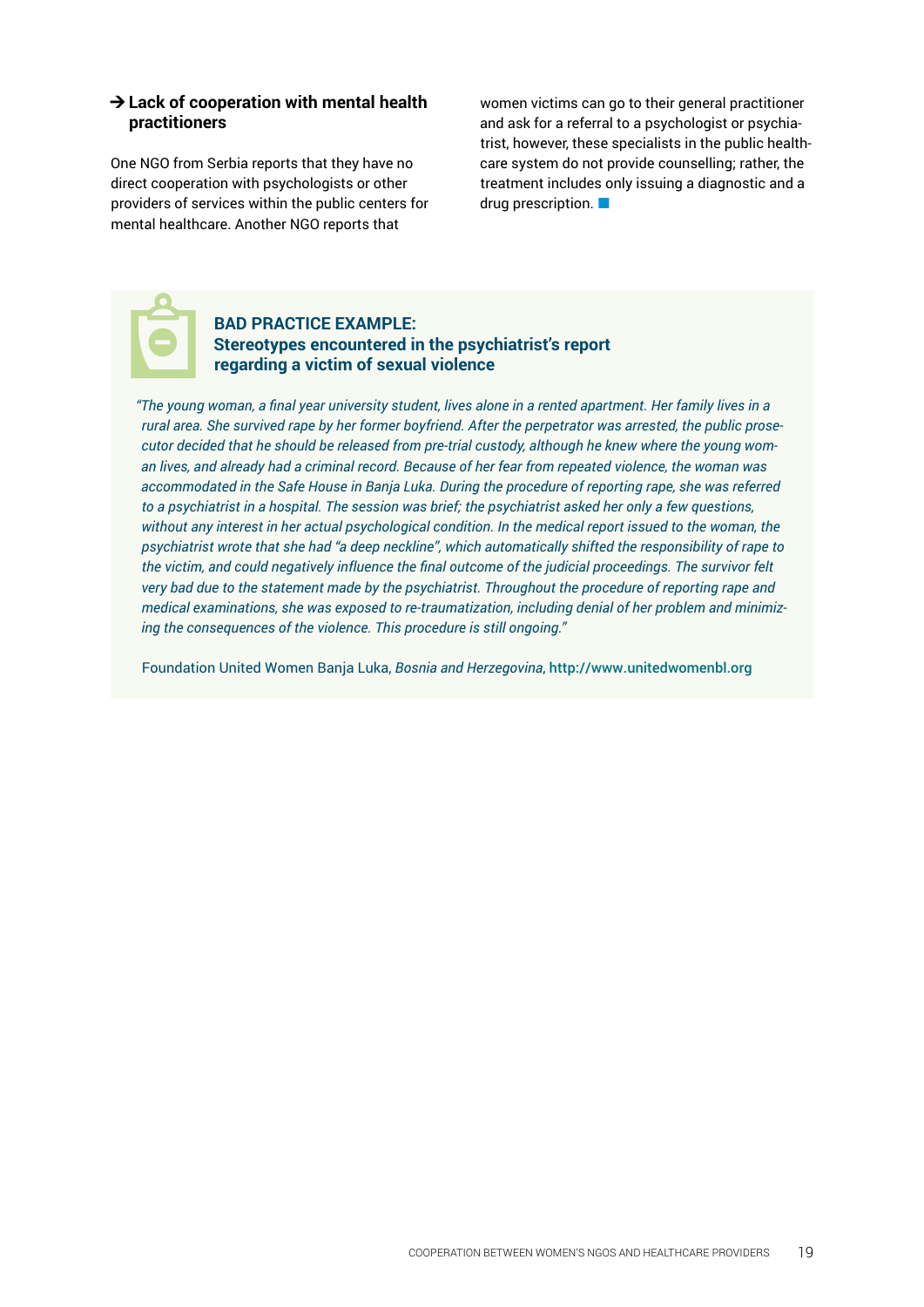### → Lack of cooperation with mental health practitioners

One NGO from Serbia reports that they have no direct cooperation with psychologists or other providers of services within the public centers for mental healthcare. Another NGO reports that women victims can go to their general practitioner and ask for a referral to a psychologist or psychiatrist, however, these specialists in the public healthcare system do not provide counselling; rather, the treatment includes only issuing a diagnostic and a drug prescription.

**BAD PRACTICE EXAMPLE:**
**Stereotypes encountered in the psychiatrist's report regarding a victim of sexual violence**

*"The young woman, a final year university student, lives alone in a rented apartment. Her family lives in a rural area. She survived rape by her former boyfriend. After the perpetrator was arrested, the public prosecutor decided that he should be released from pre-trial custody, although he knew where the young woman lives, and already had a criminal record. Because of her fear from repeated violence, the woman was accommodated in the Safe House in Banja Luka. During the procedure of reporting rape, she was referred to a psychiatrist in a hospital. The session was brief; the psychiatrist asked her only a few questions, without any interest in her actual psychological condition. In the medical report issued to the woman, the psychiatrist wrote that she had "a deep neckline", which automatically shifted the responsibility of rape to the victim, and could negatively influence the final outcome of the judicial proceedings. The survivor felt very bad due to the statement made by the psychiatrist. Throughout the procedure of reporting rape and medical examinations, she was exposed to re-traumatization, including denial of her problem and minimizing the consequences of the violence. This procedure is still ongoing."*

Foundation United Women Banja Luka, *Bosnia and Herzegovina*, **http://www.unitedwomenbl.org**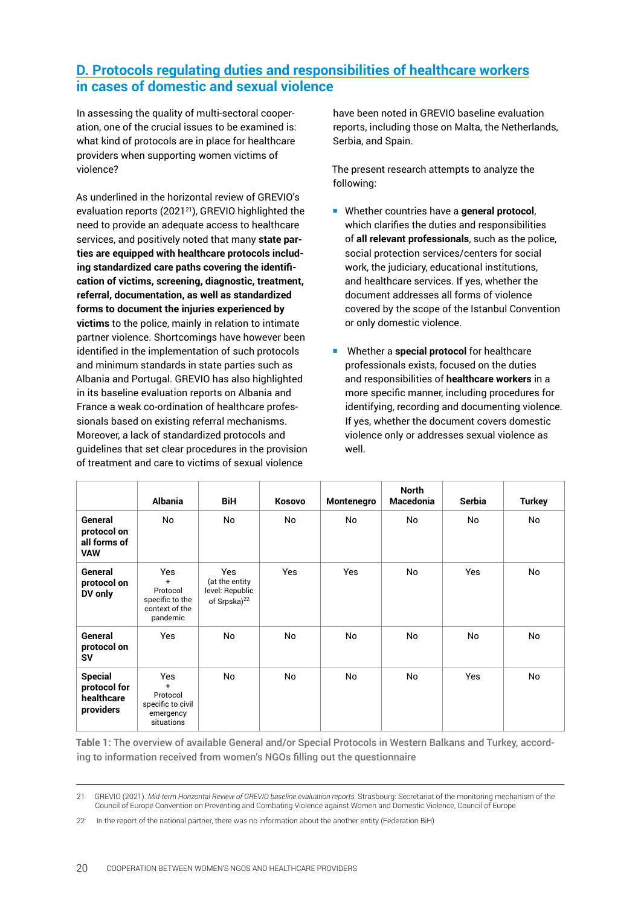## D. Protocols regulating duties and responsibilities of healthcare workers in cases of domestic and sexual violence

In assessing the quality of multi-sectoral cooperation, one of the crucial issues to be examined is: what kind of protocols are in place for healthcare providers when supporting women victims of violence?

As underlined in the horizontal review of GREVIO's evaluation reports (2021[21]), GREVIO highlighted the need to provide an adequate access to healthcare services, and positively noted that many **state parties are equipped with healthcare protocols including standardized care paths covering the identification of victims, screening, diagnostic, treatment, referral, documentation, as well as standardized forms to document the injuries experienced by victims** to the police, mainly in relation to intimate partner violence. Shortcomings have however been identified in the implementation of such protocols and minimum standards in state parties such as Albania and Portugal. GREVIO has also highlighted in its baseline evaluation reports on Albania and France a weak co-ordination of healthcare professionals based on existing referral mechanisms. Moreover, a lack of standardized protocols and guidelines that set clear procedures in the provision of treatment and care to victims of sexual violence have been noted in GREVIO baseline evaluation reports, including those on Malta, the Netherlands, Serbia, and Spain.

The present research attempts to analyze the following:

- Whether countries have a **general protocol**, which clarifies the duties and responsibilities of **all relevant professionals**, such as the police, social protection services/centers for social work, the judiciary, educational institutions, and healthcare services. If yes, whether the document addresses all forms of violence covered by the scope of the Istanbul Convention or only domestic violence.
- Whether a **special protocol** for healthcare professionals exists, focused on the duties and responsibilities of **healthcare workers** in a more specific manner, including procedures for identifying, recording and documenting violence. If yes, whether the document covers domestic violence only or addresses sexual violence as well.

| | Albania | BiH | Kosovo | Montenegro | North Macedonia | Serbia | Turkey |
|---|---|---|---|---|---|---|---|
| **General protocol on all forms of VAW** | No | No | No | No | No | No | No |
| **General protocol on DV only** | Yes + Protocol specific to the context of the pandemic | Yes (at the entity level: Republic of Srpska)[22] | Yes | Yes | No | Yes | No |
| **General protocol on SV** | Yes | No | No | No | No | No | No |
| **Special protocol for healthcare providers** | Yes + Protocol specific to civil emergency situations | No | No | No | No | Yes | No |

**Table 1:** The overview of available General and/or Special Protocols in Western Balkans and Turkey, according to information received from women's NGOs filling out the questionnaire

---

21 GREVIO (2021). *Mid-term Horizontal Review of GREVIO baseline evaluation reports.* Strasbourg: Secretariat of the monitoring mechanism of the Council of Europe Convention on Preventing and Combating Violence against Women and Domestic Violence, Council of Europe

22 In the report of the national partner, there was no information about the another entity (Federation BiH)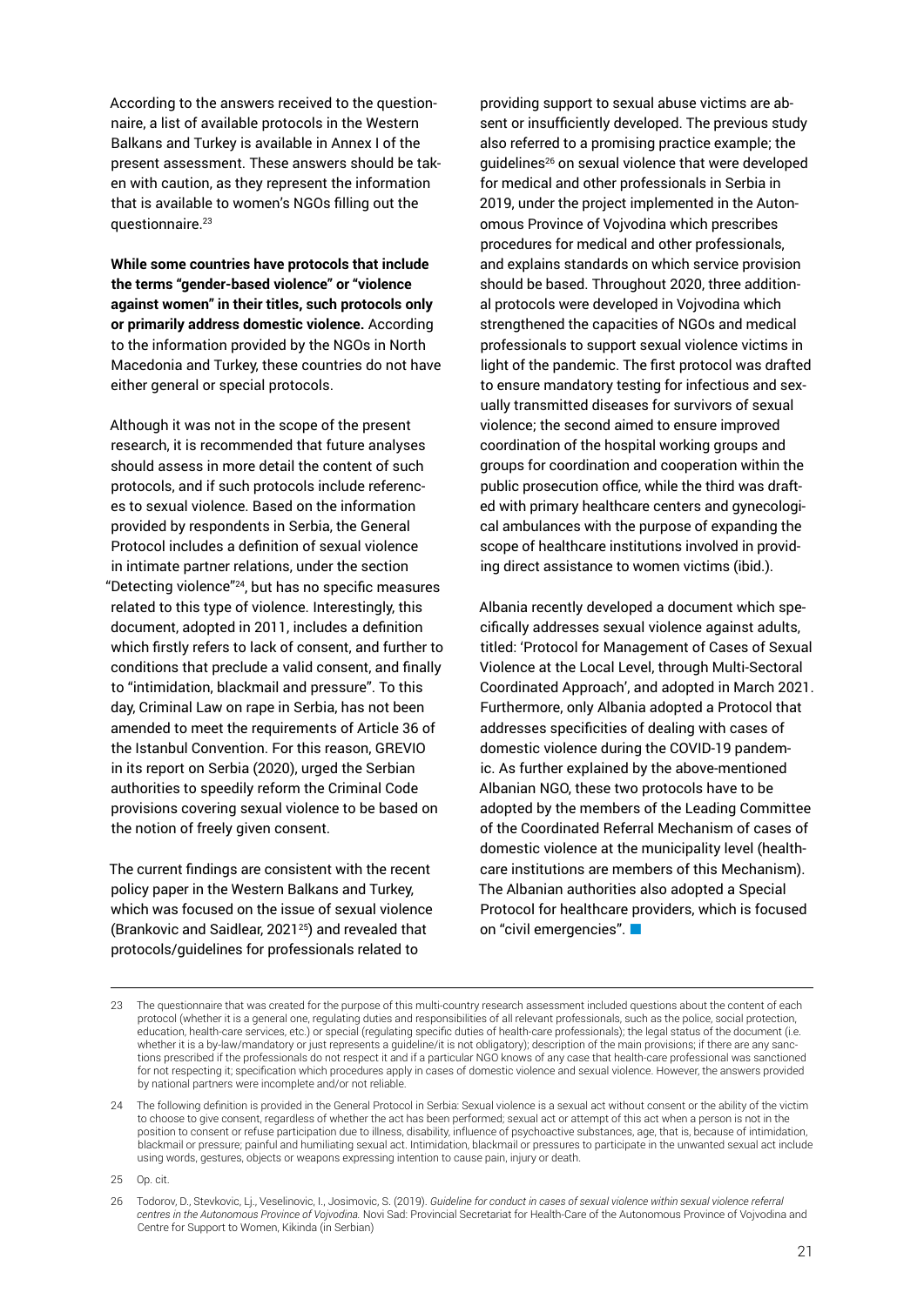According to the answers received to the questionnaire, a list of available protocols in the Western Balkans and Turkey is available in Annex I of the present assessment. These answers should be taken with caution, as they represent the information that is available to women's NGOs filling out the questionnaire.[23]

**While some countries have protocols that include the terms "gender-based violence" or "violence against women" in their titles, such protocols only or primarily address domestic violence.** According to the information provided by the NGOs in North Macedonia and Turkey, these countries do not have either general or special protocols.

Although it was not in the scope of the present research, it is recommended that future analyses should assess in more detail the content of such protocols, and if such protocols include references to sexual violence. Based on the information provided by respondents in Serbia, the General Protocol includes a definition of sexual violence in intimate partner relations, under the section "Detecting violence"[24], but has no specific measures related to this type of violence. Interestingly, this document, adopted in 2011, includes a definition which firstly refers to lack of consent, and further to conditions that preclude a valid consent, and finally to "intimidation, blackmail and pressure". To this day, Criminal Law on rape in Serbia, has not been amended to meet the requirements of Article 36 of the Istanbul Convention. For this reason, GREVIO in its report on Serbia (2020), urged the Serbian authorities to speedily reform the Criminal Code provisions covering sexual violence to be based on the notion of freely given consent.

The current findings are consistent with the recent policy paper in the Western Balkans and Turkey, which was focused on the issue of sexual violence (Brankovic and Saidlear, 2021[25]) and revealed that protocols/guidelines for professionals related to providing support to sexual abuse victims are absent or insufficiently developed. The previous study also referred to a promising practice example; the guidelines[26] on sexual violence that were developed for medical and other professionals in Serbia in 2019, under the project implemented in the Autonomous Province of Vojvodina which prescribes procedures for medical and other professionals, and explains standards on which service provision should be based. Throughout 2020, three additional protocols were developed in Vojvodina which strengthened the capacities of NGOs and medical professionals to support sexual violence victims in light of the pandemic. The first protocol was drafted to ensure mandatory testing for infectious and sexually transmitted diseases for survivors of sexual violence; the second aimed to ensure improved coordination of the hospital working groups and groups for coordination and cooperation within the public prosecution office, while the third was drafted with primary healthcare centers and gynecological ambulances with the purpose of expanding the scope of healthcare institutions involved in providing direct assistance to women victims (ibid.).

Albania recently developed a document which specifically addresses sexual violence against adults, titled: 'Protocol for Management of Cases of Sexual Violence at the Local Level, through Multi-Sectoral Coordinated Approach', and adopted in March 2021. Furthermore, only Albania adopted a Protocol that addresses specificities of dealing with cases of domestic violence during the COVID-19 pandemic. As further explained by the above-mentioned Albanian NGO, these two protocols have to be adopted by the members of the Leading Committee of the Coordinated Referral Mechanism of cases of domestic violence at the municipality level (healthcare institutions are members of this Mechanism). The Albanian authorities also adopted a Special Protocol for healthcare providers, which is focused on "civil emergencies".

---

23 The questionnaire that was created for the purpose of this multi-country research assessment included questions about the content of each protocol (whether it is a general one, regulating duties and responsibilities of all relevant professionals, such as the police, social protection, education, health-care services, etc.) or special (regulating specific duties of health-care professionals); the legal status of the document (i.e. whether it is a by-law/mandatory or just represents a guideline/it is not obligatory); description of the main provisions; if there are any sanctions prescribed if the professionals do not respect it and if a particular NGO knows of any case that health-care professional was sanctioned for not respecting it; specification which procedures apply in cases of domestic violence and sexual violence. However, the answers provided by national partners were incomplete and/or not reliable.

24 The following definition is provided in the General Protocol in Serbia: Sexual violence is a sexual act without consent or the ability of the victim to choose to give consent, regardless of whether the act has been performed; sexual act or attempt of this act when a person is not in the position to consent or refuse participation due to illness, disability, influence of psychoactive substances, age, that is, because of intimidation, blackmail or pressure; painful and humiliating sexual act. Intimidation, blackmail or pressures to participate in the unwanted sexual act include using words, gestures, objects or weapons expressing intention to cause pain, injury or death.

25 Op. cit.

26 Todorov, D., Stevkovic, Lj., Veselinovic, I., Josimovic, S. (2019). *Guideline for conduct in cases of sexual violence within sexual violence referral centres in the Autonomous Province of Vojvodina.* Novi Sad: Provincial Secretariat for Health-Care of the Autonomous Province of Vojvodina and Centre for Support to Women, Kikinda (in Serbian)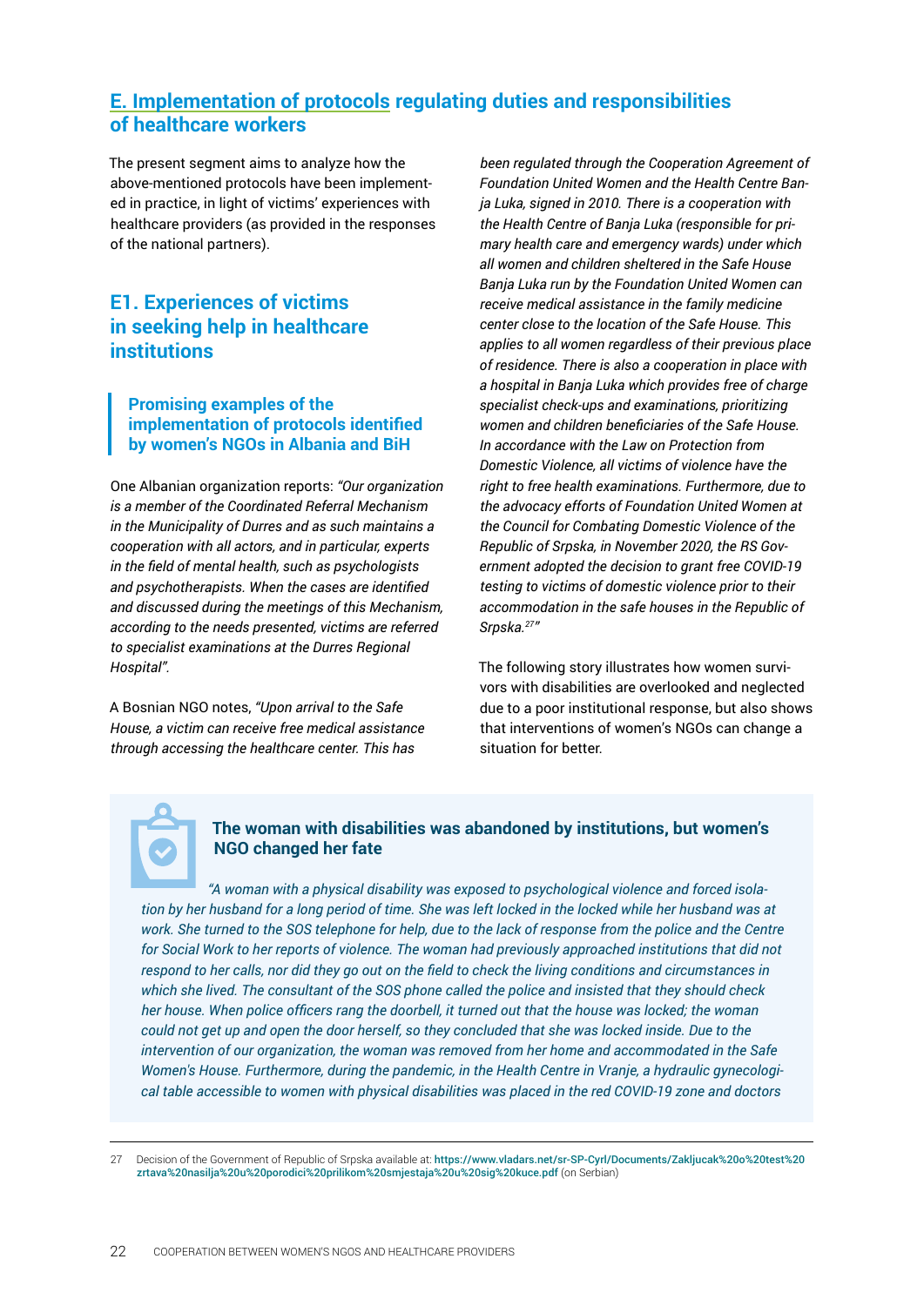## E. Implementation of protocols regulating duties and responsibilities of healthcare workers

The present segment aims to analyze how the above-mentioned protocols have been implemented in practice, in light of victims' experiences with healthcare providers (as provided in the responses of the national partners).

### E1. Experiences of victims in seeking help in healthcare institutions

#### Promising examples of the implementation of protocols identified by women's NGOs in Albania and BiH

One Albanian organization reports: *"Our organization is a member of the Coordinated Referral Mechanism in the Municipality of Durres and as such maintains a cooperation with all actors, and in particular, experts in the field of mental health, such as psychologists and psychotherapists. When the cases are identified and discussed during the meetings of this Mechanism, according to the needs presented, victims are referred to specialist examinations at the Durres Regional Hospital".*

A Bosnian NGO notes, *"Upon arrival to the Safe House, a victim can receive free medical assistance through accessing the healthcare center. This has been regulated through the Cooperation Agreement of Foundation United Women and the Health Centre Banja Luka, signed in 2010. There is a cooperation with the Health Centre of Banja Luka (responsible for primary health care and emergency wards) under which all women and children sheltered in the Safe House Banja Luka run by the Foundation United Women can receive medical assistance in the family medicine center close to the location of the Safe House. This applies to all women regardless of their previous place of residence. There is also a cooperation in place with a hospital in Banja Luka which provides free of charge specialist check-ups and examinations, prioritizing women and children beneficiaries of the Safe House. In accordance with the Law on Protection from Domestic Violence, all victims of violence have the right to free health examinations. Furthermore, due to the advocacy efforts of Foundation United Women at the Council for Combating Domestic Violence of the Republic of Srpska, in November 2020, the RS Government adopted the decision to grant free COVID-19 testing to victims of domestic violence prior to their accommodation in the safe houses in the Republic of Srpska.[27]"*

The following story illustrates how women survivors with disabilities are overlooked and neglected due to a poor institutional response, but also shows that interventions of women's NGOs can change a situation for better.

**The woman with disabilities was abandoned by institutions, but women's NGO changed her fate**

*"A woman with a physical disability was exposed to psychological violence and forced isolation by her husband for a long period of time. She was left locked in the locked while her husband was at work. She turned to the SOS telephone for help, due to the lack of response from the police and the Centre for Social Work to her reports of violence. The woman had previously approached institutions that did not respond to her calls, nor did they go out on the field to check the living conditions and circumstances in which she lived. The consultant of the SOS phone called the police and insisted that they should check her house. When police officers rang the doorbell, it turned out that the house was locked; the woman could not get up and open the door herself, so they concluded that she was locked inside. Due to the intervention of our organization, the woman was removed from her home and accommodated in the Safe Women's House. Furthermore, during the pandemic, in the Health Centre in Vranje, a hydraulic gynecological table accessible to women with physical disabilities was placed in the red COVID-19 zone and doctors*

---

27 Decision of the Government of Republic of Srpska available at: https://www.vladars.net/sr-SP-Cyrl/Documents/Zakljucak%20o%20test%20zrtava%20nasilja%20u%20porodici%20prilikom%20smjestaja%20u%20sig%20kuce.pdf (on Serbian)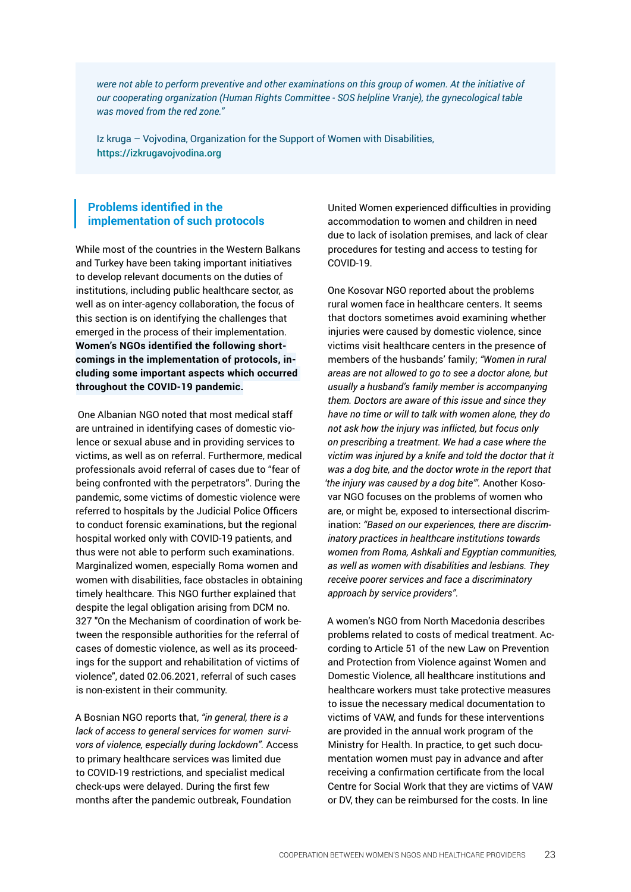*were not able to perform preventive and other examinations on this group of women. At the initiative of our cooperating organization (Human Rights Committee - SOS helpline Vranje), the gynecological table was moved from the red zone."*

Iz kruga – Vojvodina, Organization for the Support of Women with Disabilities, https://izkrugavojvodina.org

### Problems identified in the implementation of such protocols

While most of the countries in the Western Balkans and Turkey have been taking important initiatives to develop relevant documents on the duties of institutions, including public healthcare sector, as well as on inter-agency collaboration, the focus of this section is on identifying the challenges that emerged in the process of their implementation. **Women's NGOs identified the following shortcomings in the implementation of protocols, including some important aspects which occurred throughout the COVID-19 pandemic.**

One Albanian NGO noted that most medical staff are untrained in identifying cases of domestic violence or sexual abuse and in providing services to victims, as well as on referral. Furthermore, medical professionals avoid referral of cases due to "fear of being confronted with the perpetrators". During the pandemic, some victims of domestic violence were referred to hospitals by the Judicial Police Officers to conduct forensic examinations, but the regional hospital worked only with COVID-19 patients, and thus were not able to perform such examinations. Marginalized women, especially Roma women and women with disabilities, face obstacles in obtaining timely healthcare. This NGO further explained that despite the legal obligation arising from DCM no. 327 "On the Mechanism of coordination of work between the responsible authorities for the referral of cases of domestic violence, as well as its proceedings for the support and rehabilitation of victims of violence", dated 02.06.2021, referral of such cases is non-existent in their community.

A Bosnian NGO reports that, *"in general, there is a lack of access to general services for women survivors of violence, especially during lockdown".* Access to primary healthcare services was limited due to COVID-19 restrictions, and specialist medical check-ups were delayed. During the first few months after the pandemic outbreak, Foundation United Women experienced difficulties in providing accommodation to women and children in need due to lack of isolation premises, and lack of clear procedures for testing and access to testing for COVID-19.

One Kosovar NGO reported about the problems rural women face in healthcare centers. It seems that doctors sometimes avoid examining whether injuries were caused by domestic violence, since victims visit healthcare centers in the presence of members of the husbands' family; *"Women in rural areas are not allowed to go to see a doctor alone, but usually a husband's family member is accompanying them. Doctors are aware of this issue and since they have no time or will to talk with women alone, they do not ask how the injury was inflicted, but focus only on prescribing a treatment. We had a case where the victim was injured by a knife and told the doctor that it was a dog bite, and the doctor wrote in the report that 'the injury was caused by a dog bite'".* Another Kosovar NGO focuses on the problems of women who are, or might be, exposed to intersectional discrimination: *"Based on our experiences, there are discriminatory practices in healthcare institutions towards women from Roma, Ashkali and Egyptian communities, as well as women with disabilities and lesbians. They receive poorer services and face a discriminatory approach by service providers".*

A women's NGO from North Macedonia describes problems related to costs of medical treatment. According to Article 51 of the new Law on Prevention and Protection from Violence against Women and Domestic Violence, all healthcare institutions and healthcare workers must take protective measures to issue the necessary medical documentation to victims of VAW, and funds for these interventions are provided in the annual work program of the Ministry for Health. In practice, to get such documentation women must pay in advance and after receiving a confirmation certificate from the local Centre for Social Work that they are victims of VAW or DV, they can be reimbursed for the costs. In line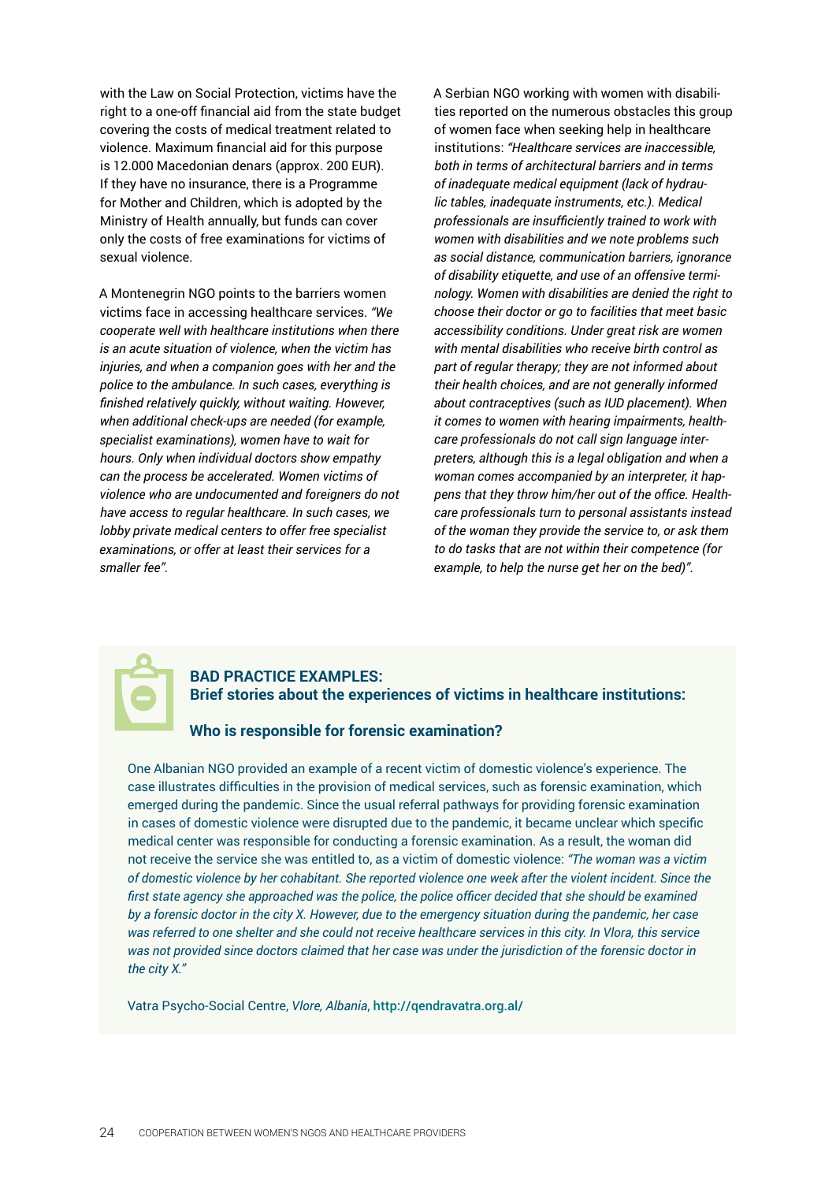with the Law on Social Protection, victims have the right to a one-off financial aid from the state budget covering the costs of medical treatment related to violence. Maximum financial aid for this purpose is 12.000 Macedonian denars (approx. 200 EUR). If they have no insurance, there is a Programme for Mother and Children, which is adopted by the Ministry of Health annually, but funds can cover only the costs of free examinations for victims of sexual violence.

A Montenegrin NGO points to the barriers women victims face in accessing healthcare services. *"We cooperate well with healthcare institutions when there is an acute situation of violence, when the victim has injuries, and when a companion goes with her and the police to the ambulance. In such cases, everything is finished relatively quickly, without waiting. However, when additional check-ups are needed (for example, specialist examinations), women have to wait for hours. Only when individual doctors show empathy can the process be accelerated. Women victims of violence who are undocumented and foreigners do not have access to regular healthcare. In such cases, we lobby private medical centers to offer free specialist examinations, or offer at least their services for a smaller fee".*

A Serbian NGO working with women with disabilities reported on the numerous obstacles this group of women face when seeking help in healthcare institutions: *"Healthcare services are inaccessible, both in terms of architectural barriers and in terms of inadequate medical equipment (lack of hydraulic tables, inadequate instruments, etc.). Medical professionals are insufficiently trained to work with women with disabilities and we note problems such as social distance, communication barriers, ignorance of disability etiquette, and use of an offensive terminology. Women with disabilities are denied the right to choose their doctor or go to facilities that meet basic accessibility conditions. Under great risk are women with mental disabilities who receive birth control as part of regular therapy; they are not informed about their health choices, and are not generally informed about contraceptives (such as IUD placement). When it comes to women with hearing impairments, healthcare professionals do not call sign language interpreters, although this is a legal obligation and when a woman comes accompanied by an interpreter, it happens that they throw him/her out of the office. Healthcare professionals turn to personal assistants instead of the woman they provide the service to, or ask them to do tasks that are not within their competence (for example, to help the nurse get her on the bed)".*

## BAD PRACTICE EXAMPLES: Brief stories about the experiences of victims in healthcare institutions:

### Who is responsible for forensic examination?

One Albanian NGO provided an example of a recent victim of domestic violence's experience. The case illustrates difficulties in the provision of medical services, such as forensic examination, which emerged during the pandemic. Since the usual referral pathways for providing forensic examination in cases of domestic violence were disrupted due to the pandemic, it became unclear which specific medical center was responsible for conducting a forensic examination. As a result, the woman did not receive the service she was entitled to, as a victim of domestic violence: *"The woman was a victim of domestic violence by her cohabitant. She reported violence one week after the violent incident. Since the first state agency she approached was the police, the police officer decided that she should be examined by a forensic doctor in the city X. However, due to the emergency situation during the pandemic, her case was referred to one shelter and she could not receive healthcare services in this city. In Vlora, this service was not provided since doctors claimed that her case was under the jurisdiction of the forensic doctor in the city X."*

Vatra Psycho-Social Centre, *Vlore, Albania*, **http://qendravatra.org.al/**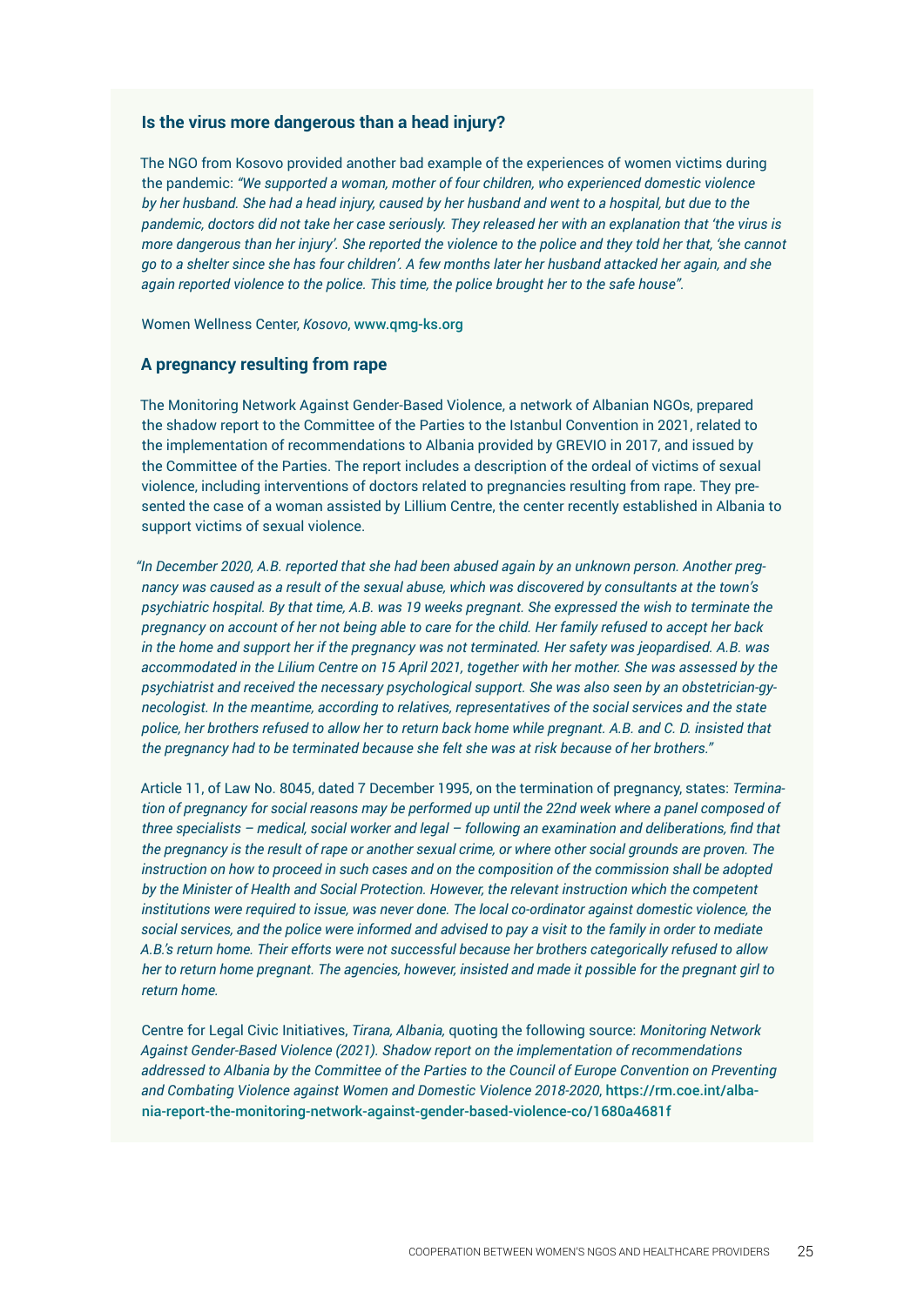### Is the virus more dangerous than a head injury?

The NGO from Kosovo provided another bad example of the experiences of women victims during the pandemic: *"We supported a woman, mother of four children, who experienced domestic violence by her husband. She had a head injury, caused by her husband and went to a hospital, but due to the pandemic, doctors did not take her case seriously. They released her with an explanation that 'the virus is more dangerous than her injury'. She reported the violence to the police and they told her that, 'she cannot go to a shelter since she has four children'. A few months later her husband attacked her again, and she again reported violence to the police. This time, the police brought her to the safe house".*

Women Wellness Center, *Kosovo*, www.qmg-ks.org

### A pregnancy resulting from rape

The Monitoring Network Against Gender-Based Violence, a network of Albanian NGOs, prepared the shadow report to the Committee of the Parties to the Istanbul Convention in 2021, related to the implementation of recommendations to Albania provided by GREVIO in 2017, and issued by the Committee of the Parties. The report includes a description of the ordeal of victims of sexual violence, including interventions of doctors related to pregnancies resulting from rape. They presented the case of a woman assisted by Lillium Centre, the center recently established in Albania to support victims of sexual violence.

*"In December 2020, A.B. reported that she had been abused again by an unknown person. Another pregnancy was caused as a result of the sexual abuse, which was discovered by consultants at the town's psychiatric hospital. By that time, A.B. was 19 weeks pregnant. She expressed the wish to terminate the pregnancy on account of her not being able to care for the child. Her family refused to accept her back in the home and support her if the pregnancy was not terminated. Her safety was jeopardised. A.B. was accommodated in the Lilium Centre on 15 April 2021, together with her mother. She was assessed by the psychiatrist and received the necessary psychological support. She was also seen by an obstetrician-gynecologist. In the meantime, according to relatives, representatives of the social services and the state police, her brothers refused to allow her to return back home while pregnant. A.B. and C. D. insisted that the pregnancy had to be terminated because she felt she was at risk because of her brothers."*

Article 11, of Law No. 8045, dated 7 December 1995, on the termination of pregnancy, states: *Termination of pregnancy for social reasons may be performed up until the 22nd week where a panel composed of three specialists – medical, social worker and legal – following an examination and deliberations, find that the pregnancy is the result of rape or another sexual crime, or where other social grounds are proven. The instruction on how to proceed in such cases and on the composition of the commission shall be adopted by the Minister of Health and Social Protection. However, the relevant instruction which the competent institutions were required to issue, was never done. The local co-ordinator against domestic violence, the social services, and the police were informed and advised to pay a visit to the family in order to mediate A.B.'s return home. Their efforts were not successful because her brothers categorically refused to allow her to return home pregnant. The agencies, however, insisted and made it possible for the pregnant girl to return home.*

Centre for Legal Civic Initiatives, *Tirana, Albania,* quoting the following source: *Monitoring Network Against Gender-Based Violence (2021). Shadow report on the implementation of recommendations addressed to Albania by the Committee of the Parties to the Council of Europe Convention on Preventing and Combating Violence against Women and Domestic Violence 2018-2020*, https://rm.coe.int/albania-report-the-monitoring-network-against-gender-based-violence-co/1680a4681f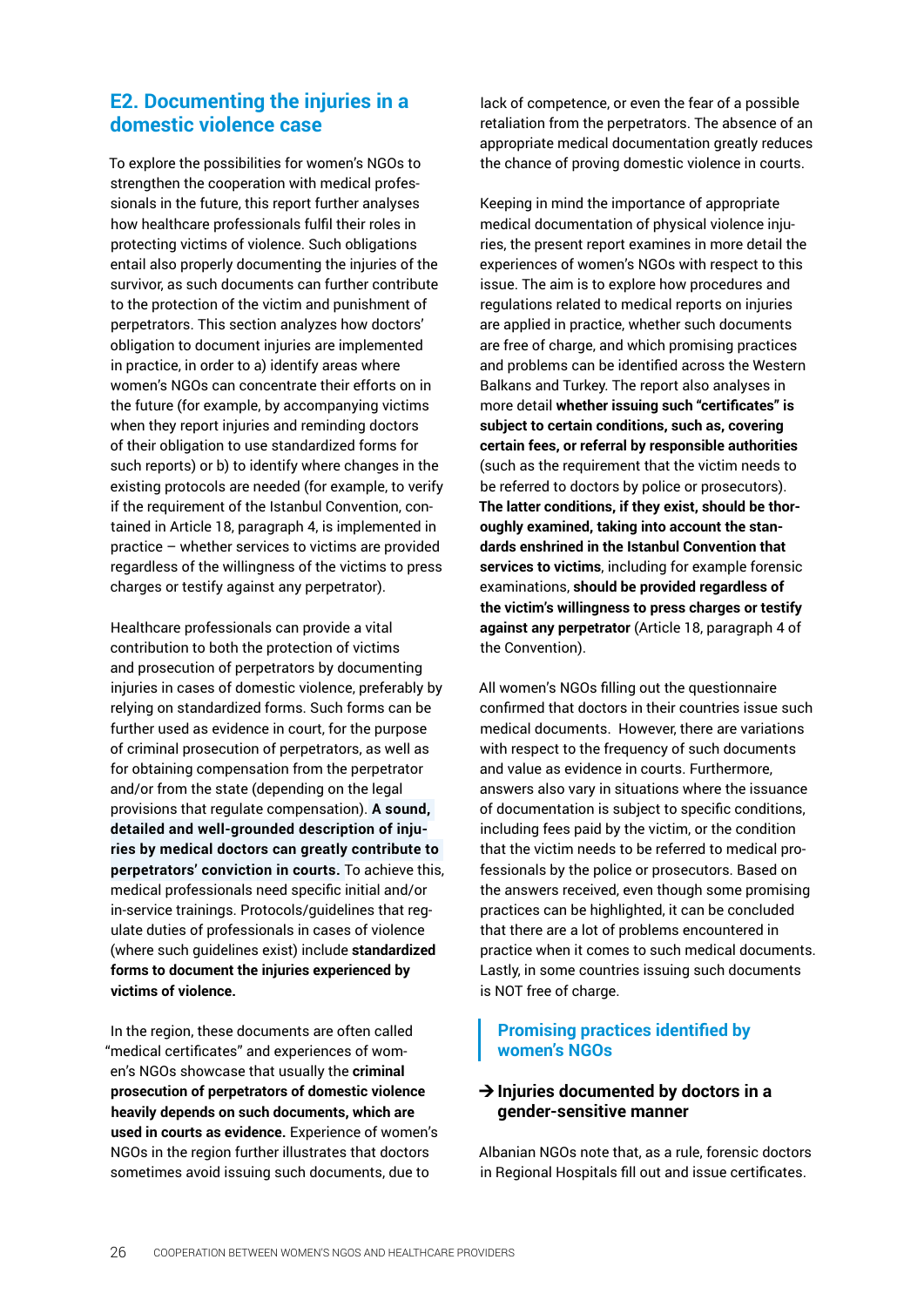## E2. Documenting the injuries in a domestic violence case

To explore the possibilities for women's NGOs to strengthen the cooperation with medical professionals in the future, this report further analyses how healthcare professionals fulfil their roles in protecting victims of violence. Such obligations entail also properly documenting the injuries of the survivor, as such documents can further contribute to the protection of the victim and punishment of perpetrators. This section analyzes how doctors' obligation to document injuries are implemented in practice, in order to a) identify areas where women's NGOs can concentrate their efforts on in the future (for example, by accompanying victims when they report injuries and reminding doctors of their obligation to use standardized forms for such reports) or b) to identify where changes in the existing protocols are needed (for example, to verify if the requirement of the Istanbul Convention, contained in Article 18, paragraph 4, is implemented in practice – whether services to victims are provided regardless of the willingness of the victims to press charges or testify against any perpetrator).

Healthcare professionals can provide a vital contribution to both the protection of victims and prosecution of perpetrators by documenting injuries in cases of domestic violence, preferably by relying on standardized forms. Such forms can be further used as evidence in court, for the purpose of criminal prosecution of perpetrators, as well as for obtaining compensation from the perpetrator and/or from the state (depending on the legal provisions that regulate compensation). **A sound, detailed and well-grounded description of injuries by medical doctors can greatly contribute to perpetrators' conviction in courts.** To achieve this, medical professionals need specific initial and/or in-service trainings. Protocols/guidelines that regulate duties of professionals in cases of violence (where such guidelines exist) include **standardized forms to document the injuries experienced by victims of violence.**

In the region, these documents are often called "medical certificates" and experiences of women's NGOs showcase that usually the **criminal prosecution of perpetrators of domestic violence heavily depends on such documents, which are used in courts as evidence.** Experience of women's NGOs in the region further illustrates that doctors sometimes avoid issuing such documents, due to lack of competence, or even the fear of a possible retaliation from the perpetrators. The absence of an appropriate medical documentation greatly reduces the chance of proving domestic violence in courts.

Keeping in mind the importance of appropriate medical documentation of physical violence injuries, the present report examines in more detail the experiences of women's NGOs with respect to this issue. The aim is to explore how procedures and regulations related to medical reports on injuries are applied in practice, whether such documents are free of charge, and which promising practices and problems can be identified across the Western Balkans and Turkey. The report also analyses in more detail **whether issuing such "certificates" is subject to certain conditions, such as, covering certain fees, or referral by responsible authorities** (such as the requirement that the victim needs to be referred to doctors by police or prosecutors). **The latter conditions, if they exist, should be thoroughly examined, taking into account the standards enshrined in the Istanbul Convention that services to victims**, including for example forensic examinations, **should be provided regardless of the victim's willingness to press charges or testify against any perpetrator** (Article 18, paragraph 4 of the Convention).

All women's NGOs filling out the questionnaire confirmed that doctors in their countries issue such medical documents. However, there are variations with respect to the frequency of such documents and value as evidence in courts. Furthermore, answers also vary in situations where the issuance of documentation is subject to specific conditions, including fees paid by the victim, or the condition that the victim needs to be referred to medical professionals by the police or prosecutors. Based on the answers received, even though some promising practices can be highlighted, it can be concluded that there are a lot of problems encountered in practice when it comes to such medical documents. Lastly, in some countries issuing such documents is NOT free of charge.

### Promising practices identified by women's NGOs

#### → Injuries documented by doctors in a gender-sensitive manner

Albanian NGOs note that, as a rule, forensic doctors in Regional Hospitals fill out and issue certificates.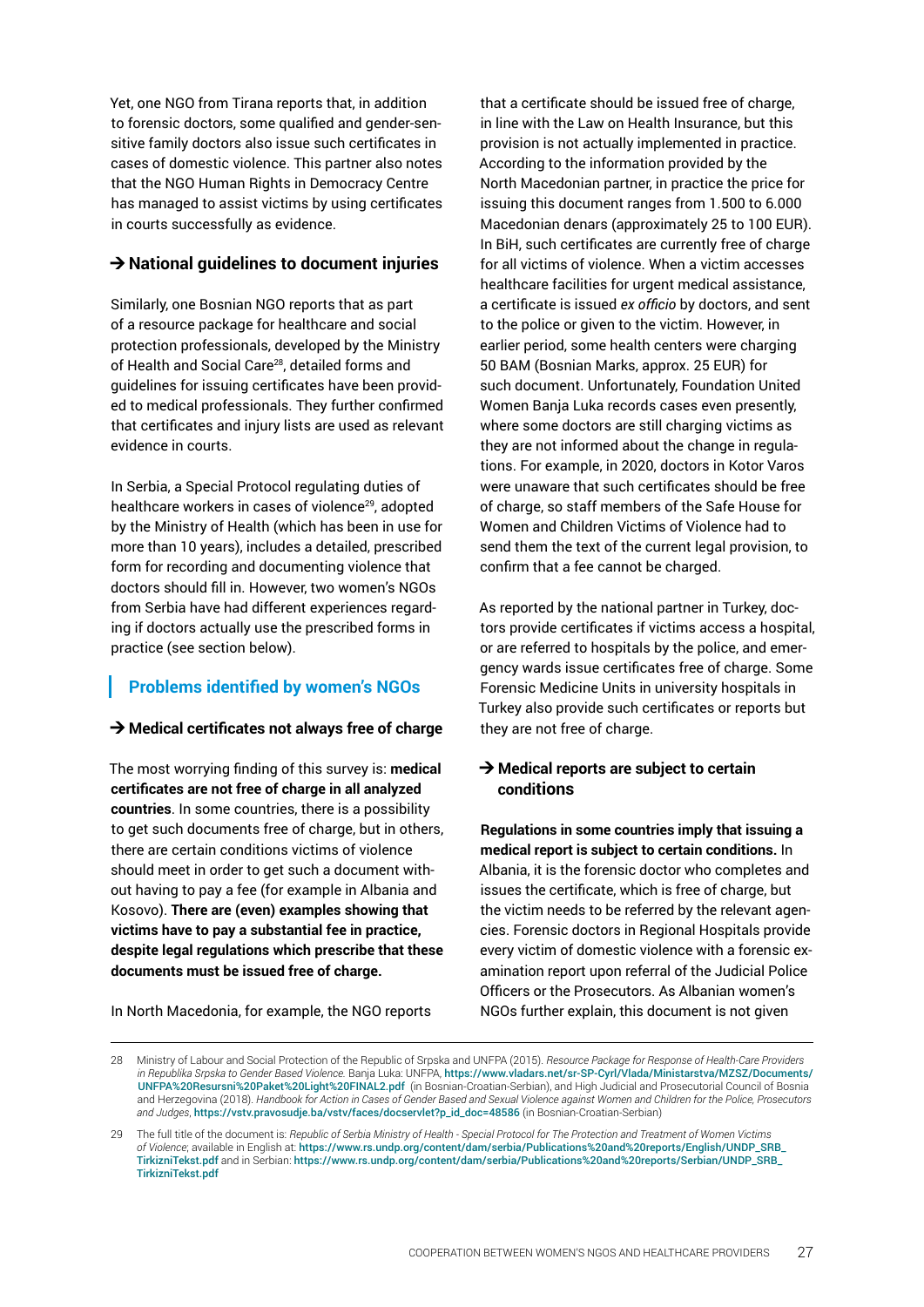Yet, one NGO from Tirana reports that, in addition to forensic doctors, some qualified and gender-sensitive family doctors also issue such certificates in cases of domestic violence. This partner also notes that the NGO Human Rights in Democracy Centre has managed to assist victims by using certificates in courts successfully as evidence.

### → National guidelines to document injuries

Similarly, one Bosnian NGO reports that as part of a resource package for healthcare and social protection professionals, developed by the Ministry of Health and Social Care[28], detailed forms and guidelines for issuing certificates have been provided to medical professionals. They further confirmed that certificates and injury lists are used as relevant evidence in courts.

In Serbia, a Special Protocol regulating duties of healthcare workers in cases of violence[29], adopted by the Ministry of Health (which has been in use for more than 10 years), includes a detailed, prescribed form for recording and documenting violence that doctors should fill in. However, two women's NGOs from Serbia have had different experiences regarding if doctors actually use the prescribed forms in practice (see section below).

## Problems identified by women's NGOs

### → Medical certificates not always free of charge

The most worrying finding of this survey is: **medical certificates are not free of charge in all analyzed countries**. In some countries, there is a possibility to get such documents free of charge, but in others, there are certain conditions victims of violence should meet in order to get such a document without having to pay a fee (for example in Albania and Kosovo). **There are (even) examples showing that victims have to pay a substantial fee in practice, despite legal regulations which prescribe that these documents must be issued free of charge.**

In North Macedonia, for example, the NGO reports that a certificate should be issued free of charge, in line with the Law on Health Insurance, but this provision is not actually implemented in practice. According to the information provided by the North Macedonian partner, in practice the price for issuing this document ranges from 1.500 to 6.000 Macedonian denars (approximately 25 to 100 EUR). In BiH, such certificates are currently free of charge for all victims of violence. When a victim accesses healthcare facilities for urgent medical assistance, a certificate is issued *ex officio* by doctors, and sent to the police or given to the victim. However, in earlier period, some health centers were charging 50 BAM (Bosnian Marks, approx. 25 EUR) for such document. Unfortunately, Foundation United Women Banja Luka records cases even presently, where some doctors are still charging victims as they are not informed about the change in regulations. For example, in 2020, doctors in Kotor Varos were unaware that such certificates should be free of charge, so staff members of the Safe House for Women and Children Victims of Violence had to send them the text of the current legal provision, to confirm that a fee cannot be charged.

As reported by the national partner in Turkey, doctors provide certificates if victims access a hospital, or are referred to hospitals by the police, and emergency wards issue certificates free of charge. Some Forensic Medicine Units in university hospitals in Turkey also provide such certificates or reports but they are not free of charge.

### → Medical reports are subject to certain conditions

**Regulations in some countries imply that issuing a medical report is subject to certain conditions.** In Albania, it is the forensic doctor who completes and issues the certificate, which is free of charge, but the victim needs to be referred by the relevant agencies. Forensic doctors in Regional Hospitals provide every victim of domestic violence with a forensic examination report upon referral of the Judicial Police Officers or the Prosecutors. As Albanian women's NGOs further explain, this document is not given

---

28 Ministry of Labour and Social Protection of the Republic of Srpska and UNFPA (2015). *Resource Package for Response of Health-Care Providers in Republika Srpska to Gender Based Violence*. Banja Luka: UNFPA, https://www.vladars.net/sr-SP-Cyrl/Vlada/Ministarstva/MZSZ/Documents/UNFPA%20Resursni%20Paket%20Light%20FINAL2.pdf (in Bosnian-Croatian-Serbian), and High Judicial and Prosecutorial Council of Bosnia and Herzegovina (2018). *Handbook for Action in Cases of Gender Based and Sexual Violence against Women and Children for the Police, Prosecutors and Judges*, https://vstv.pravosudje.ba/vstv/faces/docservlet?p_id_doc=48586 (in Bosnian-Croatian-Serbian)

29 The full title of the document is: *Republic of Serbia Ministry of Health - Special Protocol for The Protection and Treatment of Women Victims of Violence*; available in English at: https://www.rs.undp.org/content/dam/serbia/Publications%20and%20reports/English/UNDP_SRB_TirkizniTekst.pdf and in Serbian: https://www.rs.undp.org/content/dam/serbia/Publications%20and%20reports/Serbian/UNDP_SRB_TirkizniTekst.pdf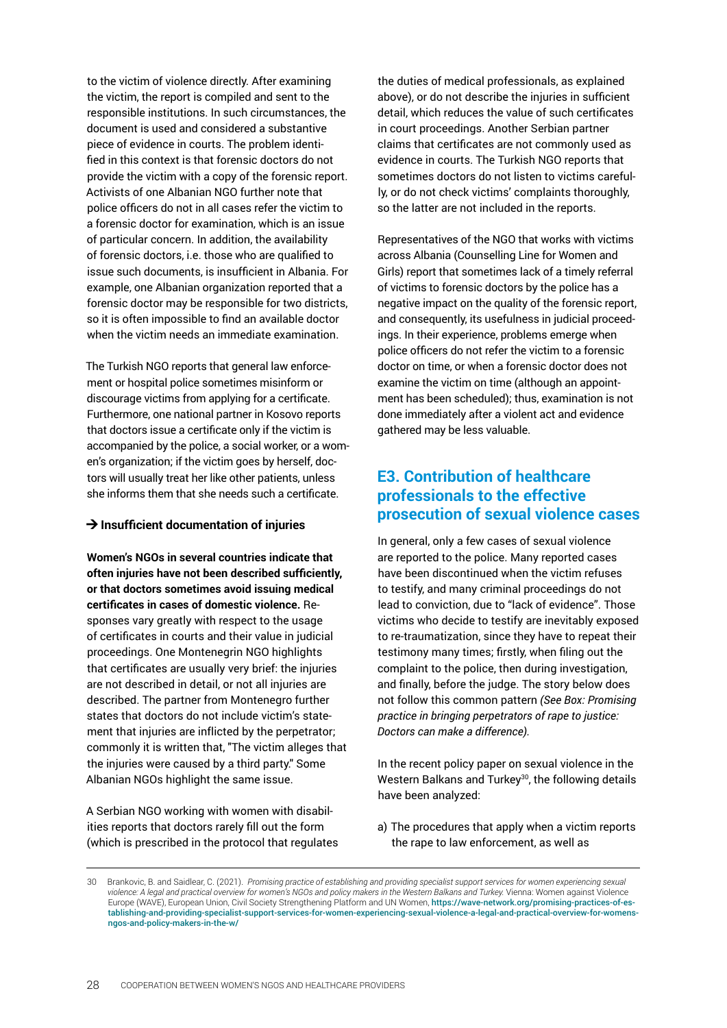to the victim of violence directly. After examining the victim, the report is compiled and sent to the responsible institutions. In such circumstances, the document is used and considered a substantive piece of evidence in courts. The problem identified in this context is that forensic doctors do not provide the victim with a copy of the forensic report. Activists of one Albanian NGO further note that police officers do not in all cases refer the victim to a forensic doctor for examination, which is an issue of particular concern. In addition, the availability of forensic doctors, i.e. those who are qualified to issue such documents, is insufficient in Albania. For example, one Albanian organization reported that a forensic doctor may be responsible for two districts, so it is often impossible to find an available doctor when the victim needs an immediate examination.

The Turkish NGO reports that general law enforcement or hospital police sometimes misinform or discourage victims from applying for a certificate. Furthermore, one national partner in Kosovo reports that doctors issue a certificate only if the victim is accompanied by the police, a social worker, or a women's organization; if the victim goes by herself, doctors will usually treat her like other patients, unless she informs them that she needs such a certificate.

#### → Insufficient documentation of injuries

**Women's NGOs in several countries indicate that often injuries have not been described sufficiently, or that doctors sometimes avoid issuing medical certificates in cases of domestic violence.** Responses vary greatly with respect to the usage of certificates in courts and their value in judicial proceedings. One Montenegrin NGO highlights that certificates are usually very brief: the injuries are not described in detail, or not all injuries are described. The partner from Montenegro further states that doctors do not include victim's statement that injuries are inflicted by the perpetrator; commonly it is written that, "The victim alleges that the injuries were caused by a third party." Some Albanian NGOs highlight the same issue.

A Serbian NGO working with women with disabilities reports that doctors rarely fill out the form (which is prescribed in the protocol that regulates the duties of medical professionals, as explained above), or do not describe the injuries in sufficient detail, which reduces the value of such certificates in court proceedings. Another Serbian partner claims that certificates are not commonly used as evidence in courts. The Turkish NGO reports that sometimes doctors do not listen to victims carefully, or do not check victims' complaints thoroughly, so the latter are not included in the reports.

Representatives of the NGO that works with victims across Albania (Counselling Line for Women and Girls) report that sometimes lack of a timely referral of victims to forensic doctors by the police has a negative impact on the quality of the forensic report, and consequently, its usefulness in judicial proceedings. In their experience, problems emerge when police officers do not refer the victim to a forensic doctor on time, or when a forensic doctor does not examine the victim on time (although an appointment has been scheduled); thus, examination is not done immediately after a violent act and evidence gathered may be less valuable.

## E3. Contribution of healthcare professionals to the effective prosecution of sexual violence cases

In general, only a few cases of sexual violence are reported to the police. Many reported cases have been discontinued when the victim refuses to testify, and many criminal proceedings do not lead to conviction, due to "lack of evidence". Those victims who decide to testify are inevitably exposed to re-traumatization, since they have to repeat their testimony many times; firstly, when filing out the complaint to the police, then during investigation, and finally, before the judge. The story below does not follow this common pattern *(See Box: Promising practice in bringing perpetrators of rape to justice: Doctors can make a difference).*

In the recent policy paper on sexual violence in the Western Balkans and Turkey[30], the following details have been analyzed:

a) The procedures that apply when a victim reports the rape to law enforcement, as well as

---

30 Brankovic, B. and Saidlear, C. (2021). *Promising practice of establishing and providing specialist support services for women experiencing sexual violence: A legal and practical overview for women's NGOs and policy makers in the Western Balkans and Turkey.* Vienna: Women against Violence Europe (WAVE), European Union, Civil Society Strengthening Platform and UN Women, https://wave-network.org/promising-practices-of-establishing-and-providing-specialist-support-services-for-women-experiencing-sexual-violence-a-legal-and-practical-overview-for-womens-ngos-and-policy-makers-in-the-w/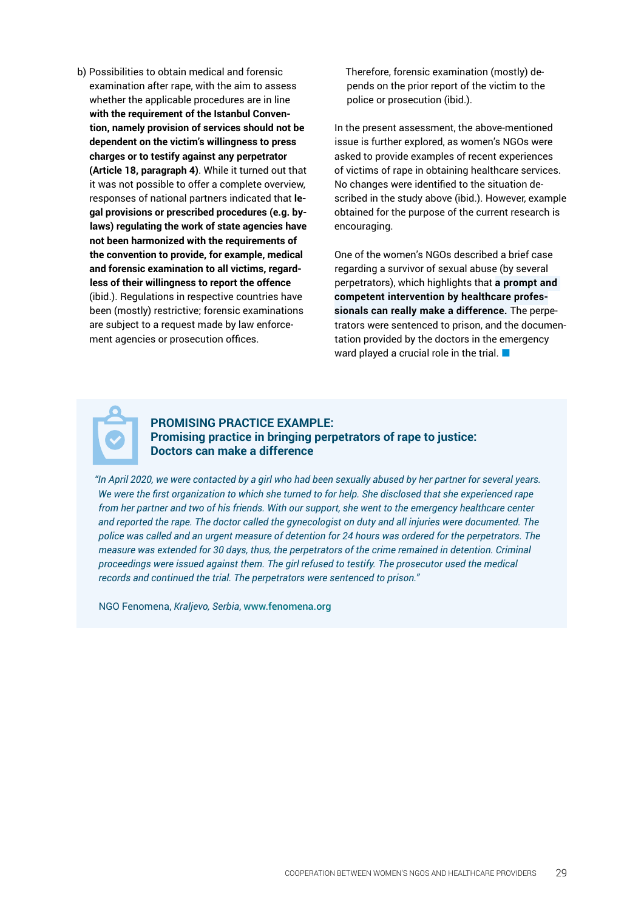b) Possibilities to obtain medical and forensic examination after rape, with the aim to assess whether the applicable procedures are in line **with the requirement of the Istanbul Convention, namely provision of services should not be dependent on the victim's willingness to press charges or to testify against any perpetrator (Article 18, paragraph 4)**. While it turned out that it was not possible to offer a complete overview, responses of national partners indicated that **legal provisions or prescribed procedures (e.g. by-laws) regulating the work of state agencies have not been harmonized with the requirements of the convention to provide, for example, medical and forensic examination to all victims, regardless of their willingness to report the offence** (ibid.). Regulations in respective countries have been (mostly) restrictive; forensic examinations are subject to a request made by law enforcement agencies or prosecution offices. Therefore, forensic examination (mostly) depends on the prior report of the victim to the police or prosecution (ibid.).

In the present assessment, the above-mentioned issue is further explored, as women's NGOs were asked to provide examples of recent experiences of victims of rape in obtaining healthcare services. No changes were identified to the situation described in the study above (ibid.). However, example obtained for the purpose of the current research is encouraging.

One of the women's NGOs described a brief case regarding a survivor of sexual abuse (by several perpetrators), which highlights that **a prompt and competent intervention by healthcare professionals can really make a difference.** The perpetrators were sentenced to prison, and the documentation provided by the doctors in the emergency ward played a crucial role in the trial.

### PROMISING PRACTICE EXAMPLE: Promising practice in bringing perpetrators of rape to justice: Doctors can make a difference

*"In April 2020, we were contacted by a girl who had been sexually abused by her partner for several years. We were the first organization to which she turned to for help. She disclosed that she experienced rape from her partner and two of his friends. With our support, she went to the emergency healthcare center and reported the rape. The doctor called the gynecologist on duty and all injuries were documented. The police was called and an urgent measure of detention for 24 hours was ordered for the perpetrators. The measure was extended for 30 days, thus, the perpetrators of the crime remained in detention. Criminal proceedings were issued against them. The girl refused to testify. The prosecutor used the medical records and continued the trial. The perpetrators were sentenced to prison."*

NGO Fenomena, *Kraljevo, Serbia*, www.fenomena.org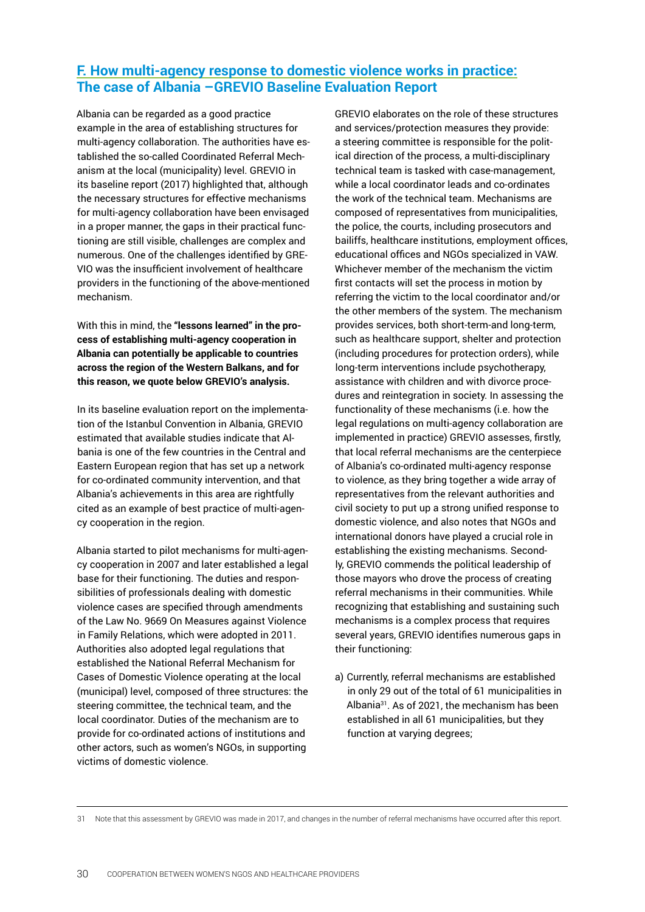## F. How multi-agency response to domestic violence works in practice: The case of Albania –GREVIO Baseline Evaluation Report

Albania can be regarded as a good practice example in the area of establishing structures for multi-agency collaboration. The authorities have established the so-called Coordinated Referral Mechanism at the local (municipality) level. GREVIO in its baseline report (2017) highlighted that, although the necessary structures for effective mechanisms for multi-agency collaboration have been envisaged in a proper manner, the gaps in their practical functioning are still visible, challenges are complex and numerous. One of the challenges identified by GREVIO was the insufficient involvement of healthcare providers in the functioning of the above-mentioned mechanism.

With this in mind, the **"lessons learned" in the process of establishing multi-agency cooperation in Albania can potentially be applicable to countries across the region of the Western Balkans, and for this reason, we quote below GREVIO's analysis.**

In its baseline evaluation report on the implementation of the Istanbul Convention in Albania, GREVIO estimated that available studies indicate that Albania is one of the few countries in the Central and Eastern European region that has set up a network for co-ordinated community intervention, and that Albania's achievements in this area are rightfully cited as an example of best practice of multi-agency cooperation in the region.

Albania started to pilot mechanisms for multi-agency cooperation in 2007 and later established a legal base for their functioning. The duties and responsibilities of professionals dealing with domestic violence cases are specified through amendments of the Law No. 9669 On Measures against Violence in Family Relations, which were adopted in 2011. Authorities also adopted legal regulations that established the National Referral Mechanism for Cases of Domestic Violence operating at the local (municipal) level, composed of three structures: the steering committee, the technical team, and the local coordinator. Duties of the mechanism are to provide for co-ordinated actions of institutions and other actors, such as women's NGOs, in supporting victims of domestic violence.

GREVIO elaborates on the role of these structures and services/protection measures they provide: a steering committee is responsible for the political direction of the process, a multi-disciplinary technical team is tasked with case-management, while a local coordinator leads and co-ordinates the work of the technical team. Mechanisms are composed of representatives from municipalities, the police, the courts, including prosecutors and bailiffs, healthcare institutions, employment offices, educational offices and NGOs specialized in VAW. Whichever member of the mechanism the victim first contacts will set the process in motion by referring the victim to the local coordinator and/or the other members of the system. The mechanism provides services, both short-term-and long-term, such as healthcare support, shelter and protection (including procedures for protection orders), while long-term interventions include psychotherapy, assistance with children and with divorce procedures and reintegration in society. In assessing the functionality of these mechanisms (i.e. how the legal regulations on multi-agency collaboration are implemented in practice) GREVIO assesses, firstly, that local referral mechanisms are the centerpiece of Albania's co-ordinated multi-agency response to violence, as they bring together a wide array of representatives from the relevant authorities and civil society to put up a strong unified response to domestic violence, and also notes that NGOs and international donors have played a crucial role in establishing the existing mechanisms. Secondly, GREVIO commends the political leadership of those mayors who drove the process of creating referral mechanisms in their communities. While recognizing that establishing and sustaining such mechanisms is a complex process that requires several years, GREVIO identifies numerous gaps in their functioning:

a) Currently, referral mechanisms are established in only 29 out of the total of 61 municipalities in Albania[31]. As of 2021, the mechanism has been established in all 61 municipalities, but they function at varying degrees;

---

31 Note that this assessment by GREVIO was made in 2017, and changes in the number of referral mechanisms have occurred after this report.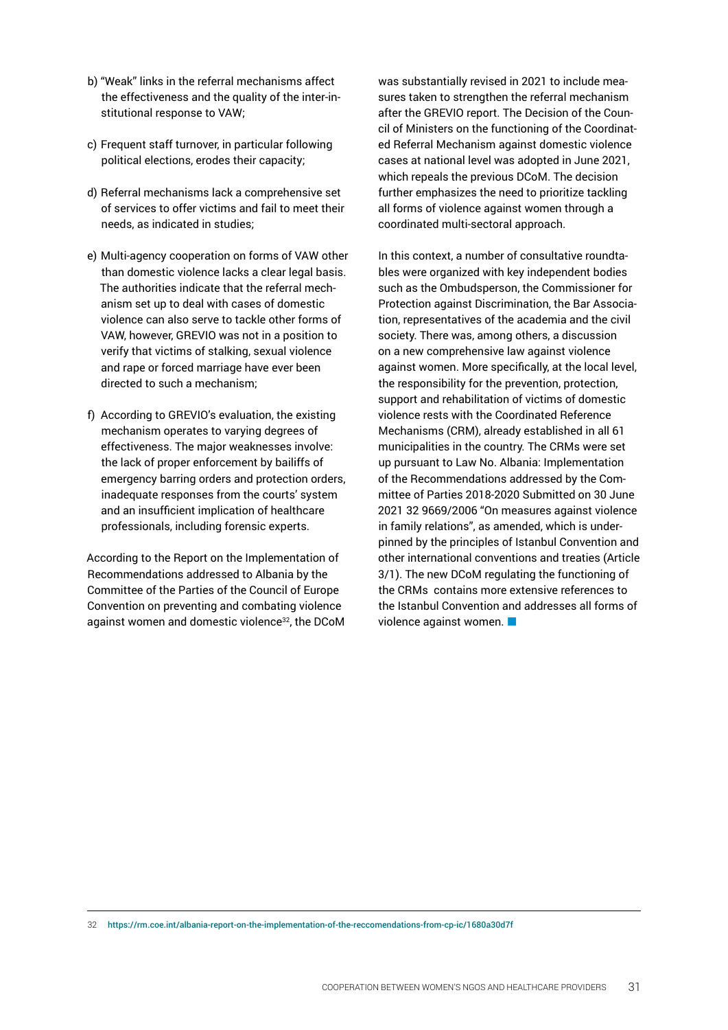b) "Weak" links in the referral mechanisms affect the effectiveness and the quality of the inter-institutional response to VAW;

c) Frequent staff turnover, in particular following political elections, erodes their capacity;

d) Referral mechanisms lack a comprehensive set of services to offer victims and fail to meet their needs, as indicated in studies;

e) Multi-agency cooperation on forms of VAW other than domestic violence lacks a clear legal basis. The authorities indicate that the referral mechanism set up to deal with cases of domestic violence can also serve to tackle other forms of VAW, however, GREVIO was not in a position to verify that victims of stalking, sexual violence and rape or forced marriage have ever been directed to such a mechanism;

f) According to GREVIO's evaluation, the existing mechanism operates to varying degrees of effectiveness. The major weaknesses involve: the lack of proper enforcement by bailiffs of emergency barring orders and protection orders, inadequate responses from the courts' system and an insufficient implication of healthcare professionals, including forensic experts.

According to the Report on the Implementation of Recommendations addressed to Albania by the Committee of the Parties of the Council of Europe Convention on preventing and combating violence against women and domestic violence[32], the DCoM was substantially revised in 2021 to include measures taken to strengthen the referral mechanism after the GREVIO report. The Decision of the Council of Ministers on the functioning of the Coordinated Referral Mechanism against domestic violence cases at national level was adopted in June 2021, which repeals the previous DCoM. The decision further emphasizes the need to prioritize tackling all forms of violence against women through a coordinated multi-sectoral approach.

In this context, a number of consultative roundtables were organized with key independent bodies such as the Ombudsperson, the Commissioner for Protection against Discrimination, the Bar Association, representatives of the academia and the civil society. There was, among others, a discussion on a new comprehensive law against violence against women. More specifically, at the local level, the responsibility for the prevention, protection, support and rehabilitation of victims of domestic violence rests with the Coordinated Reference Mechanisms (CRM), already established in all 61 municipalities in the country. The CRMs were set up pursuant to Law No. Albania: Implementation of the Recommendations addressed by the Committee of Parties 2018-2020 Submitted on 30 June 2021 32 9669/2006 "On measures against violence in family relations", as amended, which is underpinned by the principles of Istanbul Convention and other international conventions and treaties (Article 3/1). The new DCoM regulating the functioning of the CRMs contains more extensive references to the Istanbul Convention and addresses all forms of violence against women.

---

32 https://rm.coe.int/albania-report-on-the-implementation-of-the-reccomendations-from-cp-ic/1680a30d7f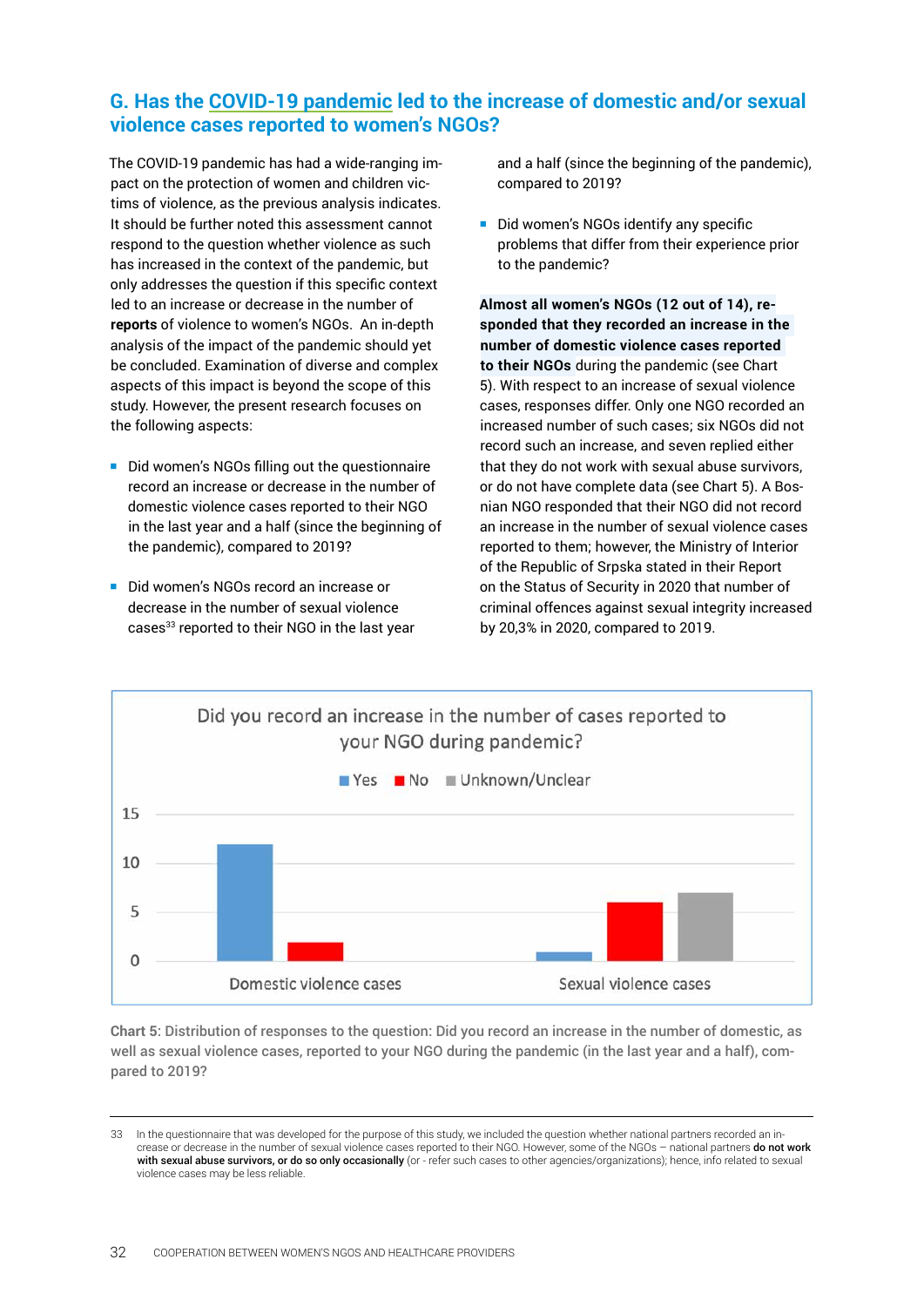## G. Has the COVID-19 pandemic led to the increase of domestic and/or sexual violence cases reported to women's NGOs?

The COVID-19 pandemic has had a wide-ranging impact on the protection of women and children victims of violence, as the previous analysis indicates. It should be further noted this assessment cannot respond to the question whether violence as such has increased in the context of the pandemic, but only addresses the question if this specific context led to an increase or decrease in the number of **reports** of violence to women's NGOs. An in-depth analysis of the impact of the pandemic should yet be concluded. Examination of diverse and complex aspects of this impact is beyond the scope of this study. However, the present research focuses on the following aspects:

- Did women's NGOs filling out the questionnaire record an increase or decrease in the number of domestic violence cases reported to their NGO in the last year and a half (since the beginning of the pandemic), compared to 2019?
- Did women's NGOs record an increase or decrease in the number of sexual violence cases[33] reported to their NGO in the last year and a half (since the beginning of the pandemic), compared to 2019?
- Did women's NGOs identify any specific problems that differ from their experience prior to the pandemic?

**Almost all women's NGOs (12 out of 14), responded that they recorded an increase in the number of domestic violence cases reported to their NGOs** during the pandemic (see Chart 5). With respect to an increase of sexual violence cases, responses differ. Only one NGO recorded an increased number of such cases; six NGOs did not record such an increase, and seven replied either that they do not work with sexual abuse survivors, or do not have complete data (see Chart 5). A Bosnian NGO responded that their NGO did not record an increase in the number of sexual violence cases reported to them; however, the Ministry of Interior of the Republic of Srpska stated in their Report on the Status of Security in 2020 that number of criminal offences against sexual integrity increased by 20,3% in 2020, compared to 2019.

**Did you record an increase in the number of cases reported to your NGO during pandemic?**

| | Yes | No | Unknown/Unclear |
|---|---|---|---|
| Domestic violence cases | 12 | 2 | 0 |
| Sexual violence cases | 1 | 6 | 7 |

Chart 5: Distribution of responses to the question: Did you record an increase in the number of domestic, as well as sexual violence cases, reported to your NGO during the pandemic (in the last year and a half), compared to 2019?

---

33 In the questionnaire that was developed for the purpose of this study, we included the question whether national partners recorded an increase or decrease in the number of sexual violence cases reported to their NGO. However, some of the NGOs – national partners **do not work with sexual abuse survivors, or do so only occasionally** (or - refer such cases to other agencies/organizations); hence, info related to sexual violence cases may be less reliable.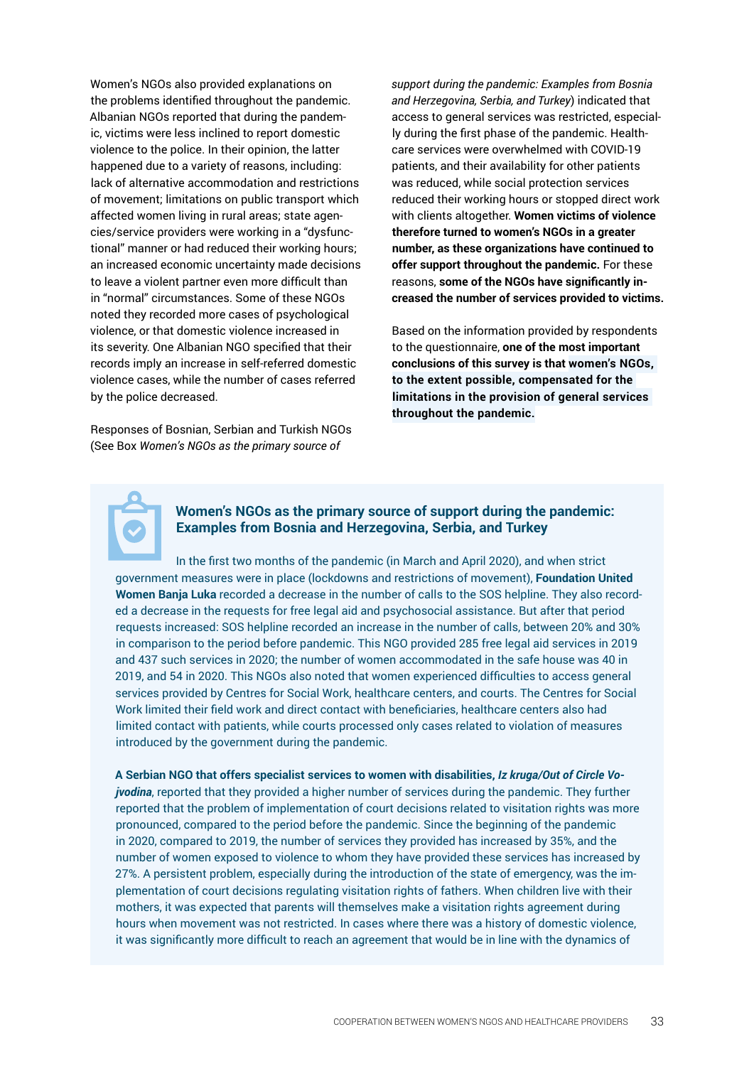Women's NGOs also provided explanations on the problems identified throughout the pandemic. Albanian NGOs reported that during the pandemic, victims were less inclined to report domestic violence to the police. In their opinion, the latter happened due to a variety of reasons, including: lack of alternative accommodation and restrictions of movement; limitations on public transport which affected women living in rural areas; state agencies/service providers were working in a "dysfunctional" manner or had reduced their working hours; an increased economic uncertainty made decisions to leave a violent partner even more difficult than in "normal" circumstances. Some of these NGOs noted they recorded more cases of psychological violence, or that domestic violence increased in its severity. One Albanian NGO specified that their records imply an increase in self-referred domestic violence cases, while the number of cases referred by the police decreased.

Responses of Bosnian, Serbian and Turkish NGOs (See Box *Women's NGOs as the primary source of support during the pandemic: Examples from Bosnia and Herzegovina, Serbia, and Turkey*) indicated that access to general services was restricted, especially during the first phase of the pandemic. Healthcare services were overwhelmed with COVID-19 patients, and their availability for other patients was reduced, while social protection services reduced their working hours or stopped direct work with clients altogether. **Women victims of violence therefore turned to women's NGOs in a greater number, as these organizations have continued to offer support throughout the pandemic.** For these reasons, **some of the NGOs have significantly increased the number of services provided to victims.**

Based on the information provided by respondents to the questionnaire, **one of the most important conclusions of this survey is that women's NGOs, to the extent possible, compensated for the limitations in the provision of general services throughout the pandemic.**

### Women's NGOs as the primary source of support during the pandemic: Examples from Bosnia and Herzegovina, Serbia, and Turkey

In the first two months of the pandemic (in March and April 2020), and when strict government measures were in place (lockdowns and restrictions of movement), **Foundation United Women Banja Luka** recorded a decrease in the number of calls to the SOS helpline. They also recorded a decrease in the requests for free legal aid and psychosocial assistance. But after that period requests increased: SOS helpline recorded an increase in the number of calls, between 20% and 30% in comparison to the period before pandemic. This NGO provided 285 free legal aid services in 2019 and 437 such services in 2020; the number of women accommodated in the safe house was 40 in 2019, and 54 in 2020. This NGOs also noted that women experienced difficulties to access general services provided by Centres for Social Work, healthcare centers, and courts. The Centres for Social Work limited their field work and direct contact with beneficiaries, healthcare centers also had limited contact with patients, while courts processed only cases related to violation of measures introduced by the government during the pandemic.

**A Serbian NGO that offers specialist services to women with disabilities, *Iz kruga/Out of Circle Vojvodina***, reported that they provided a higher number of services during the pandemic. They further reported that the problem of implementation of court decisions related to visitation rights was more pronounced, compared to the period before the pandemic. Since the beginning of the pandemic in 2020, compared to 2019, the number of services they provided has increased by 35%, and the number of women exposed to violence to whom they have provided these services has increased by 27%. A persistent problem, especially during the introduction of the state of emergency, was the implementation of court decisions regulating visitation rights of fathers. When children live with their mothers, it was expected that parents will themselves make a visitation rights agreement during hours when movement was not restricted. In cases where there was a history of domestic violence, it was significantly more difficult to reach an agreement that would be in line with the dynamics of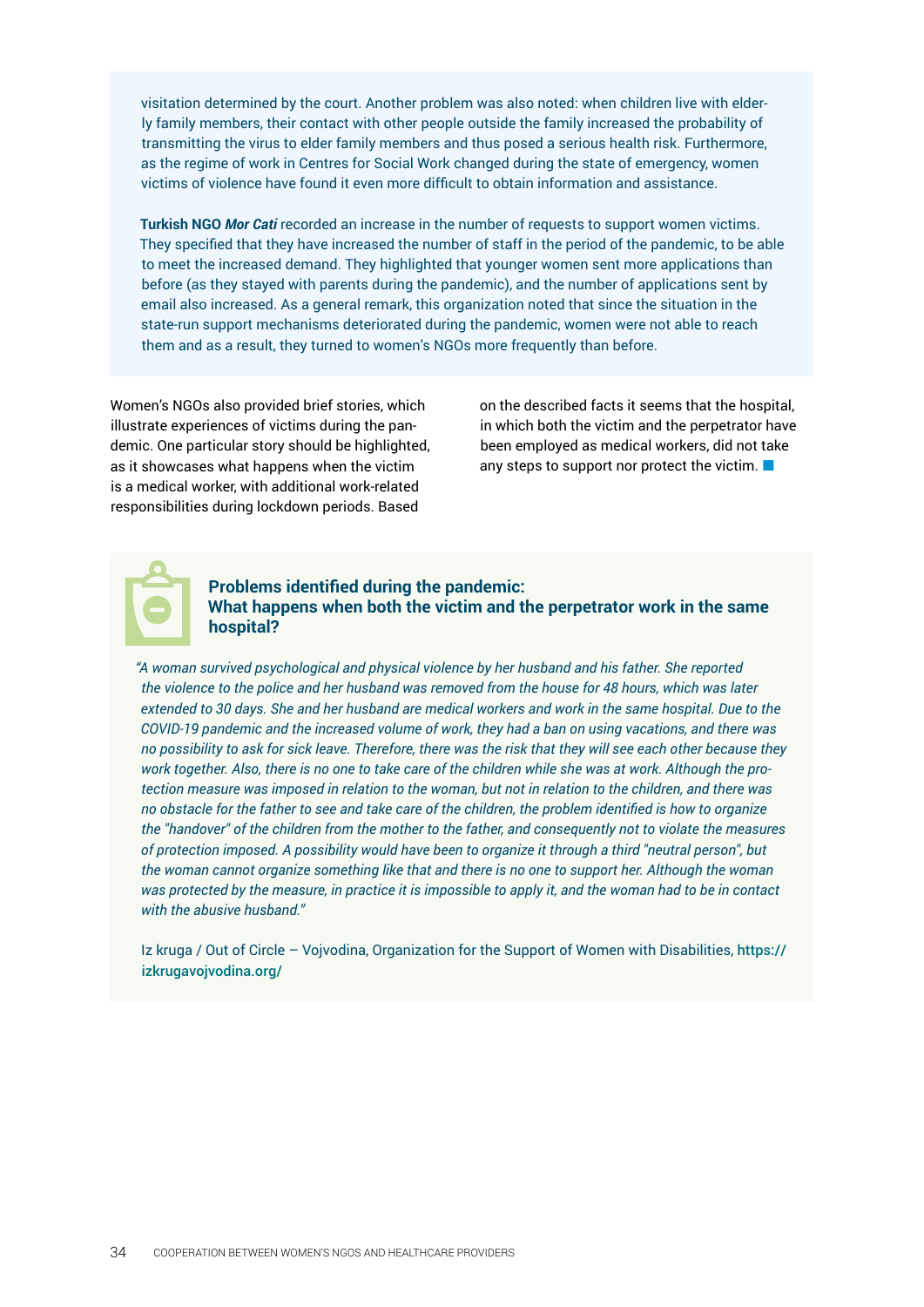visitation determined by the court. Another problem was also noted: when children live with elderly family members, their contact with other people outside the family increased the probability of transmitting the virus to elder family members and thus posed a serious health risk. Furthermore, as the regime of work in Centres for Social Work changed during the state of emergency, women victims of violence have found it even more difficult to obtain information and assistance.

**Turkish NGO *Mor Cati*** recorded an increase in the number of requests to support women victims. They specified that they have increased the number of staff in the period of the pandemic, to be able to meet the increased demand. They highlighted that younger women sent more applications than before (as they stayed with parents during the pandemic), and the number of applications sent by email also increased. As a general remark, this organization noted that since the situation in the state-run support mechanisms deteriorated during the pandemic, women were not able to reach them and as a result, they turned to women's NGOs more frequently than before.

Women's NGOs also provided brief stories, which illustrate experiences of victims during the pandemic. One particular story should be highlighted, as it showcases what happens when the victim is a medical worker, with additional work-related responsibilities during lockdown periods. Based on the described facts it seems that the hospital, in which both the victim and the perpetrator have been employed as medical workers, did not take any steps to support nor protect the victim.

### Problems identified during the pandemic: What happens when both the victim and the perpetrator work in the same hospital?

*"A woman survived psychological and physical violence by her husband and his father. She reported the violence to the police and her husband was removed from the house for 48 hours, which was later extended to 30 days. She and her husband are medical workers and work in the same hospital. Due to the COVID-19 pandemic and the increased volume of work, they had a ban on using vacations, and there was no possibility to ask for sick leave. Therefore, there was the risk that they will see each other because they work together. Also, there is no one to take care of the children while she was at work. Although the protection measure was imposed in relation to the woman, but not in relation to the children, and there was no obstacle for the father to see and take care of the children, the problem identified is how to organize the "handover" of the children from the mother to the father, and consequently not to violate the measures of protection imposed. A possibility would have been to organize it through a third "neutral person", but the woman cannot organize something like that and there is no one to support her. Although the woman was protected by the measure, in practice it is impossible to apply it, and the woman had to be in contact with the abusive husband."*

Iz kruga / Out of Circle – Vojvodina, Organization for the Support of Women with Disabilities, **https://izkrugavojvodina.org/**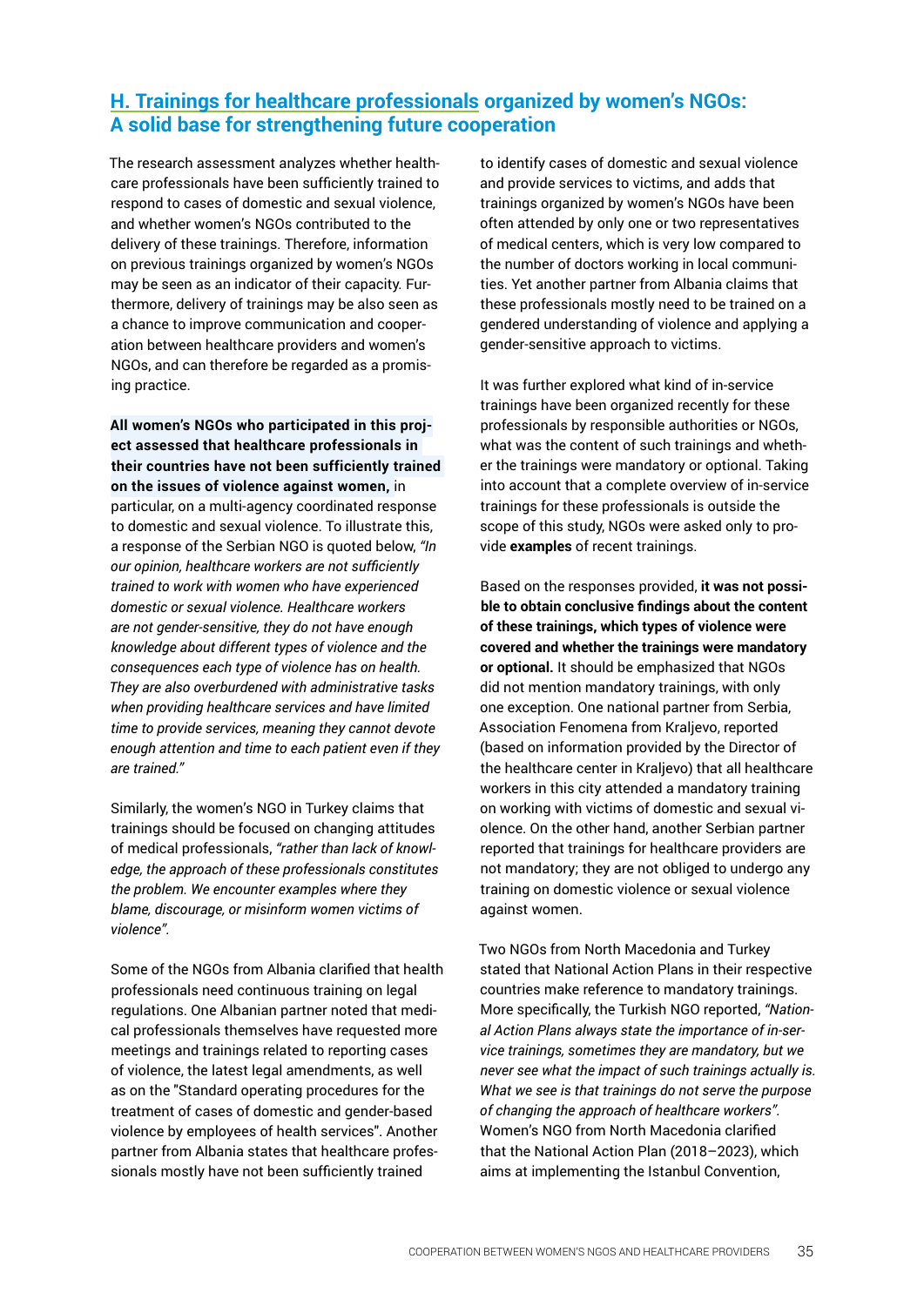## H. Trainings for healthcare professionals organized by women's NGOs: A solid base for strengthening future cooperation

The research assessment analyzes whether healthcare professionals have been sufficiently trained to respond to cases of domestic and sexual violence, and whether women's NGOs contributed to the delivery of these trainings. Therefore, information on previous trainings organized by women's NGOs may be seen as an indicator of their capacity. Furthermore, delivery of trainings may be also seen as a chance to improve communication and cooperation between healthcare providers and women's NGOs, and can therefore be regarded as a promising practice.

**All women's NGOs who participated in this project assessed that healthcare professionals in their countries have not been sufficiently trained on the issues of violence against women,** in particular, on a multi-agency coordinated response to domestic and sexual violence. To illustrate this, a response of the Serbian NGO is quoted below, *"In our opinion, healthcare workers are not sufficiently trained to work with women who have experienced domestic or sexual violence. Healthcare workers are not gender-sensitive, they do not have enough knowledge about different types of violence and the consequences each type of violence has on health. They are also overburdened with administrative tasks when providing healthcare services and have limited time to provide services, meaning they cannot devote enough attention and time to each patient even if they are trained."*

Similarly, the women's NGO in Turkey claims that trainings should be focused on changing attitudes of medical professionals, *"rather than lack of knowledge, the approach of these professionals constitutes the problem. We encounter examples where they blame, discourage, or misinform women victims of violence".*

Some of the NGOs from Albania clarified that health professionals need continuous training on legal regulations. One Albanian partner noted that medical professionals themselves have requested more meetings and trainings related to reporting cases of violence, the latest legal amendments, as well as on the "Standard operating procedures for the treatment of cases of domestic and gender-based violence by employees of health services". Another partner from Albania states that healthcare professionals mostly have not been sufficiently trained to identify cases of domestic and sexual violence and provide services to victims, and adds that trainings organized by women's NGOs have been often attended by only one or two representatives of medical centers, which is very low compared to the number of doctors working in local communities. Yet another partner from Albania claims that these professionals mostly need to be trained on a gendered understanding of violence and applying a gender-sensitive approach to victims.

It was further explored what kind of in-service trainings have been organized recently for these professionals by responsible authorities or NGOs, what was the content of such trainings and whether the trainings were mandatory or optional. Taking into account that a complete overview of in-service trainings for these professionals is outside the scope of this study, NGOs were asked only to provide **examples** of recent trainings.

Based on the responses provided, **it was not possible to obtain conclusive findings about the content of these trainings, which types of violence were covered and whether the trainings were mandatory or optional.** It should be emphasized that NGOs did not mention mandatory trainings, with only one exception. One national partner from Serbia, Association Fenomena from Kraljevo, reported (based on information provided by the Director of the healthcare center in Kraljevo) that all healthcare workers in this city attended a mandatory training on working with victims of domestic and sexual violence. On the other hand, another Serbian partner reported that trainings for healthcare providers are not mandatory; they are not obliged to undergo any training on domestic violence or sexual violence against women.

Two NGOs from North Macedonia and Turkey stated that National Action Plans in their respective countries make reference to mandatory trainings. More specifically, the Turkish NGO reported, *"National Action Plans always state the importance of in-service trainings, sometimes they are mandatory, but we never see what the impact of such trainings actually is. What we see is that trainings do not serve the purpose of changing the approach of healthcare workers".* Women's NGO from North Macedonia clarified that the National Action Plan (2018–2023), which aims at implementing the Istanbul Convention,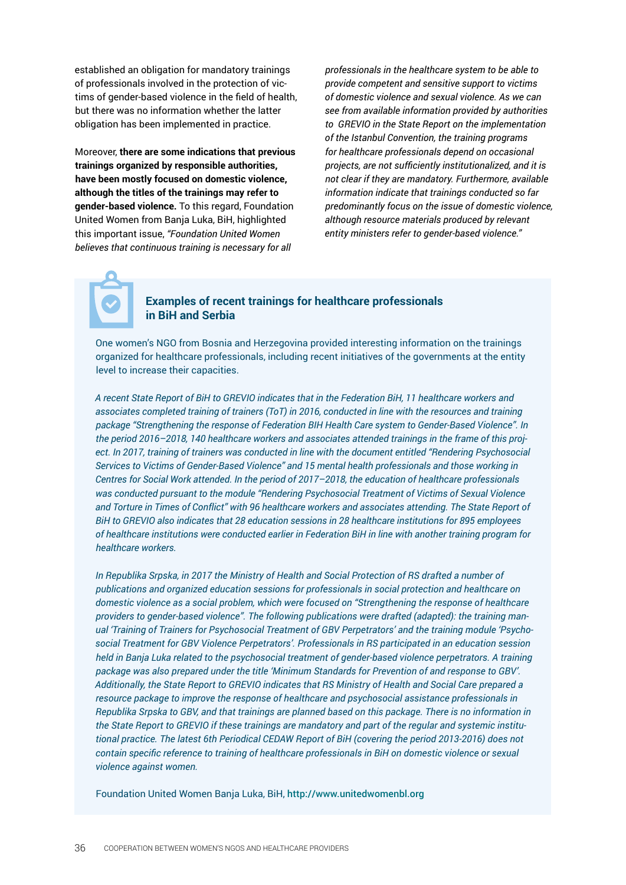established an obligation for mandatory trainings of professionals involved in the protection of victims of gender-based violence in the field of health, but there was no information whether the latter obligation has been implemented in practice.

Moreover, **there are some indications that previous trainings organized by responsible authorities, have been mostly focused on domestic violence, although the titles of the trainings may refer to gender-based violence.** To this regard, Foundation United Women from Banja Luka, BiH, highlighted this important issue, *"Foundation United Women believes that continuous training is necessary for all professionals in the healthcare system to be able to provide competent and sensitive support to victims of domestic violence and sexual violence. As we can see from available information provided by authorities to GREVIO in the State Report on the implementation of the Istanbul Convention, the training programs for healthcare professionals depend on occasional projects, are not sufficiently institutionalized, and it is not clear if they are mandatory. Furthermore, available information indicate that trainings conducted so far predominantly focus on the issue of domestic violence, although resource materials produced by relevant entity ministers refer to gender-based violence."*

### Examples of recent trainings for healthcare professionals in BiH and Serbia

One women's NGO from Bosnia and Herzegovina provided interesting information on the trainings organized for healthcare professionals, including recent initiatives of the governments at the entity level to increase their capacities.

*A recent State Report of BiH to GREVIO indicates that in the Federation BiH, 11 healthcare workers and associates completed training of trainers (ToT) in 2016, conducted in line with the resources and training package "Strengthening the response of Federation BIH Health Care system to Gender-Based Violence". In the period 2016–2018, 140 healthcare workers and associates attended trainings in the frame of this project. In 2017, training of trainers was conducted in line with the document entitled "Rendering Psychosocial Services to Victims of Gender-Based Violence" and 15 mental health professionals and those working in Centres for Social Work attended. In the period of 2017–2018, the education of healthcare professionals was conducted pursuant to the module "Rendering Psychosocial Treatment of Victims of Sexual Violence and Torture in Times of Conflict" with 96 healthcare workers and associates attending. The State Report of BiH to GREVIO also indicates that 28 education sessions in 28 healthcare institutions for 895 employees of healthcare institutions were conducted earlier in Federation BiH in line with another training program for healthcare workers.*

*In Republika Srpska, in 2017 the Ministry of Health and Social Protection of RS drafted a number of publications and organized education sessions for professionals in social protection and healthcare on domestic violence as a social problem, which were focused on "Strengthening the response of healthcare providers to gender-based violence". The following publications were drafted (adapted): the training manual 'Training of Trainers for Psychosocial Treatment of GBV Perpetrators' and the training module 'Psychosocial Treatment for GBV Violence Perpetrators'. Professionals in RS participated in an education session held in Banja Luka related to the psychosocial treatment of gender-based violence perpetrators. A training package was also prepared under the title 'Minimum Standards for Prevention of and response to GBV'. Additionally, the State Report to GREVIO indicates that RS Ministry of Health and Social Care prepared a resource package to improve the response of healthcare and psychosocial assistance professionals in Republika Srpska to GBV, and that trainings are planned based on this package. There is no information in the State Report to GREVIO if these trainings are mandatory and part of the regular and systemic institutional practice. The latest 6th Periodical CEDAW Report of BiH (covering the period 2013-2016) does not contain specific reference to training of healthcare professionals in BiH on domestic violence or sexual violence against women.*

Foundation United Women Banja Luka, BiH, **http://www.unitedwomenbl.org**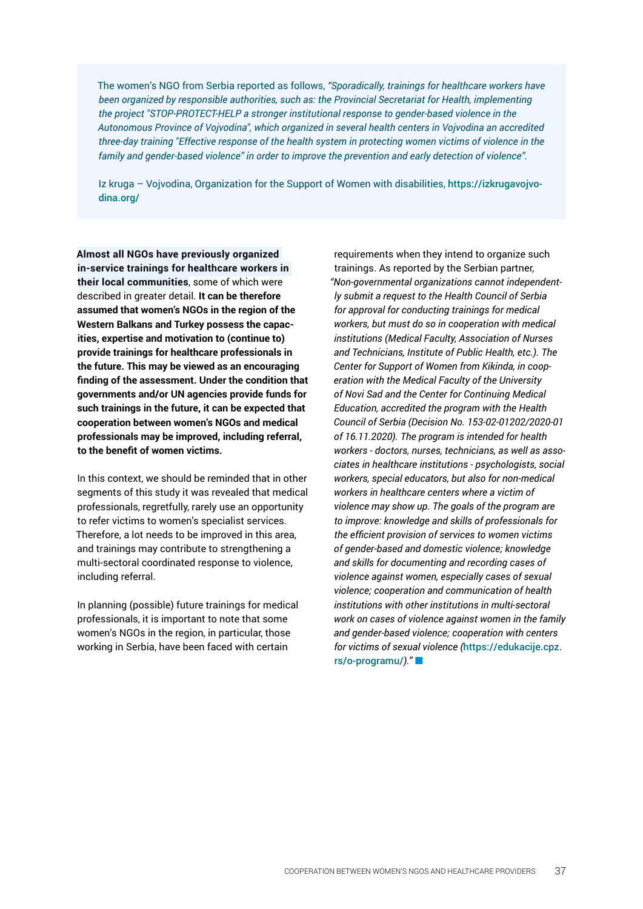The women's NGO from Serbia reported as follows, *"Sporadically, trainings for healthcare workers have been organized by responsible authorities, such as: the Provincial Secretariat for Health, implementing the project "STOP-PROTECT-HELP a stronger institutional response to gender-based violence in the Autonomous Province of Vojvodina", which organized in several health centers in Vojvodina an accredited three-day training "Effective response of the health system in protecting women victims of violence in the family and gender-based violence" in order to improve the prevention and early detection of violence".*

Iz kruga – Vojvodina, Organization for the Support of Women with disabilities, https://izkrugavojvodina.org/

**Almost all NGOs have previously organized in-service trainings for healthcare workers in their local communities**, some of which were described in greater detail. **It can be therefore assumed that women's NGOs in the region of the Western Balkans and Turkey possess the capacities, expertise and motivation to (continue to) provide trainings for healthcare professionals in the future. This may be viewed as an encouraging finding of the assessment. Under the condition that governments and/or UN agencies provide funds for such trainings in the future, it can be expected that cooperation between women's NGOs and medical professionals may be improved, including referral, to the benefit of women victims.**

In this context, we should be reminded that in other segments of this study it was revealed that medical professionals, regretfully, rarely use an opportunity to refer victims to women's specialist services. Therefore, a lot needs to be improved in this area, and trainings may contribute to strengthening a multi-sectoral coordinated response to violence, including referral.

In planning (possible) future trainings for medical professionals, it is important to note that some women's NGOs in the region, in particular, those working in Serbia, have been faced with certain requirements when they intend to organize such trainings. As reported by the Serbian partner, *"Non-governmental organizations cannot independently submit a request to the Health Council of Serbia for approval for conducting trainings for medical workers, but must do so in cooperation with medical institutions (Medical Faculty, Association of Nurses and Technicians, Institute of Public Health, etc.). The Center for Support of Women from Kikinda, in cooperation with the Medical Faculty of the University of Novi Sad and the Center for Continuing Medical Education, accredited the program with the Health Council of Serbia (Decision No. 153-02-01202/2020-01 of 16.11.2020). The program is intended for health workers - doctors, nurses, technicians, as well as associates in healthcare institutions - psychologists, social workers, special educators, but also for non-medical workers in healthcare centers where a victim of violence may show up. The goals of the program are to improve: knowledge and skills of professionals for the efficient provision of services to women victims of gender-based and domestic violence; knowledge and skills for documenting and recording cases of violence against women, especially cases of sexual violence; cooperation and communication of health institutions with other institutions in multi-sectoral work on cases of violence against women in the family and gender-based violence; cooperation with centers for victims of sexual violence (*https://edukacije.cpz.rs/o-programu/*)."*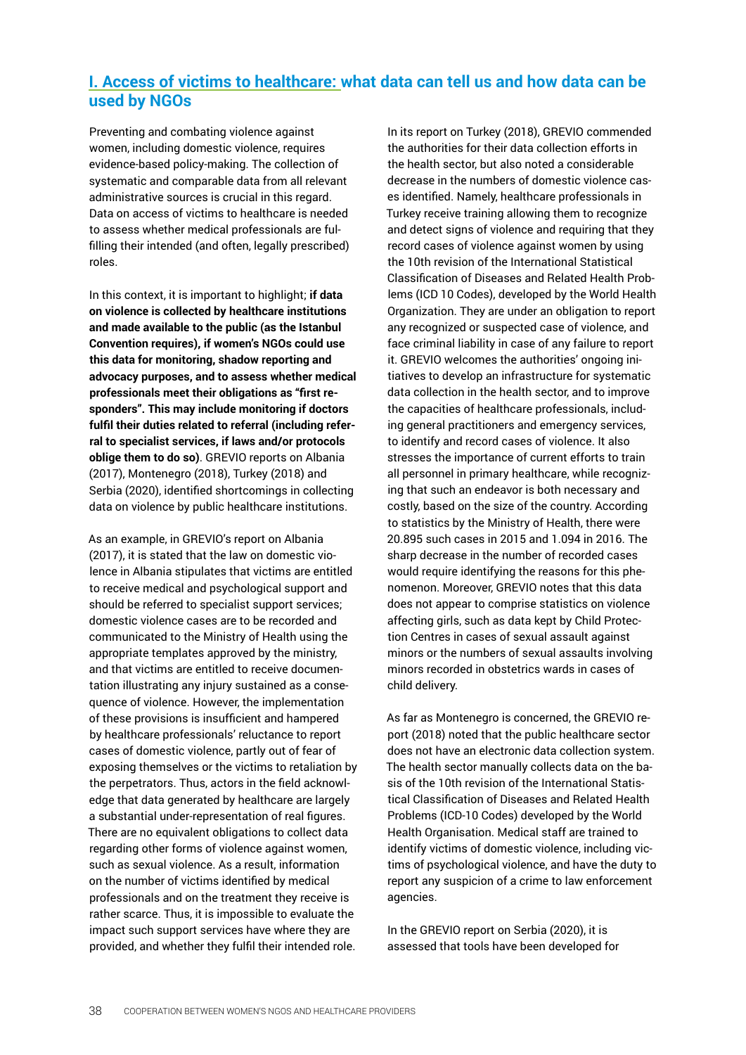## I. Access of victims to healthcare: what data can tell us and how data can be used by NGOs

Preventing and combating violence against women, including domestic violence, requires evidence-based policy-making. The collection of systematic and comparable data from all relevant administrative sources is crucial in this regard. Data on access of victims to healthcare is needed to assess whether medical professionals are fulfilling their intended (and often, legally prescribed) roles.

In this context, it is important to highlight; **if data on violence is collected by healthcare institutions and made available to the public (as the Istanbul Convention requires), if women's NGOs could use this data for monitoring, shadow reporting and advocacy purposes, and to assess whether medical professionals meet their obligations as "first responders". This may include monitoring if doctors fulfil their duties related to referral (including referral to specialist services, if laws and/or protocols oblige them to do so)**. GREVIO reports on Albania (2017), Montenegro (2018), Turkey (2018) and Serbia (2020), identified shortcomings in collecting data on violence by public healthcare institutions.

As an example, in GREVIO's report on Albania (2017), it is stated that the law on domestic violence in Albania stipulates that victims are entitled to receive medical and psychological support and should be referred to specialist support services; domestic violence cases are to be recorded and communicated to the Ministry of Health using the appropriate templates approved by the ministry, and that victims are entitled to receive documentation illustrating any injury sustained as a consequence of violence. However, the implementation of these provisions is insufficient and hampered by healthcare professionals' reluctance to report cases of domestic violence, partly out of fear of exposing themselves or the victims to retaliation by the perpetrators. Thus, actors in the field acknowledge that data generated by healthcare are largely a substantial under-representation of real figures. There are no equivalent obligations to collect data regarding other forms of violence against women, such as sexual violence. As a result, information on the number of victims identified by medical professionals and on the treatment they receive is rather scarce. Thus, it is impossible to evaluate the impact such support services have where they are provided, and whether they fulfil their intended role.

In its report on Turkey (2018), GREVIO commended the authorities for their data collection efforts in the health sector, but also noted a considerable decrease in the numbers of domestic violence cases identified. Namely, healthcare professionals in Turkey receive training allowing them to recognize and detect signs of violence and requiring that they record cases of violence against women by using the 10th revision of the International Statistical Classification of Diseases and Related Health Problems (ICD 10 Codes), developed by the World Health Organization. They are under an obligation to report any recognized or suspected case of violence, and face criminal liability in case of any failure to report it. GREVIO welcomes the authorities' ongoing initiatives to develop an infrastructure for systematic data collection in the health sector, and to improve the capacities of healthcare professionals, including general practitioners and emergency services, to identify and record cases of violence. It also stresses the importance of current efforts to train all personnel in primary healthcare, while recognizing that such an endeavor is both necessary and costly, based on the size of the country. According to statistics by the Ministry of Health, there were 20.895 such cases in 2015 and 1.094 in 2016. The sharp decrease in the number of recorded cases would require identifying the reasons for this phenomenon. Moreover, GREVIO notes that this data does not appear to comprise statistics on violence affecting girls, such as data kept by Child Protection Centres in cases of sexual assault against minors or the numbers of sexual assaults involving minors recorded in obstetrics wards in cases of child delivery.

As far as Montenegro is concerned, the GREVIO report (2018) noted that the public healthcare sector does not have an electronic data collection system. The health sector manually collects data on the basis of the 10th revision of the International Statistical Classification of Diseases and Related Health Problems (ICD-10 Codes) developed by the World Health Organisation. Medical staff are trained to identify victims of domestic violence, including victims of psychological violence, and have the duty to report any suspicion of a crime to law enforcement agencies.

In the GREVIO report on Serbia (2020), it is assessed that tools have been developed for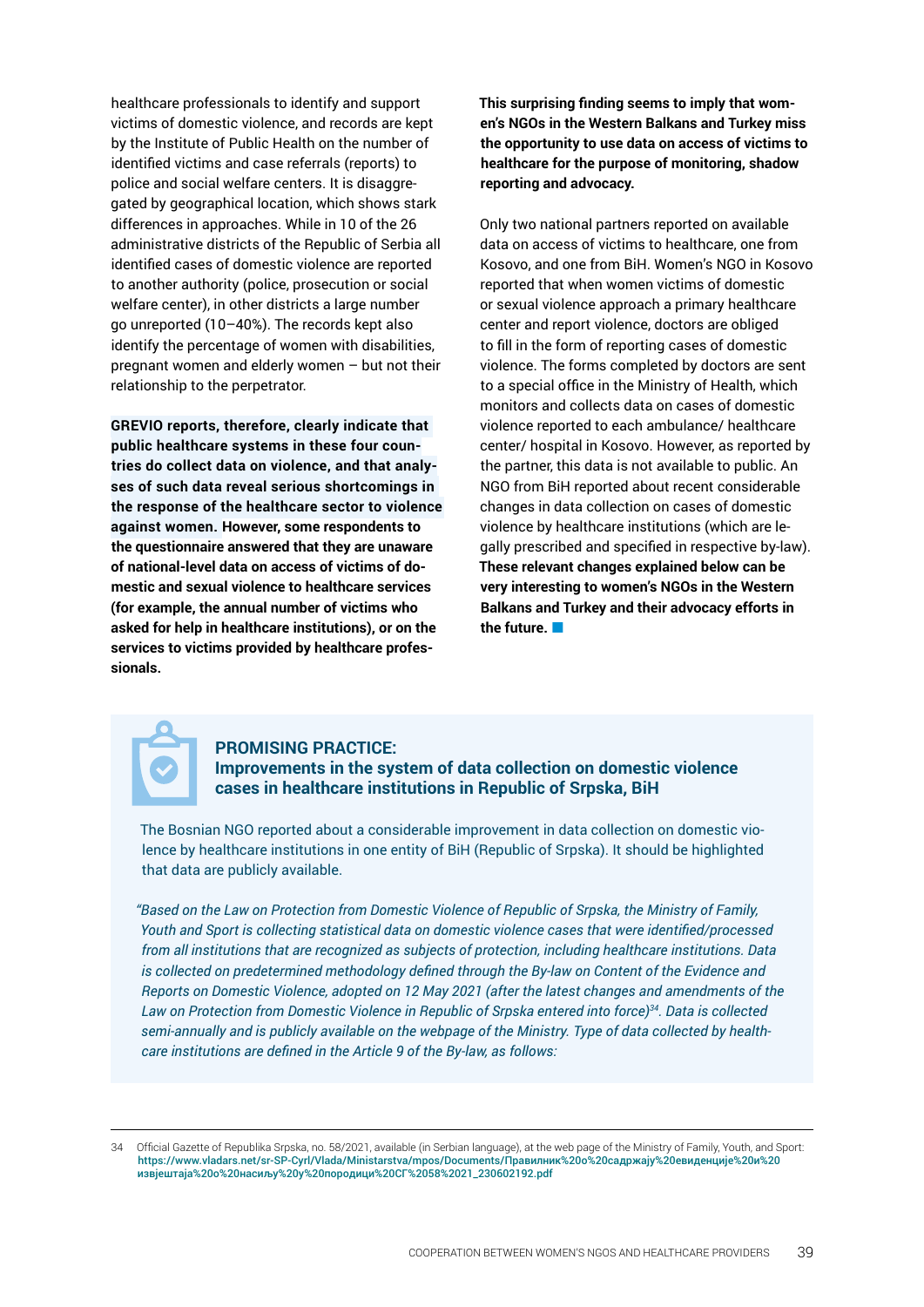healthcare professionals to identify and support victims of domestic violence, and records are kept by the Institute of Public Health on the number of identified victims and case referrals (reports) to police and social welfare centers. It is disaggregated by geographical location, which shows stark differences in approaches. While in 10 of the 26 administrative districts of the Republic of Serbia all identified cases of domestic violence are reported to another authority (police, prosecution or social welfare center), in other districts a large number go unreported (10–40%). The records kept also identify the percentage of women with disabilities, pregnant women and elderly women – but not their relationship to the perpetrator.

**GREVIO reports, therefore, clearly indicate that public healthcare systems in these four countries do collect data on violence, and that analyses of such data reveal serious shortcomings in the response of the healthcare sector to violence against women. However, some respondents to the questionnaire answered that they are unaware of national-level data on access of victims of domestic and sexual violence to healthcare services (for example, the annual number of victims who asked for help in healthcare institutions), or on the services to victims provided by healthcare professionals.**

**This surprising finding seems to imply that women's NGOs in the Western Balkans and Turkey miss the opportunity to use data on access of victims to healthcare for the purpose of monitoring, shadow reporting and advocacy.**

Only two national partners reported on available data on access of victims to healthcare, one from Kosovo, and one from BiH. Women's NGO in Kosovo reported that when women victims of domestic or sexual violence approach a primary healthcare center and report violence, doctors are obliged to fill in the form of reporting cases of domestic violence. The forms completed by doctors are sent to a special office in the Ministry of Health, which monitors and collects data on cases of domestic violence reported to each ambulance/ healthcare center/ hospital in Kosovo. However, as reported by the partner, this data is not available to public. An NGO from BiH reported about recent considerable changes in data collection on cases of domestic violence by healthcare institutions (which are legally prescribed and specified in respective by-law). **These relevant changes explained below can be very interesting to women's NGOs in the Western Balkans and Turkey and their advocacy efforts in the future.**

## PROMISING PRACTICE: Improvements in the system of data collection on domestic violence cases in healthcare institutions in Republic of Srpska, BiH

The Bosnian NGO reported about a considerable improvement in data collection on domestic violence by healthcare institutions in one entity of BiH (Republic of Srpska). It should be highlighted that data are publicly available.

*"Based on the Law on Protection from Domestic Violence of Republic of Srpska, the Ministry of Family, Youth and Sport is collecting statistical data on domestic violence cases that were identified/processed from all institutions that are recognized as subjects of protection, including healthcare institutions. Data is collected on predetermined methodology defined through the By-law on Content of the Evidence and Reports on Domestic Violence, adopted on 12 May 2021 (after the latest changes and amendments of the Law on Protection from Domestic Violence in Republic of Srpska entered into force)[34]. Data is collected semi-annually and is publicly available on the webpage of the Ministry. Type of data collected by healthcare institutions are defined in the Article 9 of the By-law, as follows:*

34 Official Gazette of Republika Srpska, no. 58/2021, available (in Serbian language), at the web page of the Ministry of Family, Youth, and Sport: https://www.vladars.net/sr-SP-Cyrl/Vlada/Ministarstva/mpos/Documents/Правилник%20о%20садржају%20евиденције%20и%20извјештаја%20о%20насиљу%20у%20породици%20СГ%2058%2021_230602192.pdf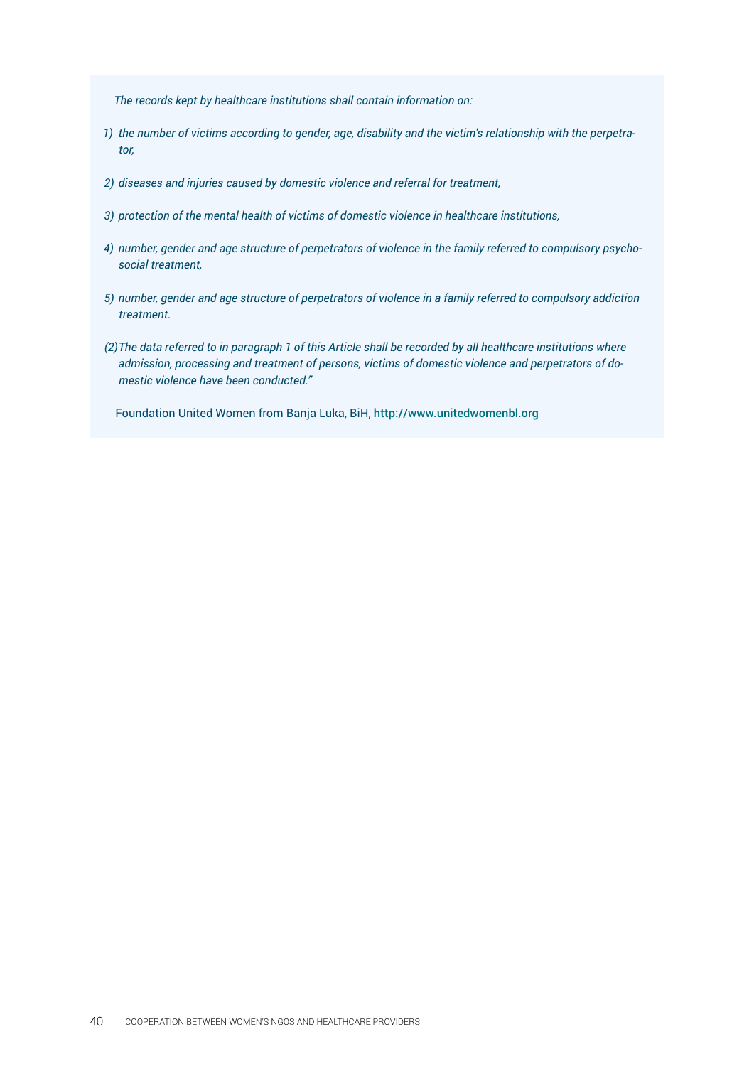*The records kept by healthcare institutions shall contain information on:*

1) *the number of victims according to gender, age, disability and the victim's relationship with the perpetrator,*

2) *diseases and injuries caused by domestic violence and referral for treatment,*

3) *protection of the mental health of victims of domestic violence in healthcare institutions,*

4) *number, gender and age structure of perpetrators of violence in the family referred to compulsory psycho-social treatment,*

5) *number, gender and age structure of perpetrators of violence in a family referred to compulsory addiction treatment.*

*(2) The data referred to in paragraph 1 of this Article shall be recorded by all healthcare institutions where admission, processing and treatment of persons, victims of domestic violence and perpetrators of domestic violence have been conducted."*

Foundation United Women from Banja Luka, BiH, http://www.unitedwomenbl.org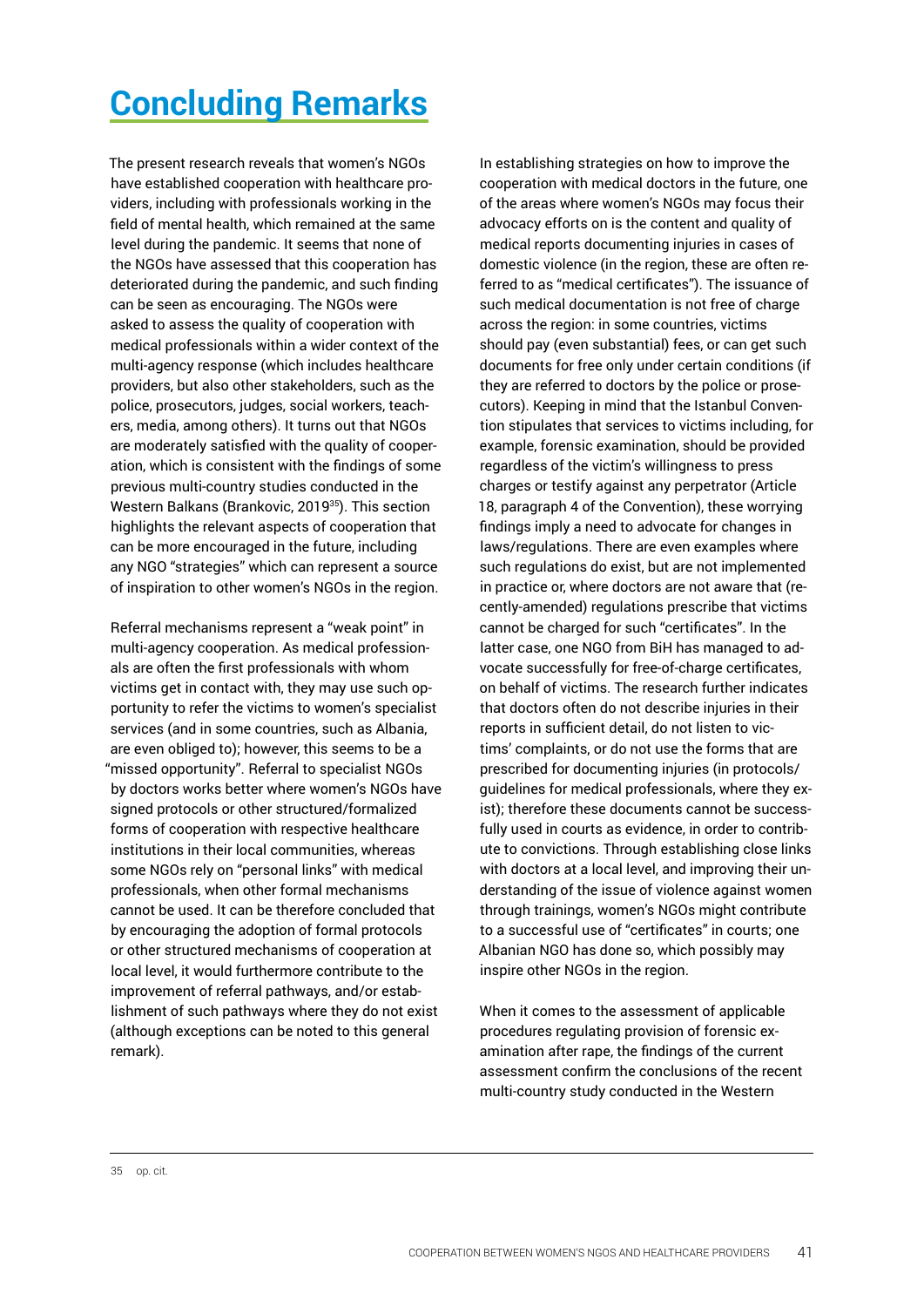# Concluding Remarks

The present research reveals that women's NGOs have established cooperation with healthcare providers, including with professionals working in the field of mental health, which remained at the same level during the pandemic. It seems that none of the NGOs have assessed that this cooperation has deteriorated during the pandemic, and such finding can be seen as encouraging. The NGOs were asked to assess the quality of cooperation with medical professionals within a wider context of the multi-agency response (which includes healthcare providers, but also other stakeholders, such as the police, prosecutors, judges, social workers, teachers, media, among others). It turns out that NGOs are moderately satisfied with the quality of cooperation, which is consistent with the findings of some previous multi-country studies conducted in the Western Balkans (Brankovic, 2019[35]). This section highlights the relevant aspects of cooperation that can be more encouraged in the future, including any NGO "strategies" which can represent a source of inspiration to other women's NGOs in the region.

Referral mechanisms represent a "weak point" in multi-agency cooperation. As medical professionals are often the first professionals with whom victims get in contact with, they may use such opportunity to refer the victims to women's specialist services (and in some countries, such as Albania, are even obliged to); however, this seems to be a "missed opportunity". Referral to specialist NGOs by doctors works better where women's NGOs have signed protocols or other structured/formalized forms of cooperation with respective healthcare institutions in their local communities, whereas some NGOs rely on "personal links" with medical professionals, when other formal mechanisms cannot be used. It can be therefore concluded that by encouraging the adoption of formal protocols or other structured mechanisms of cooperation at local level, it would furthermore contribute to the improvement of referral pathways, and/or establishment of such pathways where they do not exist (although exceptions can be noted to this general remark).

In establishing strategies on how to improve the cooperation with medical doctors in the future, one of the areas where women's NGOs may focus their advocacy efforts on is the content and quality of medical reports documenting injuries in cases of domestic violence (in the region, these are often referred to as "medical certificates"). The issuance of such medical documentation is not free of charge across the region: in some countries, victims should pay (even substantial) fees, or can get such documents for free only under certain conditions (if they are referred to doctors by the police or prosecutors). Keeping in mind that the Istanbul Convention stipulates that services to victims including, for example, forensic examination, should be provided regardless of the victim's willingness to press charges or testify against any perpetrator (Article 18, paragraph 4 of the Convention), these worrying findings imply a need to advocate for changes in laws/regulations. There are even examples where such regulations do exist, but are not implemented in practice or, where doctors are not aware that (recently-amended) regulations prescribe that victims cannot be charged for such "certificates". In the latter case, one NGO from BiH has managed to advocate successfully for free-of-charge certificates, on behalf of victims. The research further indicates that doctors often do not describe injuries in their reports in sufficient detail, do not listen to victims' complaints, or do not use the forms that are prescribed for documenting injuries (in protocols/guidelines for medical professionals, where they exist); therefore these documents cannot be successfully used in courts as evidence, in order to contribute to convictions. Through establishing close links with doctors at a local level, and improving their understanding of the issue of violence against women through trainings, women's NGOs might contribute to a successful use of "certificates" in courts; one Albanian NGO has done so, which possibly may inspire other NGOs in the region.

When it comes to the assessment of applicable procedures regulating provision of forensic examination after rape, the findings of the current assessment confirm the conclusions of the recent multi-country study conducted in the Western

---

35 op. cit.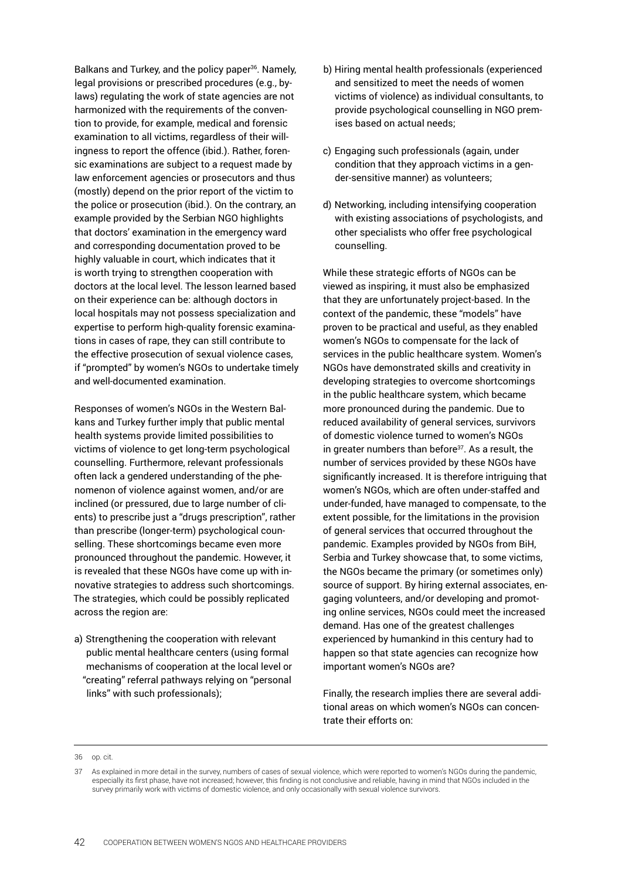Balkans and Turkey, and the policy paper[36]. Namely, legal provisions or prescribed procedures (e.g., by-laws) regulating the work of state agencies are not harmonized with the requirements of the convention to provide, for example, medical and forensic examination to all victims, regardless of their willingness to report the offence (ibid.). Rather, forensic examinations are subject to a request made by law enforcement agencies or prosecutors and thus (mostly) depend on the prior report of the victim to the police or prosecution (ibid.). On the contrary, an example provided by the Serbian NGO highlights that doctors' examination in the emergency ward and corresponding documentation proved to be highly valuable in court, which indicates that it is worth trying to strengthen cooperation with doctors at the local level. The lesson learned based on their experience can be: although doctors in local hospitals may not possess specialization and expertise to perform high-quality forensic examinations in cases of rape, they can still contribute to the effective prosecution of sexual violence cases, if "prompted" by women's NGOs to undertake timely and well-documented examination.

Responses of women's NGOs in the Western Balkans and Turkey further imply that public mental health systems provide limited possibilities to victims of violence to get long-term psychological counselling. Furthermore, relevant professionals often lack a gendered understanding of the phenomenon of violence against women, and/or are inclined (or pressured, due to large number of clients) to prescribe just a "drugs prescription", rather than prescribe (longer-term) psychological counselling. These shortcomings became even more pronounced throughout the pandemic. However, it is revealed that these NGOs have come up with innovative strategies to address such shortcomings. The strategies, which could be possibly replicated across the region are:

a) Strengthening the cooperation with relevant public mental healthcare centers (using formal mechanisms of cooperation at the local level or "creating" referral pathways relying on "personal links" with such professionals);

b) Hiring mental health professionals (experienced and sensitized to meet the needs of women victims of violence) as individual consultants, to provide psychological counselling in NGO premises based on actual needs;

c) Engaging such professionals (again, under condition that they approach victims in a gender-sensitive manner) as volunteers;

d) Networking, including intensifying cooperation with existing associations of psychologists, and other specialists who offer free psychological counselling.

While these strategic efforts of NGOs can be viewed as inspiring, it must also be emphasized that they are unfortunately project-based. In the context of the pandemic, these "models" have proven to be practical and useful, as they enabled women's NGOs to compensate for the lack of services in the public healthcare system. Women's NGOs have demonstrated skills and creativity in developing strategies to overcome shortcomings in the public healthcare system, which became more pronounced during the pandemic. Due to reduced availability of general services, survivors of domestic violence turned to women's NGOs in greater numbers than before[37]. As a result, the number of services provided by these NGOs have significantly increased. It is therefore intriguing that women's NGOs, which are often under-staffed and under-funded, have managed to compensate, to the extent possible, for the limitations in the provision of general services that occurred throughout the pandemic. Examples provided by NGOs from BiH, Serbia and Turkey showcase that, to some victims, the NGOs became the primary (or sometimes only) source of support. By hiring external associates, engaging volunteers, and/or developing and promoting online services, NGOs could meet the increased demand. Has one of the greatest challenges experienced by humankind in this century had to happen so that state agencies can recognize how important women's NGOs are?

Finally, the research implies there are several additional areas on which women's NGOs can concentrate their efforts on:

---

36 op. cit.

37 As explained in more detail in the survey, numbers of cases of sexual violence, which were reported to women's NGOs during the pandemic, especially its first phase, have not increased; however, this finding is not conclusive and reliable, having in mind that NGOs included in the survey primarily work with victims of domestic violence, and only occasionally with sexual violence survivors.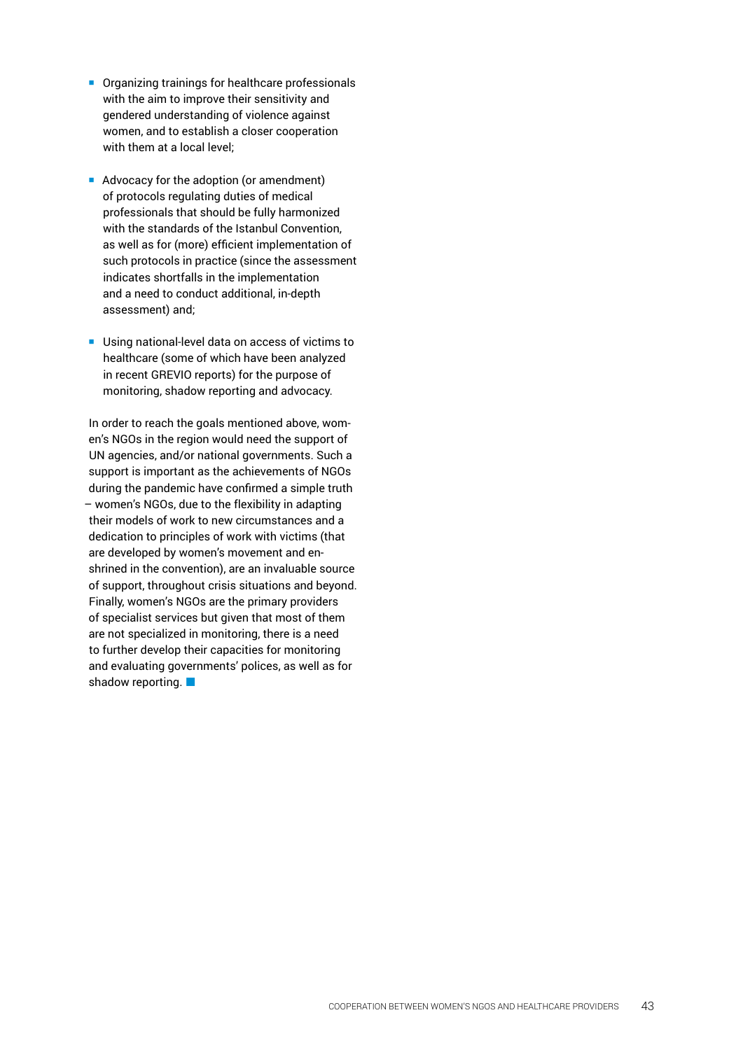- Organizing trainings for healthcare professionals with the aim to improve their sensitivity and gendered understanding of violence against women, and to establish a closer cooperation with them at a local level;

- Advocacy for the adoption (or amendment) of protocols regulating duties of medical professionals that should be fully harmonized with the standards of the Istanbul Convention, as well as for (more) efficient implementation of such protocols in practice (since the assessment indicates shortfalls in the implementation and a need to conduct additional, in-depth assessment) and;

- Using national-level data on access of victims to healthcare (some of which have been analyzed in recent GREVIO reports) for the purpose of monitoring, shadow reporting and advocacy.

In order to reach the goals mentioned above, women's NGOs in the region would need the support of UN agencies, and/or national governments. Such a support is important as the achievements of NGOs during the pandemic have confirmed a simple truth – women's NGOs, due to the flexibility in adapting their models of work to new circumstances and a dedication to principles of work with victims (that are developed by women's movement and enshrined in the convention), are an invaluable source of support, throughout crisis situations and beyond. Finally, women's NGOs are the primary providers of specialist services but given that most of them are not specialized in monitoring, there is a need to further develop their capacities for monitoring and evaluating governments' polices, as well as for shadow reporting.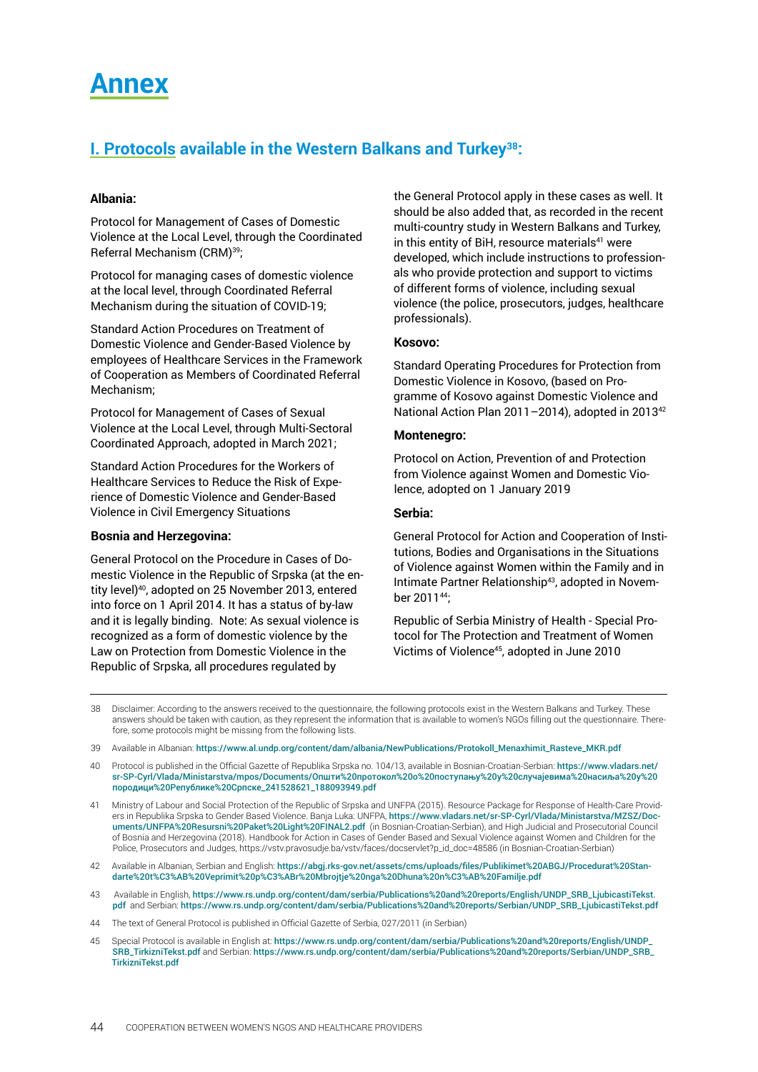# Annex

## I. Protocols available in the Western Balkans and Turkey[38]:

**Albania:**

Protocol for Management of Cases of Domestic Violence at the Local Level, through the Coordinated Referral Mechanism (CRM)[39];

Protocol for managing cases of domestic violence at the local level, through Coordinated Referral Mechanism during the situation of COVID-19;

Standard Action Procedures on Treatment of Domestic Violence and Gender-Based Violence by employees of Healthcare Services in the Framework of Cooperation as Members of Coordinated Referral Mechanism;

Protocol for Management of Cases of Sexual Violence at the Local Level, through Multi-Sectoral Coordinated Approach, adopted in March 2021;

Standard Action Procedures for the Workers of Healthcare Services to Reduce the Risk of Experience of Domestic Violence and Gender-Based Violence in Civil Emergency Situations

**Bosnia and Herzegovina:**

General Protocol on the Procedure in Cases of Domestic Violence in the Republic of Srpska (at the entity level)[40], adopted on 25 November 2013, entered into force on 1 April 2014. It has a status of by-law and it is legally binding. Note: As sexual violence is recognized as a form of domestic violence by the Law on Protection from Domestic Violence in the Republic of Srpska, all procedures regulated by the General Protocol apply in these cases as well. It should be also added that, as recorded in the recent multi-country study in Western Balkans and Turkey, in this entity of BiH, resource materials[41] were developed, which include instructions to professionals who provide protection and support to victims of different forms of violence, including sexual violence (the police, prosecutors, judges, healthcare professionals).

**Kosovo:**

Standard Operating Procedures for Protection from Domestic Violence in Kosovo, (based on Programme of Kosovo against Domestic Violence and National Action Plan 2011–2014), adopted in 2013[42]

**Montenegro:**

Protocol on Action, Prevention of and Protection from Violence against Women and Domestic Violence, adopted on 1 January 2019

**Serbia:**

General Protocol for Action and Cooperation of Institutions, Bodies and Organisations in the Situations of Violence against Women within the Family and in Intimate Partner Relationship[43], adopted in November 2011[44];

Republic of Serbia Ministry of Health - Special Protocol for The Protection and Treatment of Women Victims of Violence[45], adopted in June 2010

---

38 Disclaimer: According to the answers received to the questionnaire, the following protocols exist in the Western Balkans and Turkey. These answers should be taken with caution, as they represent the information that is available to women's NGOs filling out the questionnaire. Therefore, some protocols might be missing from the following lists.

39 Available in Albanian: https://www.al.undp.org/content/dam/albania/NewPublications/Protokoll_Menaxhimit_Rasteve_MKR.pdf

40 Protocol is published in the Official Gazette of Republika Srpska no. 104/13, available in Bosnian-Croatian-Serbian: https://www.vladars.net/sr-SP-Cyrl/Vlada/Ministarstva/mpos/Documents/Општи%20протокол%20о%20поступању%20у%20случајевима%20насиља%20у%20породици%20Републике%20Српске_241528621_188093949.pdf

41 Ministry of Labour and Social Protection of the Republic of Srpska and UNFPA (2015). Resource Package for Response of Health-Care Providers in Republika Srpska to Gender Based Violence. Banja Luka: UNFPA, https://www.vladars.net/sr-SP-Cyrl/Vlada/Ministarstva/MZSZ/Documents/UNFPA%20Resursni%20Paket%20Light%20FINAL2.pdf (in Bosnian-Croatian-Serbian), and High Judicial and Prosecutorial Council of Bosnia and Herzegovina (2018). Handbook for Action in Cases of Gender Based and Sexual Violence against Women and Children for the Police, Prosecutors and Judges, https://vstv.pravosudje.ba/vstv/faces/docservlet?p_id_doc=48586 (in Bosnian-Croatian-Serbian)

42 Available in Albanian, Serbian and English: https://abgj.rks-gov.net/assets/cms/uploads/files/Publikimet%20ABGJ/Procedurat%20Standarte%20t%C3%AB%20Veprimit%20p%C3%ABr%20Mbrojtje%20nga%20Dhuna%20n%C3%AB%20Familje.pdf

43 Available in English, https://www.rs.undp.org/content/dam/serbia/Publications%20and%20reports/English/UNDP_SRB_LjubicastiTekst.pdf and Serbian: https://www.rs.undp.org/content/dam/serbia/Publications%20and%20reports/Serbian/UNDP_SRB_LjubicastiTekst.pdf

44 The text of General Protocol is published in Official Gazette of Serbia, 027/2011 (in Serbian)

45 Special Protocol is available in English at: https://www.rs.undp.org/content/dam/serbia/Publications%20and%20reports/English/UNDP_SRB_TirkizniTekst.pdf and Serbian: https://www.rs.undp.org/content/dam/serbia/Publications%20and%20reports/Serbian/UNDP_SRB_TirkizniTekst.pdf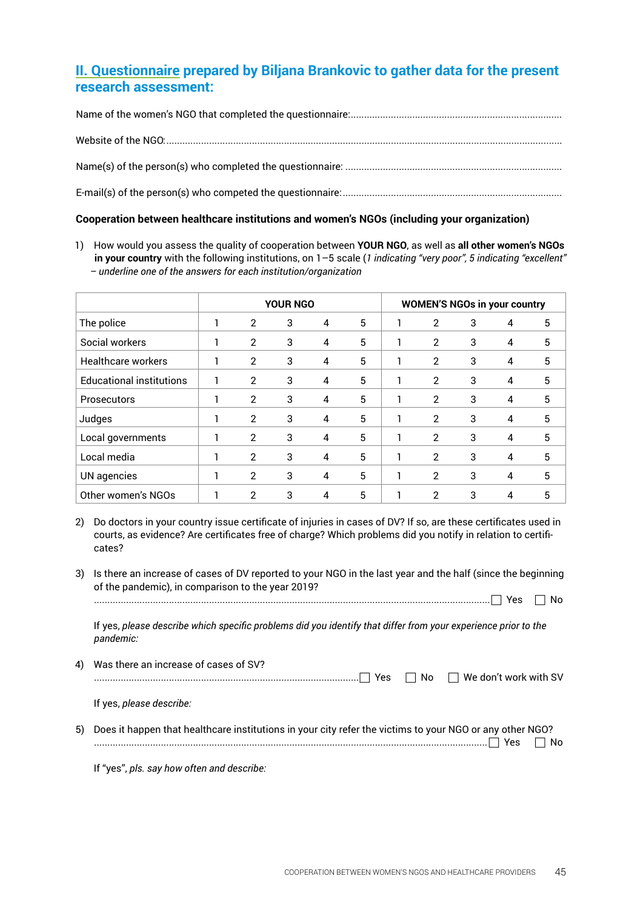## II. Questionnaire prepared by Biljana Brankovic to gather data for the present research assessment:

Name of the women's NGO that completed the questionnaire:..............................................................................

Website of the NGO:...................................................................................................................................

Name(s) of the person(s) who completed the questionnaire: ................................................................................

E-mail(s) of the person(s) who competed the questionnaire:.................................................................................

**Cooperation between healthcare institutions and women's NGOs (including your organization)**

1) How would you assess the quality of cooperation between **YOUR NGO**, as well as **all other women's NGOs in your country** with the following institutions, on 1–5 scale (*1 indicating "very poor", 5 indicating "excellent" – underline one of the answers for each institution/organization*

| | YOUR NGO | | | | | WOMEN'S NGOs in your country | | | | |
|---|---|---|---|---|---|---|---|---|---|---|
| The police | 1 | 2 | 3 | 4 | 5 | 1 | 2 | 3 | 4 | 5 |
| Social workers | 1 | 2 | 3 | 4 | 5 | 1 | 2 | 3 | 4 | 5 |
| Healthcare workers | 1 | 2 | 3 | 4 | 5 | 1 | 2 | 3 | 4 | 5 |
| Educational institutions | 1 | 2 | 3 | 4 | 5 | 1 | 2 | 3 | 4 | 5 |
| Prosecutors | 1 | 2 | 3 | 4 | 5 | 1 | 2 | 3 | 4 | 5 |
| Judges | 1 | 2 | 3 | 4 | 5 | 1 | 2 | 3 | 4 | 5 |
| Local governments | 1 | 2 | 3 | 4 | 5 | 1 | 2 | 3 | 4 | 5 |
| Local media | 1 | 2 | 3 | 4 | 5 | 1 | 2 | 3 | 4 | 5 |
| UN agencies | 1 | 2 | 3 | 4 | 5 | 1 | 2 | 3 | 4 | 5 |
| Other women's NGOs | 1 | 2 | 3 | 4 | 5 | 1 | 2 | 3 | 4 | 5 |

2) Do doctors in your country issue certificate of injuries in cases of DV? If so, are these certificates used in courts, as evidence? Are certificates free of charge? Which problems did you notify in relation to certificates?

3) Is there an increase of cases of DV reported to your NGO in the last year and the half (since the beginning of the pandemic), in comparison to the year 2019?
........................................................................................................................................ ☐ Yes ☐ No

If yes, *please describe which specific problems did you identify that differ from your experience prior to the pandemic:*

4) Was there an increase of cases of SV?
........................................................................................................ ☐ Yes ☐ No ☐ We don't work with SV

If yes, *please describe:*

5) Does it happen that healthcare institutions in your city refer the victims to your NGO or any other NGO?
........................................................................................................................................ ☐ Yes ☐ No

If "yes", *pls. say how often and describe:*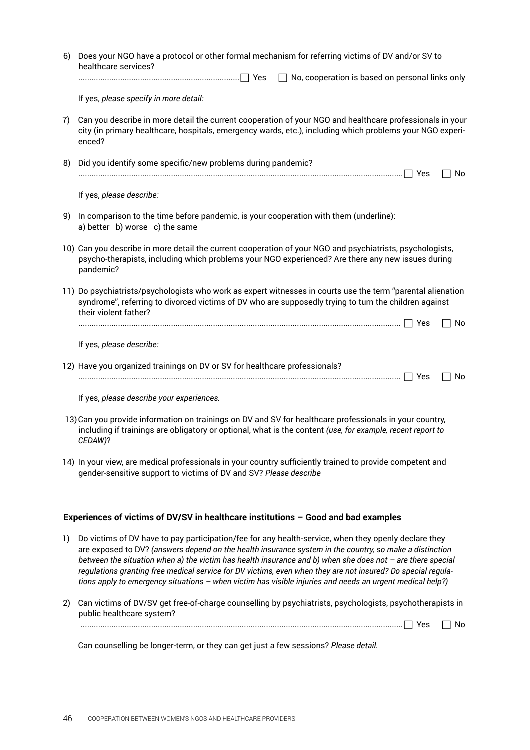6) Does your NGO have a protocol or other formal mechanism for referring victims of DV and/or SV to healthcare services?
   ........................................................................ ☐ Yes ☐ No, cooperation is based on personal links only

   If yes, *please specify in more detail:*

7) Can you describe in more detail the current cooperation of your NGO and healthcare professionals in your city (in primary healthcare, hospitals, emergency wards, etc.), including which problems your NGO experienced?

8) Did you identify some specific/new problems during pandemic?
   ........................................................................ ☐ Yes ☐ No

   If yes, *please describe:*

9) In comparison to the time before pandemic, is your cooperation with them (underline):
   a) better b) worse c) the same

10) Can you describe in more detail the current cooperation of your NGO and psychiatrists, psychologists, psycho-therapists, including which problems your NGO experienced? Are there any new issues during pandemic?

11) Do psychiatrists/psychologists who work as expert witnesses in courts use the term "parental alienation syndrome", referring to divorced victims of DV who are supposedly trying to turn the children against their violent father?
    ........................................................................ ☐ Yes ☐ No

    If yes, *please describe:*

12) Have you organized trainings on DV or SV for healthcare professionals?
    ........................................................................ ☐ Yes ☐ No

    If yes, *please describe your experiences.*

13) Can you provide information on trainings on DV and SV for healthcare professionals in your country, including if trainings are obligatory or optional, what is the content *(use, for example, recent report to CEDAW)*?

14) In your view, are medical professionals in your country sufficiently trained to provide competent and gender-sensitive support to victims of DV and SV? *Please describe*

**Experiences of victims of DV/SV in healthcare institutions – Good and bad examples**

1) Do victims of DV have to pay participation/fee for any health-service, when they openly declare they are exposed to DV? *(answers depend on the health insurance system in the country, so make a distinction between the situation when a) the victim has health insurance and b) when she does not – are there special regulations granting free medical service for DV victims, even when they are not insured? Do special regulations apply to emergency situations – when victim has visible injuries and needs an urgent medical help?)*

2) Can victims of DV/SV get free-of-charge counselling by psychiatrists, psychologists, psychotherapists in public healthcare system?
   ........................................................................ ☐ Yes ☐ No

   Can counselling be longer-term, or they can get just a few sessions? *Please detail.*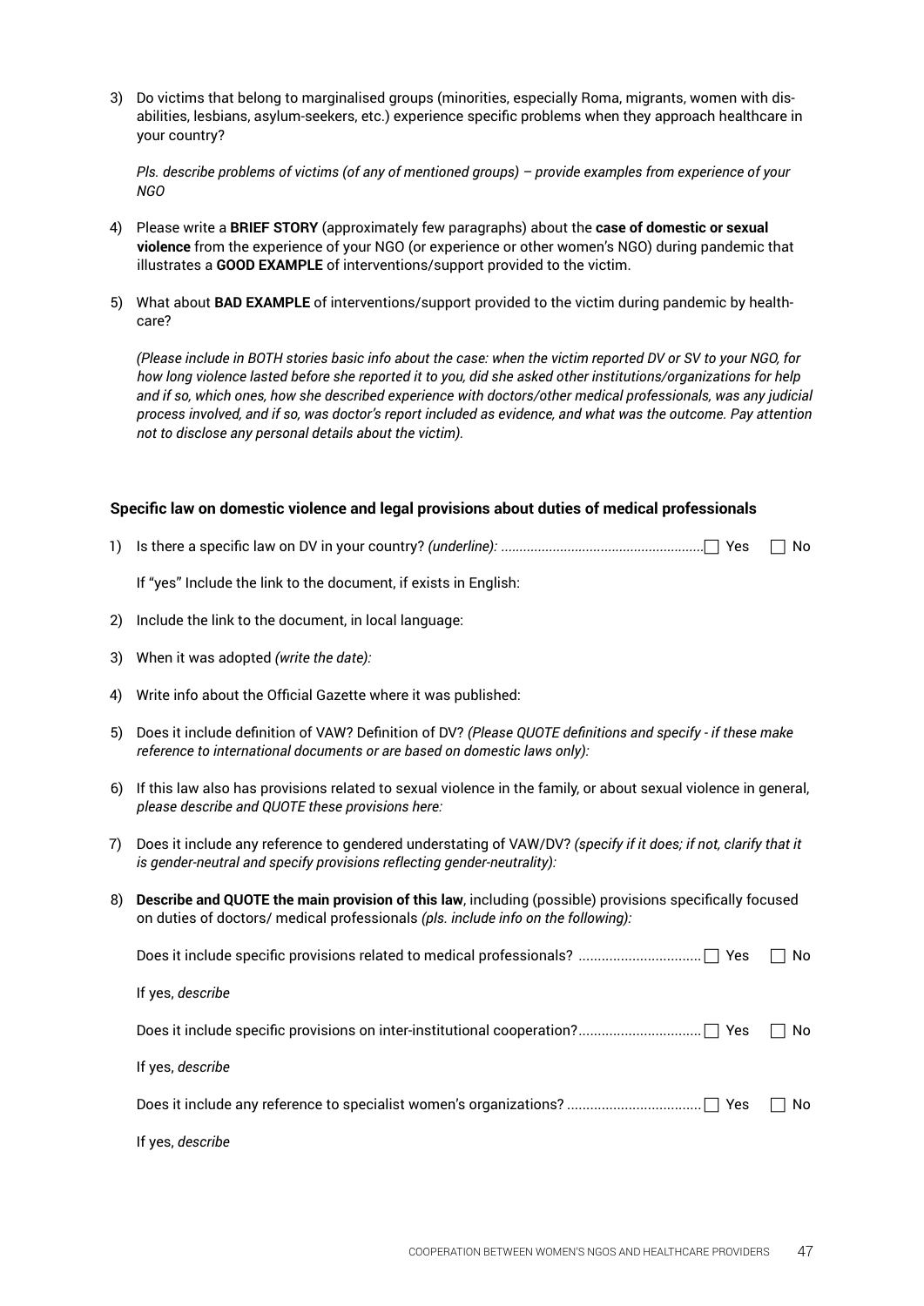3) Do victims that belong to marginalised groups (minorities, especially Roma, migrants, women with disabilities, lesbians, asylum-seekers, etc.) experience specific problems when they approach healthcare in your country?

   *Pls. describe problems of victims (of any of mentioned groups) – provide examples from experience of your NGO*

4) Please write a **BRIEF STORY** (approximately few paragraphs) about the **case of domestic or sexual violence** from the experience of your NGO (or experience or other women's NGO) during pandemic that illustrates a **GOOD EXAMPLE** of interventions/support provided to the victim.

5) What about **BAD EXAMPLE** of interventions/support provided to the victim during pandemic by healthcare?

   *(Please include in BOTH stories basic info about the case: when the victim reported DV or SV to your NGO, for how long violence lasted before she reported it to you, did she asked other institutions/organizations for help and if so, which ones, how she described experience with doctors/other medical professionals, was any judicial process involved, and if so, was doctor's report included as evidence, and what was the outcome. Pay attention not to disclose any personal details about the victim).*

### Specific law on domestic violence and legal provisions about duties of medical professionals

1) Is there a specific law on DV in your country? *(underline):* ........................................................ ☐ Yes ☐ No

   If "yes" Include the link to the document, if exists in English:

2) Include the link to the document, in local language:

3) When it was adopted *(write the date):*

4) Write info about the Official Gazette where it was published:

5) Does it include definition of VAW? Definition of DV? *(Please QUOTE definitions and specify - if these make reference to international documents or are based on domestic laws only):*

6) If this law also has provisions related to sexual violence in the family, or about sexual violence in general, *please describe and QUOTE these provisions here:*

7) Does it include any reference to gendered understating of VAW/DV? *(specify if it does; if not, clarify that it is gender-neutral and specify provisions reflecting gender-neutrality):*

8) **Describe and QUOTE the main provision of this law**, including (possible) provisions specifically focused on duties of doctors/ medical professionals *(pls. include info on the following):*

   Does it include specific provisions related to medical professionals? ................................ ☐ Yes ☐ No

   If yes, *describe*

   Does it include specific provisions on inter-institutional cooperation?................................ ☐ Yes ☐ No

   If yes, *describe*

   Does it include any reference to specialist women's organizations? .................................. ☐ Yes ☐ No

   If yes, *describe*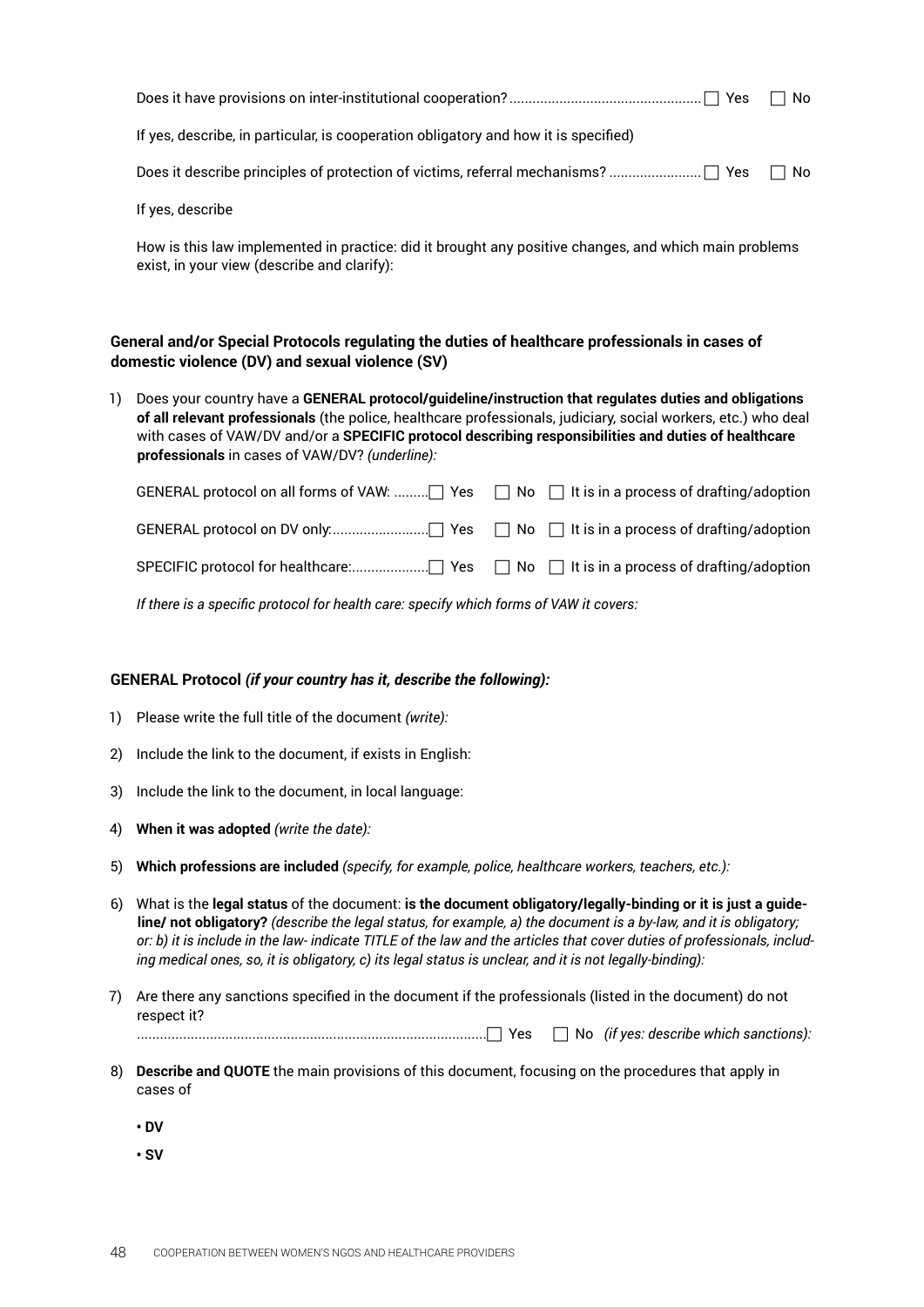Does it have provisions on inter-institutional cooperation? ☐ Yes ☐ No

If yes, describe, in particular, is cooperation obligatory and how it is specified)

Does it describe principles of protection of victims, referral mechanisms? ☐ Yes ☐ No

If yes, describe

How is this law implemented in practice: did it brought any positive changes, and which main problems exist, in your view (describe and clarify):

**General and/or Special Protocols regulating the duties of healthcare professionals in cases of domestic violence (DV) and sexual violence (SV)**

1) Does your country have a **GENERAL protocol/guideline/instruction that regulates duties and obligations of all relevant professionals** (the police, healthcare professionals, judiciary, social workers, etc.) who deal with cases of VAW/DV and/or a **SPECIFIC protocol describing responsibilities and duties of healthcare professionals** in cases of VAW/DV? *(underline):*

   GENERAL protocol on all forms of VAW: ☐ Yes ☐ No ☐ It is in a process of drafting/adoption

   GENERAL protocol on DV only: ☐ Yes ☐ No ☐ It is in a process of drafting/adoption

   SPECIFIC protocol for healthcare: ☐ Yes ☐ No ☐ It is in a process of drafting/adoption

   *If there is a specific protocol for health care: specify which forms of VAW it covers:*

**GENERAL Protocol** ***(if your country has it, describe the following):***

1) Please write the full title of the document *(write):*
2) Include the link to the document, if exists in English:
3) Include the link to the document, in local language:
4) **When it was adopted** *(write the date):*
5) **Which professions are included** *(specify, for example, police, healthcare workers, teachers, etc.):*
6) What is the **legal status** of the document: **is the document obligatory/legally-binding or it is just a guideline/ not obligatory?** *(describe the legal status, for example, a) the document is a by-law, and it is obligatory; or: b) it is include in the law- indicate TITLE of the law and the articles that cover duties of professionals, including medical ones, so, it is obligatory, c) its legal status is unclear, and it is not legally-binding):*
7) Are there any sanctions specified in the document if the professionals (listed in the document) do not respect it?
   ☐ Yes ☐ No *(if yes: describe which sanctions):*
8) **Describe and QUOTE** the main provisions of this document, focusing on the procedures that apply in cases of
   - **DV**
   - **SV**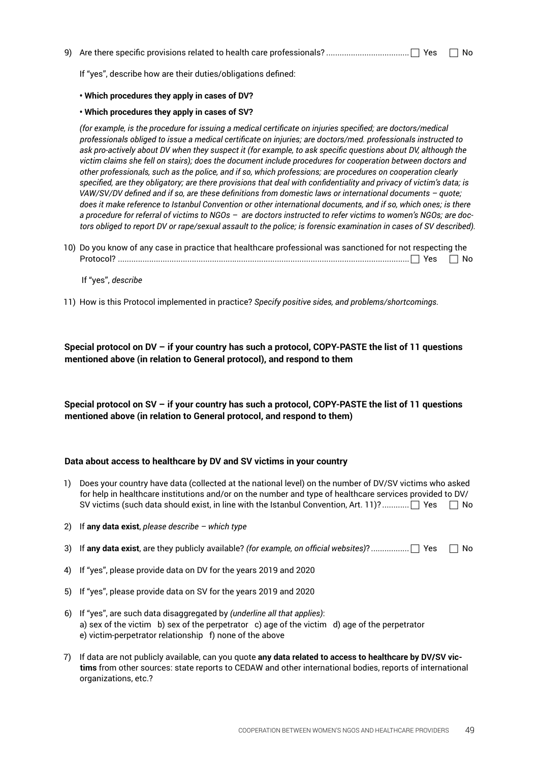9) Are there specific provisions related to health care professionals? .................................... ☐ Yes ☐ No

   If "yes", describe how are their duties/obligations defined:

   - **Which procedures they apply in cases of DV?**
   - **Which procedures they apply in cases of SV?**

   *(for example, is the procedure for issuing a medical certificate on injuries specified; are doctors/medical professionals obliged to issue a medical certificate on injuries; are doctors/med. professionals instructed to ask pro-actively about DV when they suspect it (for example, to ask specific questions about DV, although the victim claims she fell on stairs); does the document include procedures for cooperation between doctors and other professionals, such as the police, and if so, which professions; are procedures on cooperation clearly specified, are they obligatory; are there provisions that deal with confidentiality and privacy of victim's data; is VAW/SV/DV defined and if so, are these definitions from domestic laws or international documents – quote; does it make reference to Istanbul Convention or other international documents, and if so, which ones; is there a procedure for referral of victims to NGOs – are doctors instructed to refer victims to women's NGOs; are doctors obliged to report DV or rape/sexual assault to the police; is forensic examination in cases of SV described).*

10) Do you know of any case in practice that healthcare professional was sanctioned for not respecting the Protocol? .................................................................................................................. ☐ Yes ☐ No

   If "yes", *describe*

11) How is this Protocol implemented in practice? *Specify positive sides, and problems/shortcomings.*

**Special protocol on DV – if your country has such a protocol, COPY-PASTE the list of 11 questions mentioned above (in relation to General protocol), and respond to them**

**Special protocol on SV – if your country has such a protocol, COPY-PASTE the list of 11 questions mentioned above (in relation to General protocol, and respond to them)**

**Data about access to healthcare by DV and SV victims in your country**

1) Does your country have data (collected at the national level) on the number of DV/SV victims who asked for help in healthcare institutions and/or on the number and type of healthcare services provided to DV/SV victims (such data should exist, in line with the Istanbul Convention, Art. 11)? ............ ☐ Yes ☐ No

2) If **any data exist**, *please describe – which type*

3) If **any data exist**, are they publicly available? *(for example, on official websites)*? ................ ☐ Yes ☐ No

4) If "yes", please provide data on DV for the years 2019 and 2020

5) If "yes", please provide data on SV for the years 2019 and 2020

6) If "yes", are such data disaggregated by *(underline all that applies)*:
   a) sex of the victim b) sex of the perpetrator c) age of the victim d) age of the perpetrator
   e) victim-perpetrator relationship f) none of the above

7) If data are not publicly available, can you quote **any data related to access to healthcare by DV/SV victims** from other sources: state reports to CEDAW and other international bodies, reports of international organizations, etc.?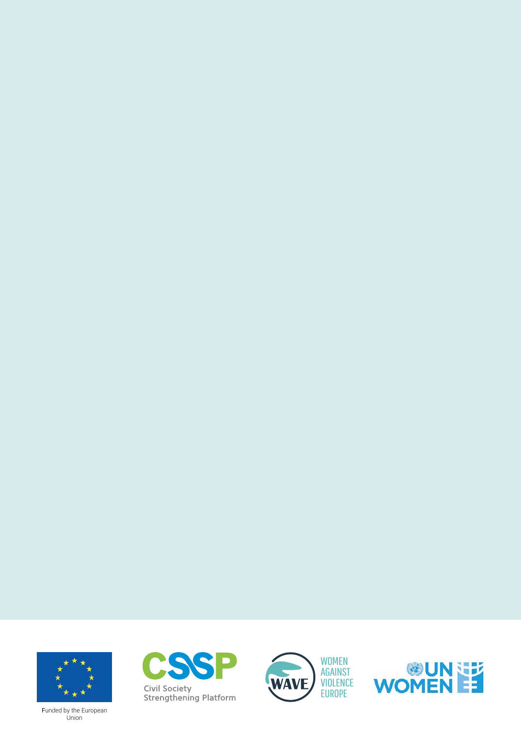Funded by the European Union

Civil Society Strengthening Platform

WOMEN AGAINST VIOLENCE EUROPE